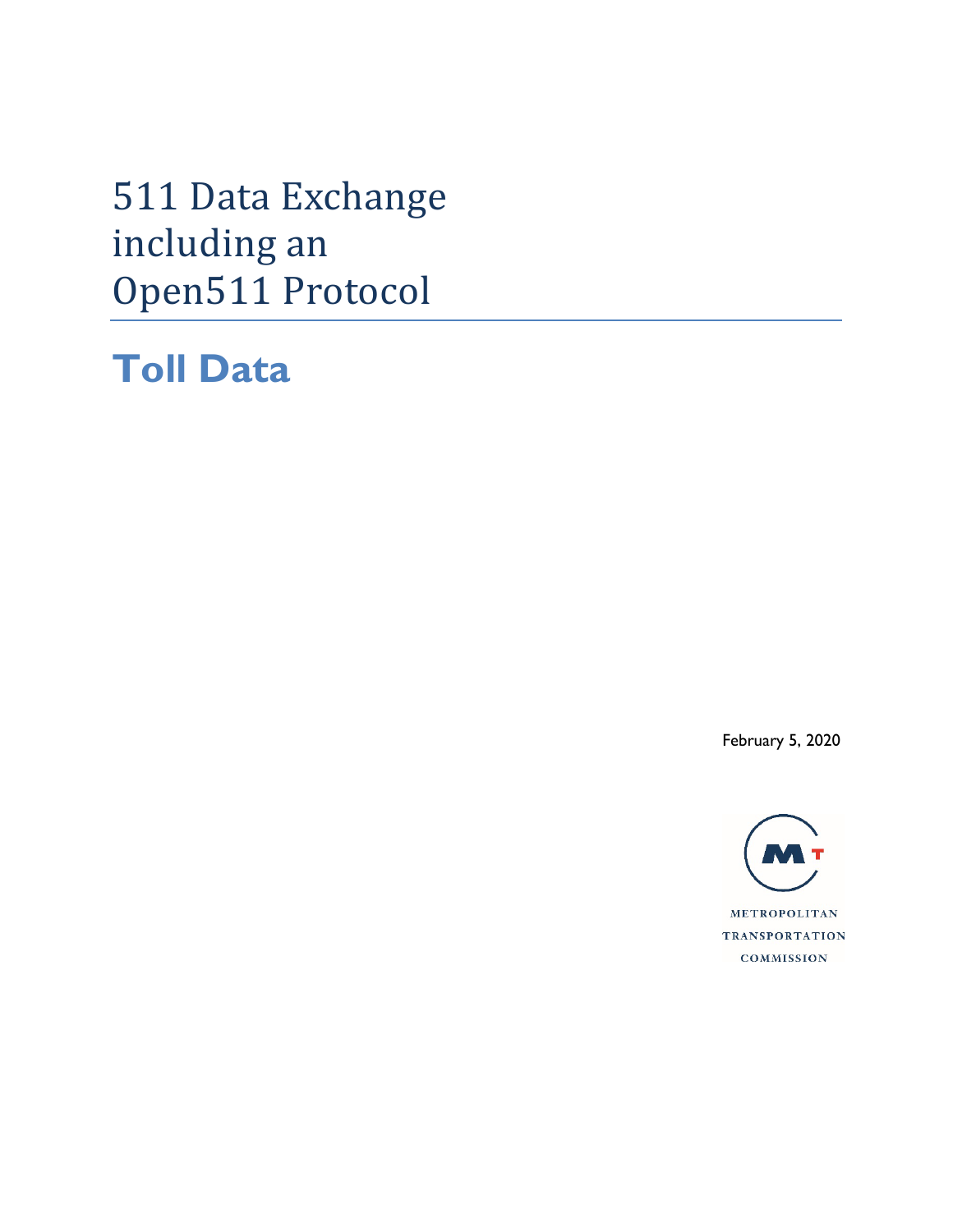# 511 Data Exchange including an Open511 Protocol

## Toll Data

February 5, 2020

METROPOLITAN
TRANSPORTATION
COMMISSION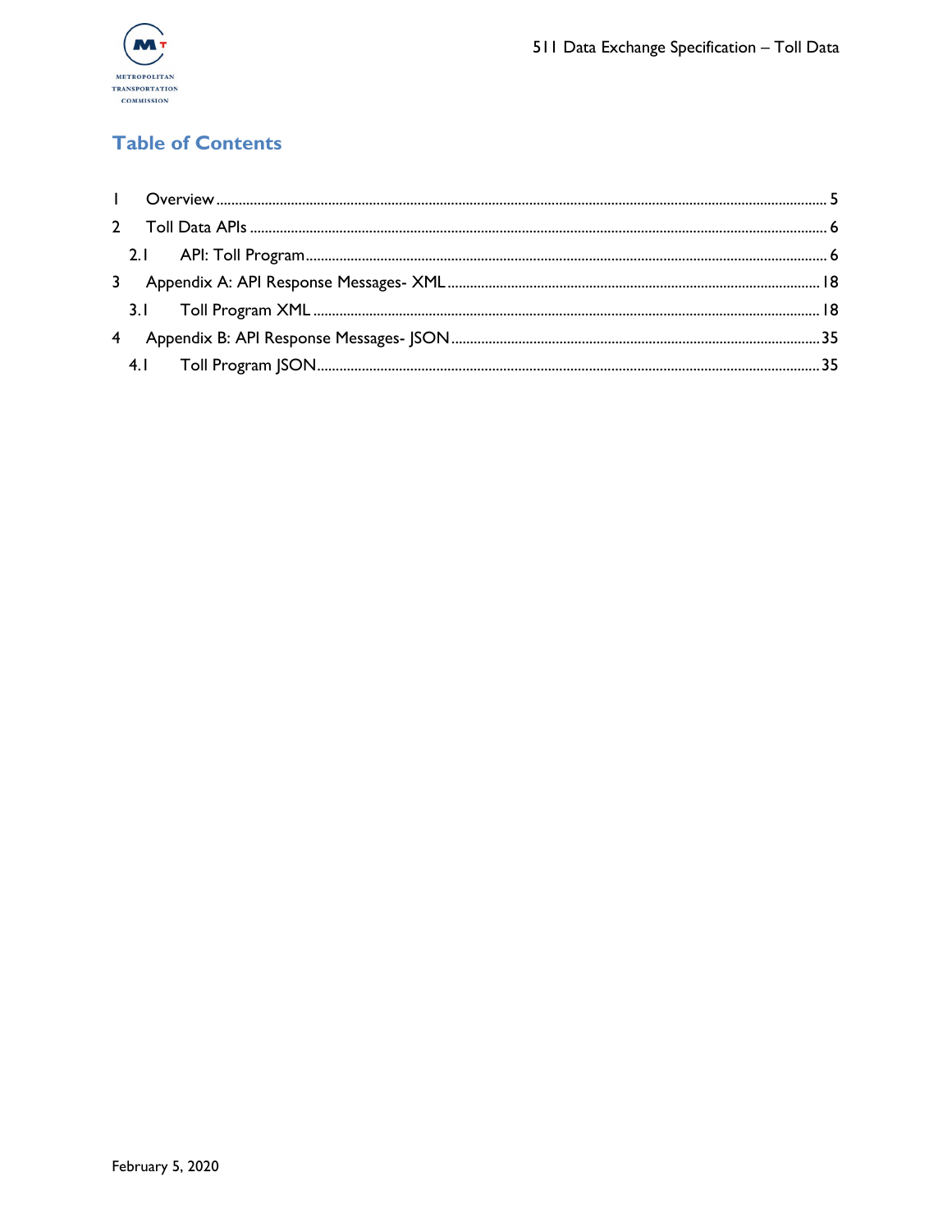# Table of Contents

1 Overview ..... 5

2 Toll Data APIs ..... 6

 2.1 API: Toll Program ..... 6

3 Appendix A: API Response Messages- XML ..... 18

 3.1 Toll Program XML ..... 18

4 Appendix B: API Response Messages- JSON ..... 35

 4.1 Toll Program JSON ..... 35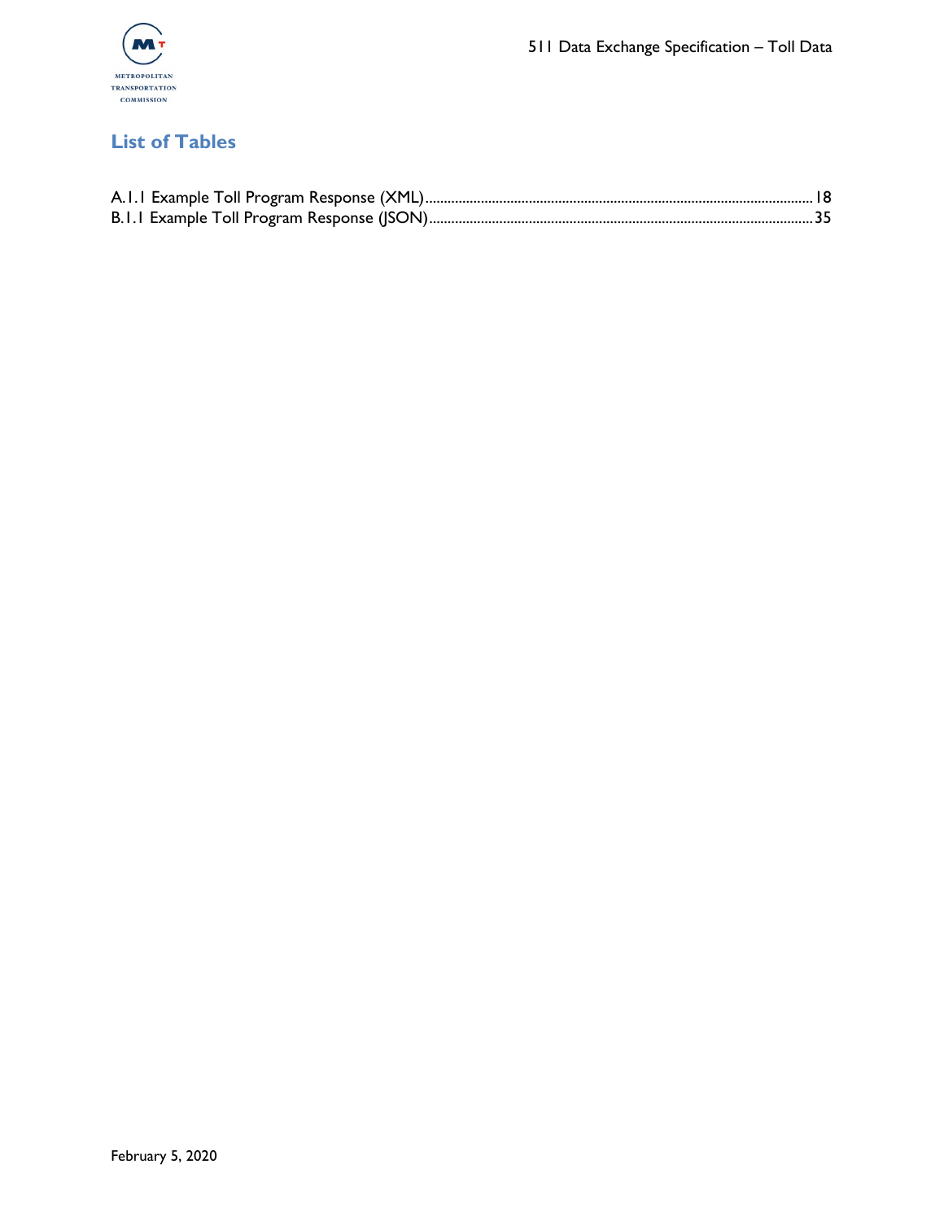## List of Tables

A.1.1 Example Toll Program Response (XML)........................................................................................................18
B.1.1 Example Toll Program Response (JSON)......................................................................................................35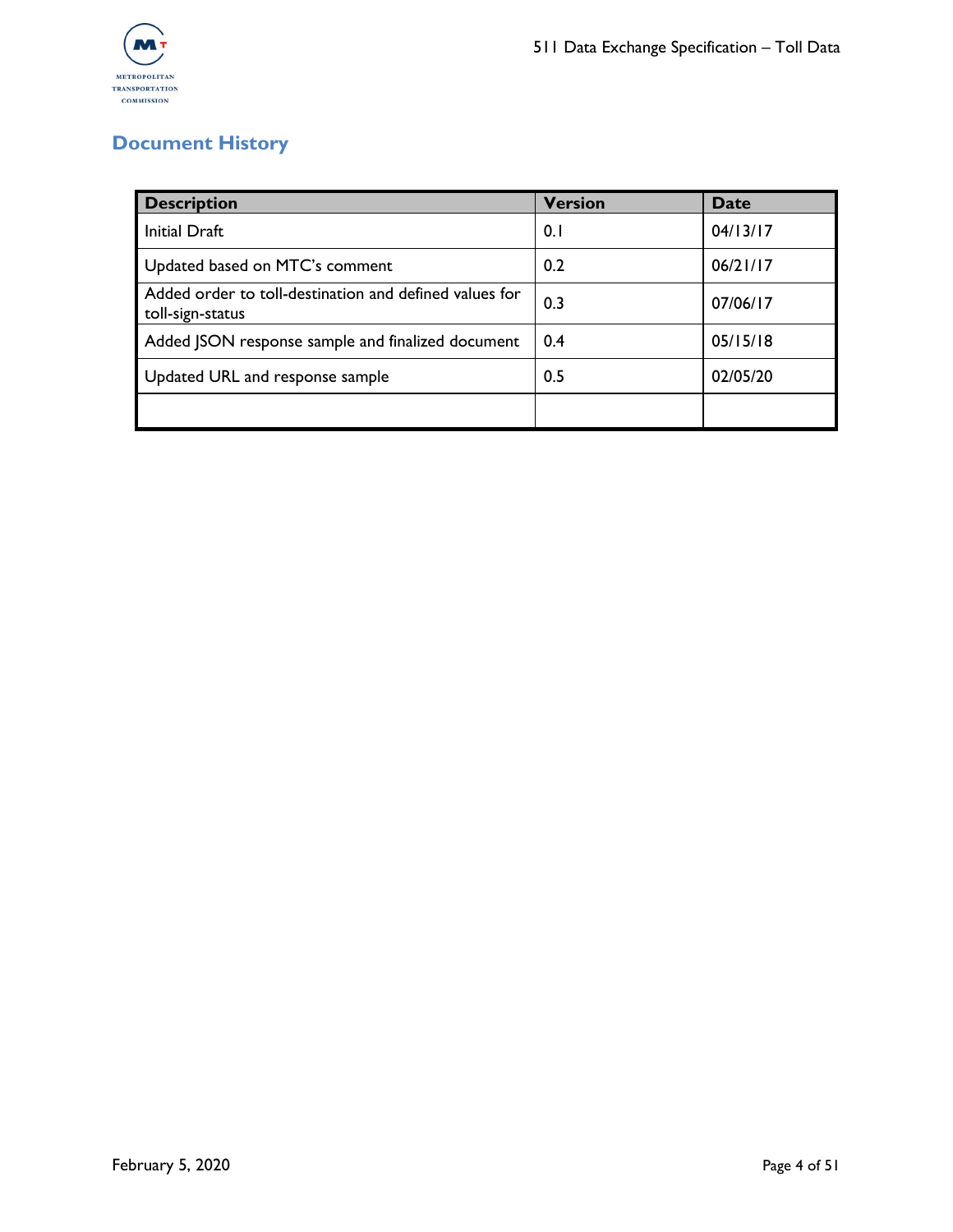## Document History

| Description | Version | Date |
| --- | --- | --- |
| Initial Draft | 0.1 | 04/13/17 |
| Updated based on MTC's comment | 0.2 | 06/21/17 |
| Added order to toll-destination and defined values for toll-sign-status | 0.3 | 07/06/17 |
| Added JSON response sample and finalized document | 0.4 | 05/15/18 |
| Updated URL and response sample | 0.5 | 02/05/20 |
| | | |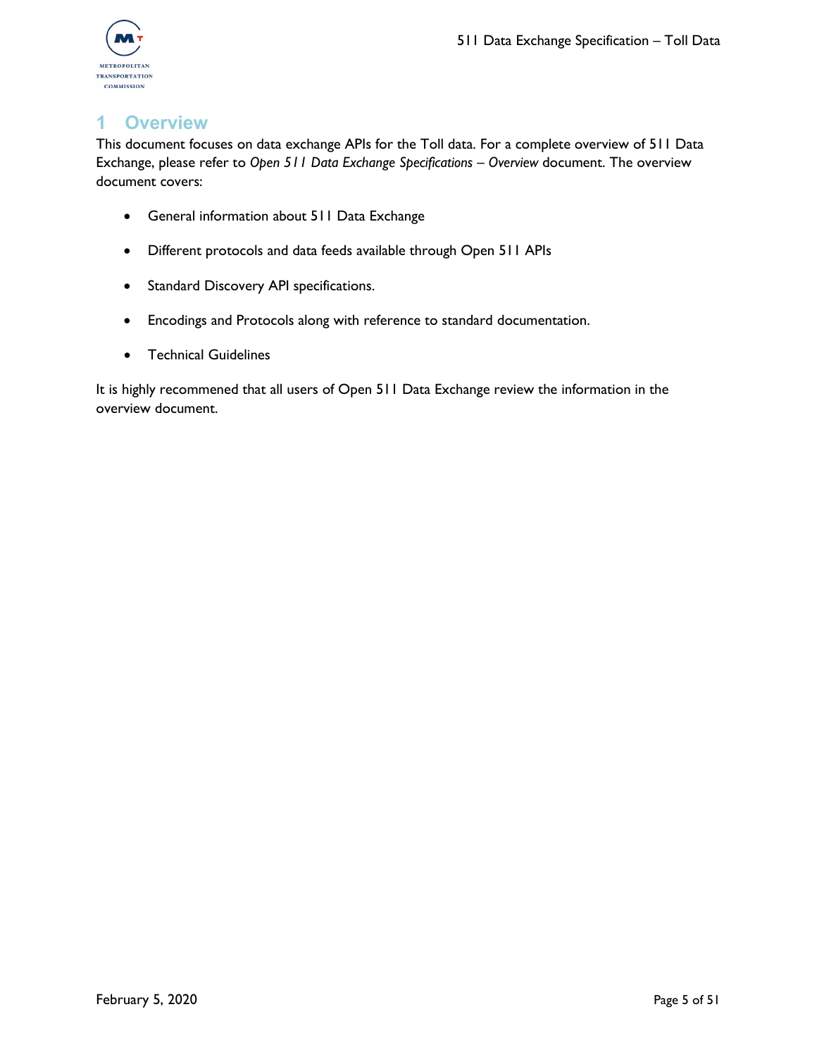# 1 Overview

This document focuses on data exchange APIs for the Toll data. For a complete overview of 511 Data Exchange, please refer to *Open 511 Data Exchange Specifications – Overview* document. The overview document covers:

- General information about 511 Data Exchange
- Different protocols and data feeds available through Open 511 APIs
- Standard Discovery API specifications.
- Encodings and Protocols along with reference to standard documentation.
- Technical Guidelines

It is highly recommened that all users of Open 511 Data Exchange review the information in the overview document.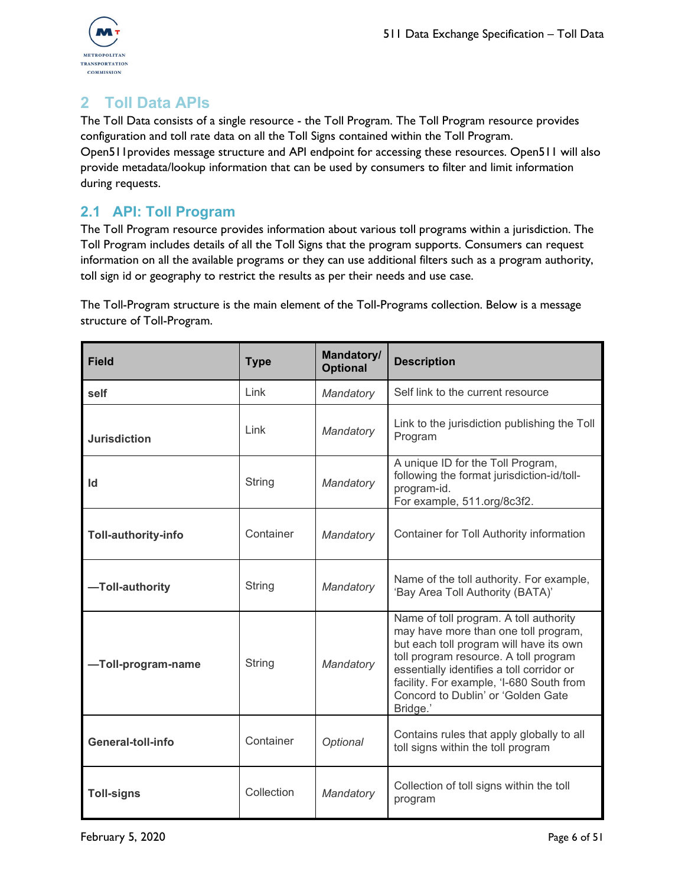## 2 Toll Data APIs

The Toll Data consists of a single resource - the Toll Program. The Toll Program resource provides configuration and toll rate data on all the Toll Signs contained within the Toll Program. Open511provides message structure and API endpoint for accessing these resources. Open511 will also provide metadata/lookup information that can be used by consumers to filter and limit information during requests.

### 2.1 API: Toll Program

The Toll Program resource provides information about various toll programs within a jurisdiction. The Toll Program includes details of all the Toll Signs that the program supports. Consumers can request information on all the available programs or they can use additional filters such as a program authority, toll sign id or geography to restrict the results as per their needs and use case.

The Toll-Program structure is the main element of the Toll-Programs collection. Below is a message structure of Toll-Program.

| Field | Type | Mandatory/ Optional | Description |
|---|---|---|---|
| **self** | Link | *Mandatory* | Self link to the current resource |
| **Jurisdiction** | Link | *Mandatory* | Link to the jurisdiction publishing the Toll Program |
| **Id** | String | *Mandatory* | A unique ID for the Toll Program, following the format jurisdiction-id/toll-program-id. For example, 511.org/8c3f2. |
| **Toll-authority-info** | Container | *Mandatory* | Container for Toll Authority information |
| **—Toll-authority** | String | *Mandatory* | Name of the toll authority. For example, 'Bay Area Toll Authority (BATA)' |
| **—Toll-program-name** | String | *Mandatory* | Name of toll program. A toll authority may have more than one toll program, but each toll program will have its own toll program resource. A toll program essentially identifies a toll corridor or facility. For example, 'I-680 South from Concord to Dublin' or 'Golden Gate Bridge.' |
| **General-toll-info** | Container | *Optional* | Contains rules that apply globally to all toll signs within the toll program |
| **Toll-signs** | Collection | *Mandatory* | Collection of toll signs within the toll program |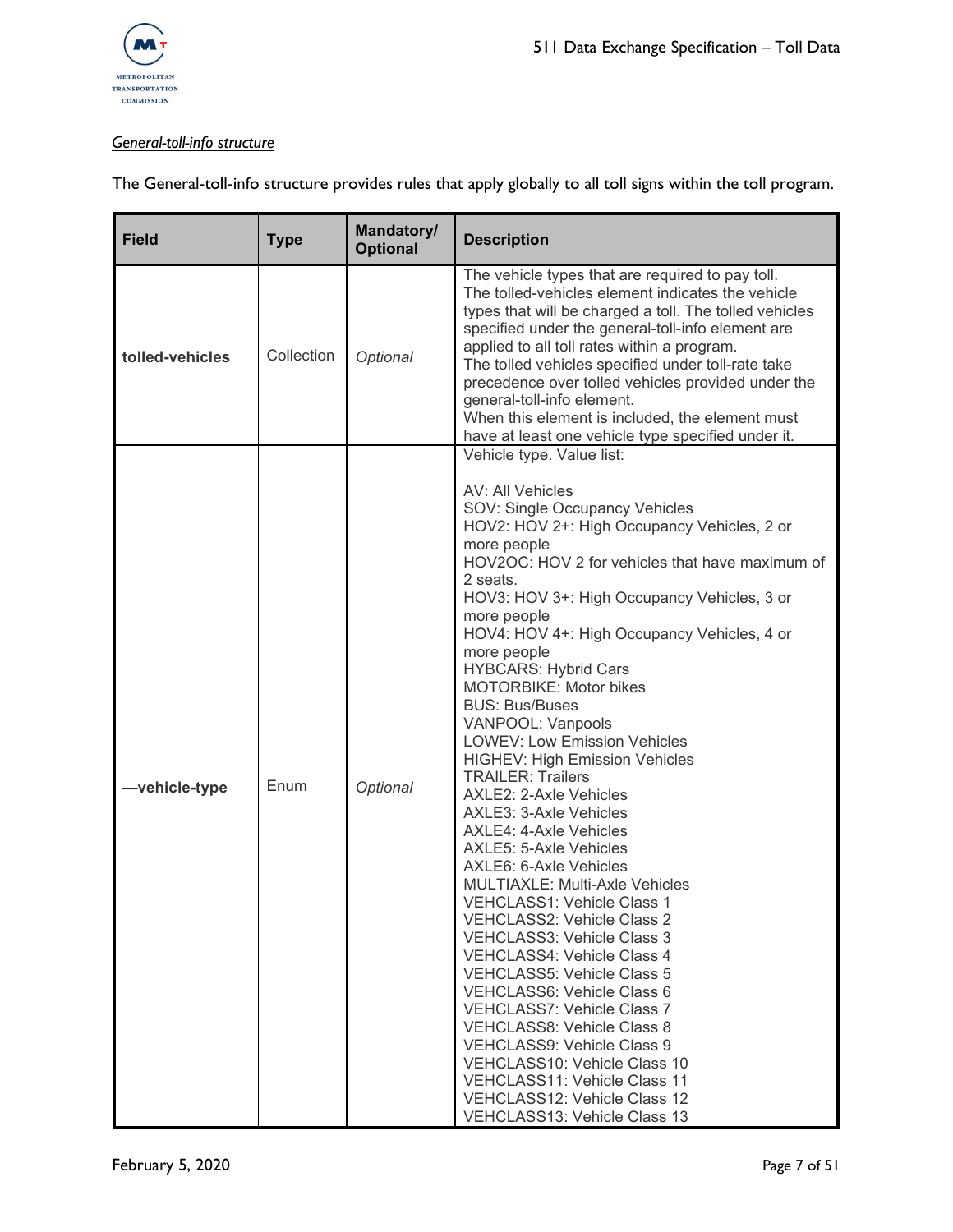*General-toll-info structure*

The General-toll-info structure provides rules that apply globally to all toll signs within the toll program.

| Field | Type | Mandatory/ Optional | Description |
|---|---|---|---|
| **tolled-vehicles** | Collection | *Optional* | The vehicle types that are required to pay toll.<br>The tolled-vehicles element indicates the vehicle types that will be charged a toll. The tolled vehicles specified under the general-toll-info element are applied to all toll rates within a program.<br>The tolled vehicles specified under toll-rate take precedence over tolled vehicles provided under the general-toll-info element.<br>When this element is included, the element must have at least one vehicle type specified under it. |
| **—vehicle-type** | Enum | *Optional* | Vehicle type. Value list:<br><br>AV: All Vehicles<br>SOV: Single Occupancy Vehicles<br>HOV2: HOV 2+: High Occupancy Vehicles, 2 or more people<br>HOV2OC: HOV 2 for vehicles that have maximum of 2 seats.<br>HOV3: HOV 3+: High Occupancy Vehicles, 3 or more people<br>HOV4: HOV 4+: High Occupancy Vehicles, 4 or more people<br>HYBCARS: Hybrid Cars<br>MOTORBIKE: Motor bikes<br>BUS: Bus/Buses<br>VANPOOL: Vanpools<br>LOWEV: Low Emission Vehicles<br>HIGHEV: High Emission Vehicles<br>TRAILER: Trailers<br>AXLE2: 2-Axle Vehicles<br>AXLE3: 3-Axle Vehicles<br>AXLE4: 4-Axle Vehicles<br>AXLE5: 5-Axle Vehicles<br>AXLE6: 6-Axle Vehicles<br>MULTIAXLE: Multi-Axle Vehicles<br>VEHCLASS1: Vehicle Class 1<br>VEHCLASS2: Vehicle Class 2<br>VEHCLASS3: Vehicle Class 3<br>VEHCLASS4: Vehicle Class 4<br>VEHCLASS5: Vehicle Class 5<br>VEHCLASS6: Vehicle Class 6<br>VEHCLASS7: Vehicle Class 7<br>VEHCLASS8: Vehicle Class 8<br>VEHCLASS9: Vehicle Class 9<br>VEHCLASS10: Vehicle Class 10<br>VEHCLASS11: Vehicle Class 11<br>VEHCLASS12: Vehicle Class 12<br>VEHCLASS13: Vehicle Class 13 |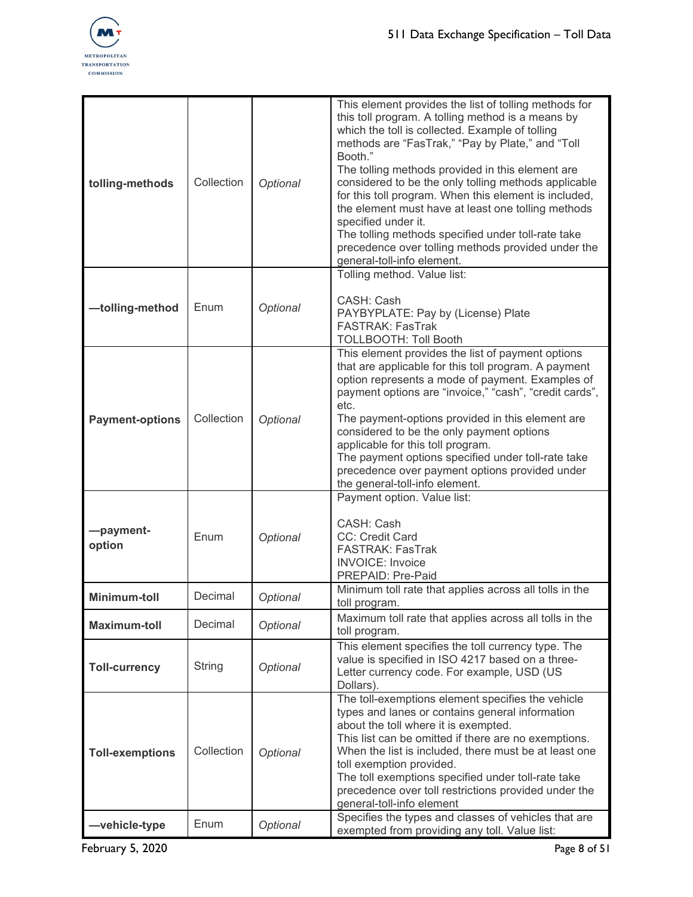| | | | |
|---|---|---|---|
| **tolling-methods** | Collection | *Optional* | This element provides the list of tolling methods for this toll program. A tolling method is a means by which the toll is collected. Example of tolling methods are "FasTrak," "Pay by Plate," and "Toll Booth."<br>The tolling methods provided in this element are considered to be the only tolling methods applicable for this toll program. When this element is included, the element must have at least one tolling methods specified under it.<br>The tolling methods specified under toll-rate take precedence over tolling methods provided under the general-toll-info element. |
| **—tolling-method** | Enum | *Optional* | Tolling method. Value list:<br><br>CASH: Cash<br>PAYBYPLATE: Pay by (License) Plate<br>FASTRAK: FasTrak<br>TOLLBOOTH: Toll Booth |
| **Payment-options** | Collection | *Optional* | This element provides the list of payment options that are applicable for this toll program. A payment option represents a mode of payment. Examples of payment options are "invoice," "cash", "credit cards", etc.<br>The payment-options provided in this element are considered to be the only payment options applicable for this toll program.<br>The payment options specified under toll-rate take precedence over payment options provided under the general-toll-info element. |
| **—payment-option** | Enum | *Optional* | Payment option. Value list:<br><br>CASH: Cash<br>CC: Credit Card<br>FASTRAK: FasTrak<br>INVOICE: Invoice<br>PREPAID: Pre-Paid |
| **Minimum-toll** | Decimal | *Optional* | Minimum toll rate that applies across all tolls in the toll program. |
| **Maximum-toll** | Decimal | *Optional* | Maximum toll rate that applies across all tolls in the toll program. |
| **Toll-currency** | String | *Optional* | This element specifies the toll currency type. The value is specified in ISO 4217 based on a three-Letter currency code. For example, USD (US Dollars). |
| **Toll-exemptions** | Collection | *Optional* | The toll-exemptions element specifies the vehicle types and lanes or contains general information about the toll where it is exempted.<br>This list can be omitted if there are no exemptions. When the list is included, there must be at least one toll exemption provided.<br>The toll exemptions specified under toll-rate take precedence over toll restrictions provided under the general-toll-info element |
| **—vehicle-type** | Enum | *Optional* | Specifies the types and classes of vehicles that are exempted from providing any toll. Value list: |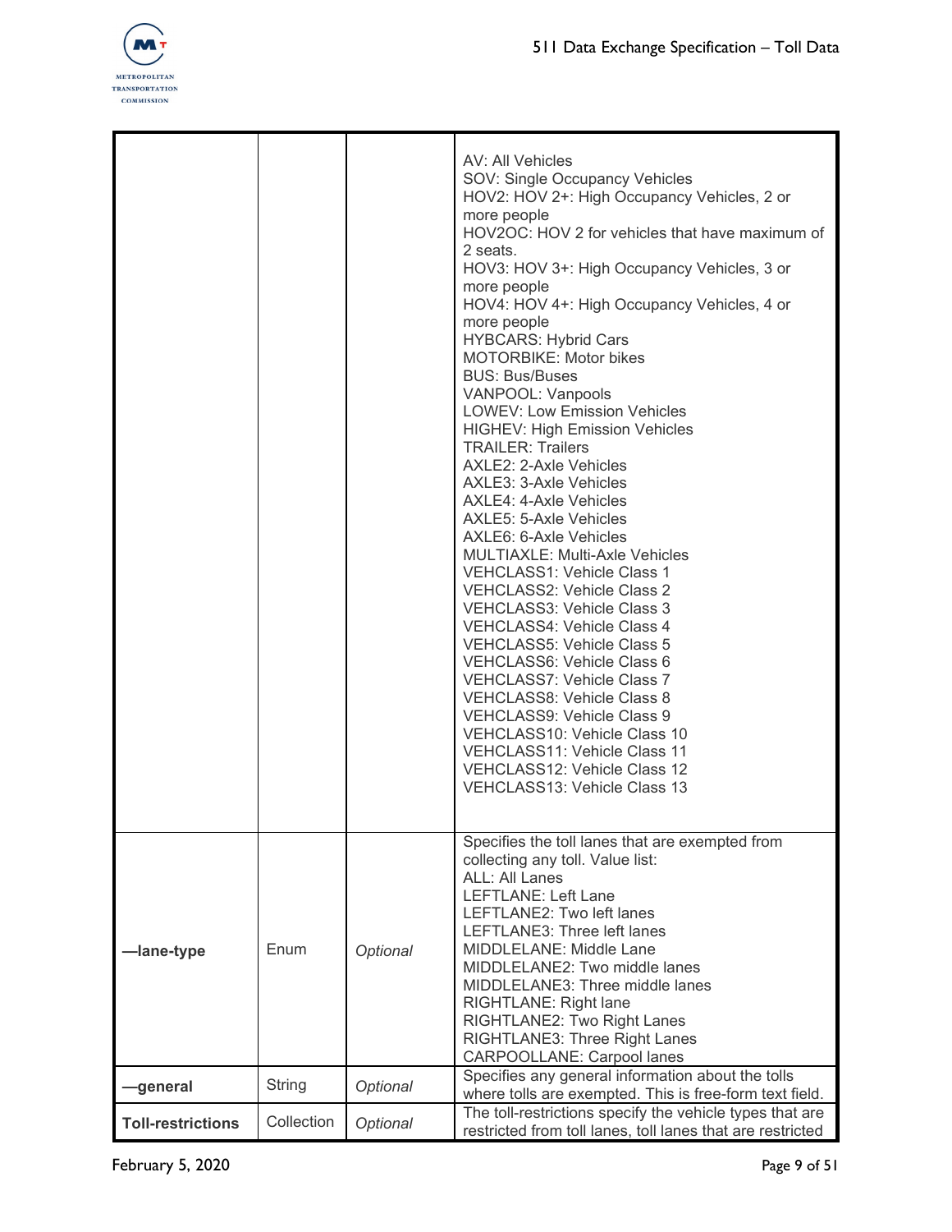| | | | |
|---|---|---|---|
| | | | AV: All Vehicles<br>SOV: Single Occupancy Vehicles<br>HOV2: HOV 2+: High Occupancy Vehicles, 2 or more people<br>HOV2OC: HOV 2 for vehicles that have maximum of 2 seats.<br>HOV3: HOV 3+: High Occupancy Vehicles, 3 or more people<br>HOV4: HOV 4+: High Occupancy Vehicles, 4 or more people<br>HYBCARS: Hybrid Cars<br>MOTORBIKE: Motor bikes<br>BUS: Bus/Buses<br>VANPOOL: Vanpools<br>LOWEV: Low Emission Vehicles<br>HIGHEV: High Emission Vehicles<br>TRAILER: Trailers<br>AXLE2: 2-Axle Vehicles<br>AXLE3: 3-Axle Vehicles<br>AXLE4: 4-Axle Vehicles<br>AXLE5: 5-Axle Vehicles<br>AXLE6: 6-Axle Vehicles<br>MULTIAXLE: Multi-Axle Vehicles<br>VEHCLASS1: Vehicle Class 1<br>VEHCLASS2: Vehicle Class 2<br>VEHCLASS3: Vehicle Class 3<br>VEHCLASS4: Vehicle Class 4<br>VEHCLASS5: Vehicle Class 5<br>VEHCLASS6: Vehicle Class 6<br>VEHCLASS7: Vehicle Class 7<br>VEHCLASS8: Vehicle Class 8<br>VEHCLASS9: Vehicle Class 9<br>VEHCLASS10: Vehicle Class 10<br>VEHCLASS11: Vehicle Class 11<br>VEHCLASS12: Vehicle Class 12<br>VEHCLASS13: Vehicle Class 13 |
| **—lane-type** | Enum | *Optional* | Specifies the toll lanes that are exempted from collecting any toll. Value list:<br>ALL: All Lanes<br>LEFTLANE: Left Lane<br>LEFTLANE2: Two left lanes<br>LEFTLANE3: Three left lanes<br>MIDDLELANE: Middle Lane<br>MIDDLELANE2: Two middle lanes<br>MIDDLELANE3: Three middle lanes<br>RIGHTLANE: Right lane<br>RIGHTLANE2: Two Right Lanes<br>RIGHTLANE3: Three Right Lanes<br>CARPOOLLANE: Carpool lanes |
| **—general** | String | *Optional* | Specifies any general information about the tolls where tolls are exempted. This is free-form text field. |
| **Toll-restrictions** | Collection | *Optional* | The toll-restrictions specify the vehicle types that are restricted from toll lanes, toll lanes that are restricted |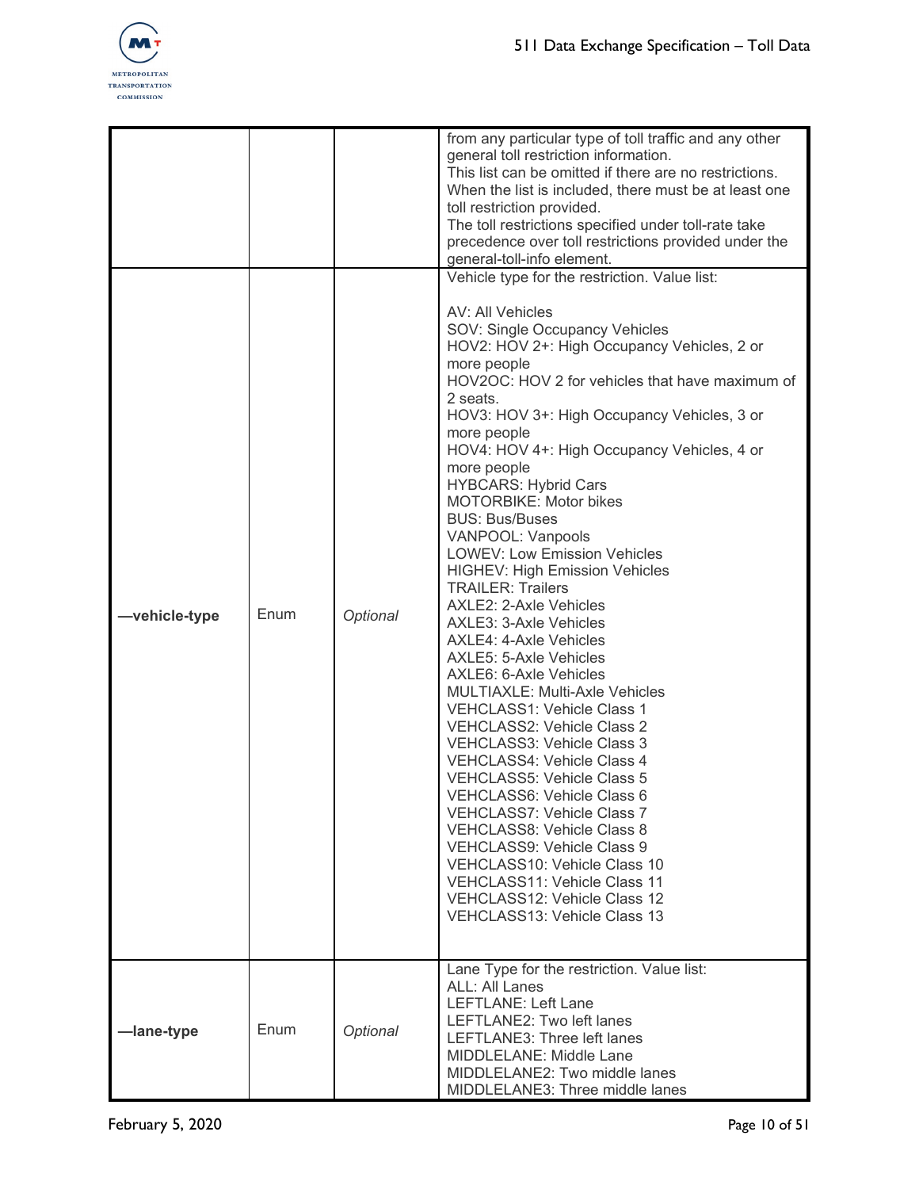| | | | from any particular type of toll traffic and any other general toll restriction information.<br>This list can be omitted if there are no restrictions. When the list is included, there must be at least one toll restriction provided.<br>The toll restrictions specified under toll-rate take precedence over toll restrictions provided under the general-toll-info element. |
|---|---|---|---|
| **—vehicle-type** | Enum | *Optional* | Vehicle type for the restriction. Value list:<br><br>AV: All Vehicles<br>SOV: Single Occupancy Vehicles<br>HOV2: HOV 2+: High Occupancy Vehicles, 2 or more people<br>HOV2OC: HOV 2 for vehicles that have maximum of 2 seats.<br>HOV3: HOV 3+: High Occupancy Vehicles, 3 or more people<br>HOV4: HOV 4+: High Occupancy Vehicles, 4 or more people<br>HYBCARS: Hybrid Cars<br>MOTORBIKE: Motor bikes<br>BUS: Bus/Buses<br>VANPOOL: Vanpools<br>LOWEV: Low Emission Vehicles<br>HIGHEV: High Emission Vehicles<br>TRAILER: Trailers<br>AXLE2: 2-Axle Vehicles<br>AXLE3: 3-Axle Vehicles<br>AXLE4: 4-Axle Vehicles<br>AXLE5: 5-Axle Vehicles<br>AXLE6: 6-Axle Vehicles<br>MULTIAXLE: Multi-Axle Vehicles<br>VEHCLASS1: Vehicle Class 1<br>VEHCLASS2: Vehicle Class 2<br>VEHCLASS3: Vehicle Class 3<br>VEHCLASS4: Vehicle Class 4<br>VEHCLASS5: Vehicle Class 5<br>VEHCLASS6: Vehicle Class 6<br>VEHCLASS7: Vehicle Class 7<br>VEHCLASS8: Vehicle Class 8<br>VEHCLASS9: Vehicle Class 9<br>VEHCLASS10: Vehicle Class 10<br>VEHCLASS11: Vehicle Class 11<br>VEHCLASS12: Vehicle Class 12<br>VEHCLASS13: Vehicle Class 13 |
| **—lane-type** | Enum | *Optional* | Lane Type for the restriction. Value list:<br>ALL: All Lanes<br>LEFTLANE: Left Lane<br>LEFTLANE2: Two left lanes<br>LEFTLANE3: Three left lanes<br>MIDDLELANE: Middle Lane<br>MIDDLELANE2: Two middle lanes<br>MIDDLELANE3: Three middle lanes |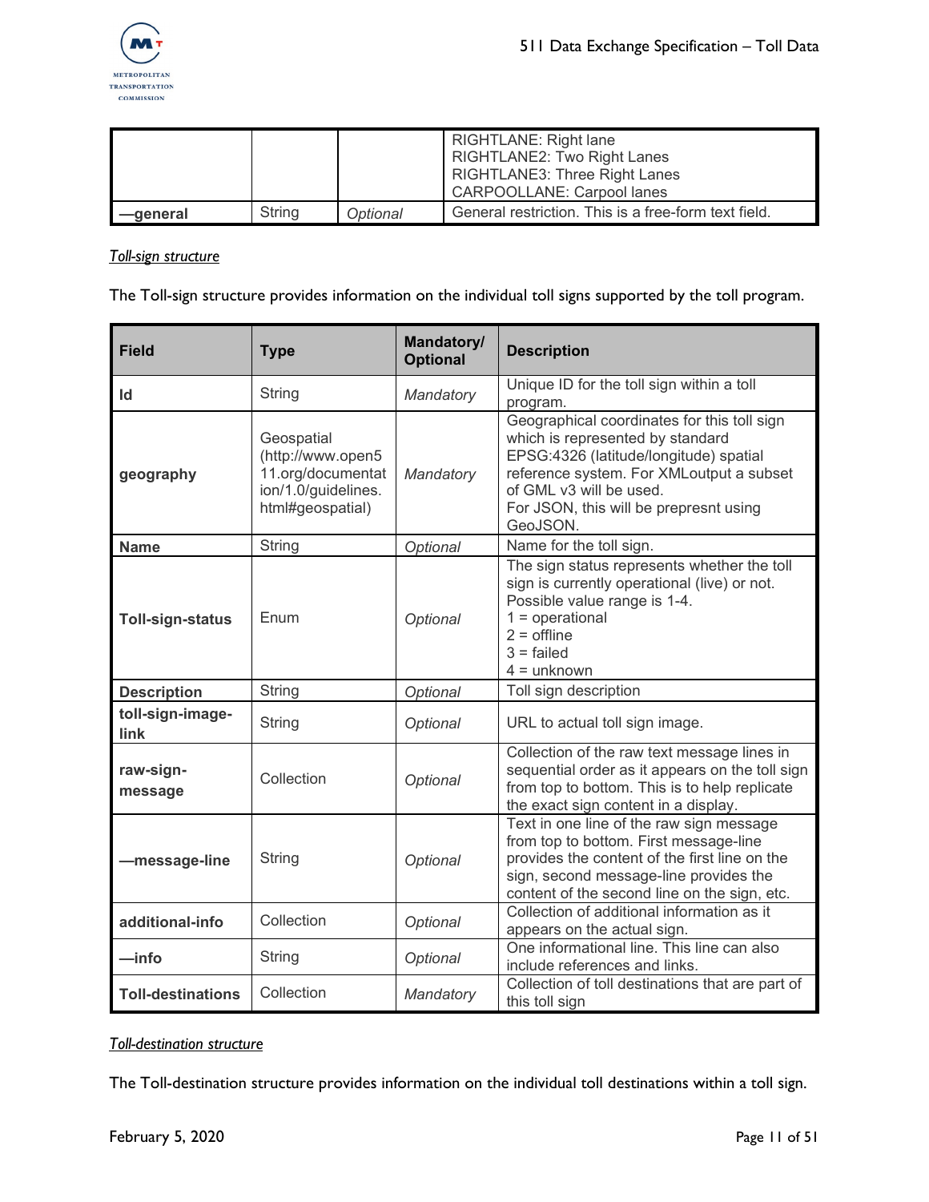| | | | |
|---|---|---|---|
| | | | RIGHTLANE: Right lane<br>RIGHTLANE2: Two Right Lanes<br>RIGHTLANE3: Three Right Lanes<br>CARPOOLLANE: Carpool lanes |
| **—general** | String | *Optional* | General restriction. This is a free-form text field. |

*Toll-sign structure*

The Toll-sign structure provides information on the individual toll signs supported by the toll program.

| Field | Type | Mandatory/ Optional | Description |
|---|---|---|---|
| **Id** | String | *Mandatory* | Unique ID for the toll sign within a toll program. |
| **geography** | Geospatial (http://www.open511.org/documentation/1.0/guidelines.html#geospatial) | *Mandatory* | Geographical coordinates for this toll sign which is represented by standard EPSG:4326 (latitude/longitude) spatial reference system. For XMLoutput a subset of GML v3 will be used.<br>For JSON, this will be prepresnt using GeoJSON. |
| **Name** | String | *Optional* | Name for the toll sign. |
| **Toll-sign-status** | Enum | *Optional* | The sign status represents whether the toll sign is currently operational (live) or not. Possible value range is 1-4.<br>1 = operational<br>2 = offline<br>3 = failed<br>4 = unknown |
| **Description** | String | *Optional* | Toll sign description |
| **toll-sign-image-link** | String | *Optional* | URL to actual toll sign image. |
| **raw-sign-message** | Collection | *Optional* | Collection of the raw text message lines in sequential order as it appears on the toll sign from top to bottom. This is to help replicate the exact sign content in a display. |
| **—message-line** | String | *Optional* | Text in one line of the raw sign message from top to bottom. First message-line provides the content of the first line on the sign, second message-line provides the content of the second line on the sign, etc. |
| **additional-info** | Collection | *Optional* | Collection of additional information as it appears on the actual sign. |
| **—info** | String | *Optional* | One informational line. This line can also include references and links. |
| **Toll-destinations** | Collection | *Mandatory* | Collection of toll destinations that are part of this toll sign |

*Toll-destination structure*

The Toll-destination structure provides information on the individual toll destinations within a toll sign.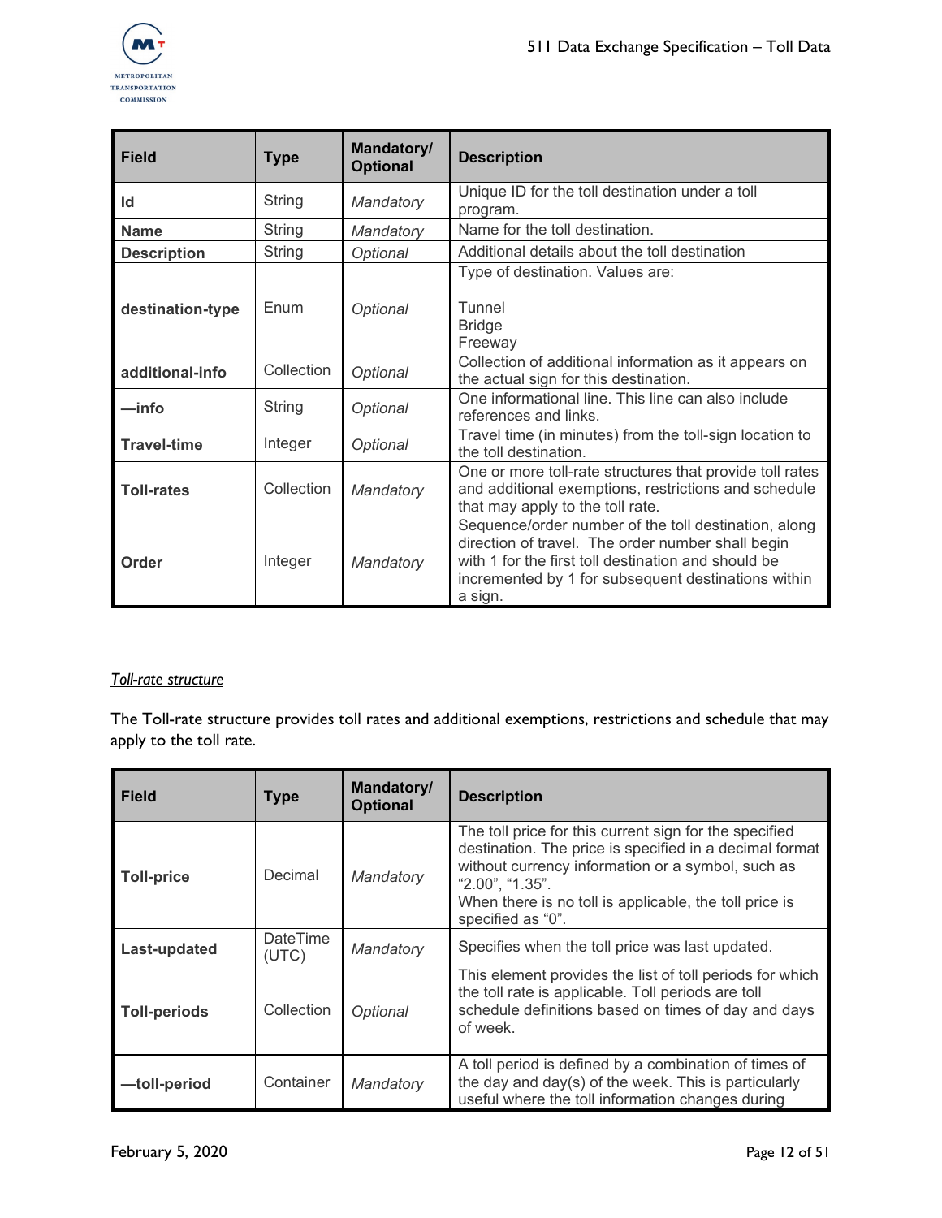| Field | Type | Mandatory/ Optional | Description |
|---|---|---|---|
| **Id** | String | *Mandatory* | Unique ID for the toll destination under a toll program. |
| **Name** | String | *Mandatory* | Name for the toll destination. |
| **Description** | String | *Optional* | Additional details about the toll destination |
| **destination-type** | Enum | *Optional* | Type of destination. Values are:<br><br>Tunnel<br>Bridge<br>Freeway |
| **additional-info** | Collection | *Optional* | Collection of additional information as it appears on the actual sign for this destination. |
| **—info** | String | *Optional* | One informational line. This line can also include references and links. |
| **Travel-time** | Integer | *Optional* | Travel time (in minutes) from the toll-sign location to the toll destination. |
| **Toll-rates** | Collection | *Mandatory* | One or more toll-rate structures that provide toll rates and additional exemptions, restrictions and schedule that may apply to the toll rate. |
| **Order** | Integer | *Mandatory* | Sequence/order number of the toll destination, along direction of travel. The order number shall begin with 1 for the first toll destination and should be incremented by 1 for subsequent destinations within a sign. |

*Toll-rate structure*

The Toll-rate structure provides toll rates and additional exemptions, restrictions and schedule that may apply to the toll rate.

| Field | Type | Mandatory/ Optional | Description |
|---|---|---|---|
| **Toll-price** | Decimal | *Mandatory* | The toll price for this current sign for the specified destination. The price is specified in a decimal format without currency information or a symbol, such as "2.00", "1.35".<br>When there is no toll is applicable, the toll price is specified as "0". |
| **Last-updated** | DateTime (UTC) | *Mandatory* | Specifies when the toll price was last updated. |
| **Toll-periods** | Collection | *Optional* | This element provides the list of toll periods for which the toll rate is applicable. Toll periods are toll schedule definitions based on times of day and days of week. |
| **—toll-period** | Container | *Mandatory* | A toll period is defined by a combination of times of the day and day(s) of the week. This is particularly useful where the toll information changes during |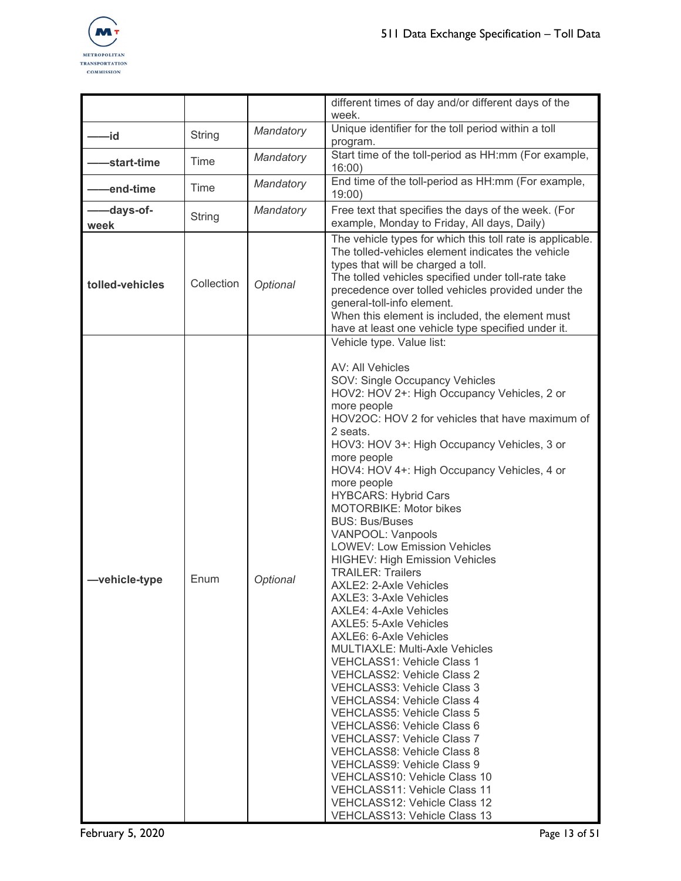| | | | different times of day and/or different days of the week. |
|---|---|---|---|
| **——id** | String | *Mandatory* | Unique identifier for the toll period within a toll program. |
| **——start-time** | Time | *Mandatory* | Start time of the toll-period as HH:mm (For example, 16:00) |
| **——end-time** | Time | *Mandatory* | End time of the toll-period as HH:mm (For example, 19:00) |
| **——days-of-week** | String | *Mandatory* | Free text that specifies the days of the week. (For example, Monday to Friday, All days, Daily) |
| **tolled-vehicles** | Collection | *Optional* | The vehicle types for which this toll rate is applicable. The tolled-vehicles element indicates the vehicle types that will be charged a toll.<br>The tolled vehicles specified under toll-rate take precedence over tolled vehicles provided under the general-toll-info element.<br>When this element is included, the element must have at least one vehicle type specified under it. |
| **—vehicle-type** | Enum | *Optional* | Vehicle type. Value list:<br><br>AV: All Vehicles<br>SOV: Single Occupancy Vehicles<br>HOV2: HOV 2+: High Occupancy Vehicles, 2 or more people<br>HOV2OC: HOV 2 for vehicles that have maximum of 2 seats.<br>HOV3: HOV 3+: High Occupancy Vehicles, 3 or more people<br>HOV4: HOV 4+: High Occupancy Vehicles, 4 or more people<br>HYBCARS: Hybrid Cars<br>MOTORBIKE: Motor bikes<br>BUS: Bus/Buses<br>VANPOOL: Vanpools<br>LOWEV: Low Emission Vehicles<br>HIGHEV: High Emission Vehicles<br>TRAILER: Trailers<br>AXLE2: 2-Axle Vehicles<br>AXLE3: 3-Axle Vehicles<br>AXLE4: 4-Axle Vehicles<br>AXLE5: 5-Axle Vehicles<br>AXLE6: 6-Axle Vehicles<br>MULTIAXLE: Multi-Axle Vehicles<br>VEHCLASS1: Vehicle Class 1<br>VEHCLASS2: Vehicle Class 2<br>VEHCLASS3: Vehicle Class 3<br>VEHCLASS4: Vehicle Class 4<br>VEHCLASS5: Vehicle Class 5<br>VEHCLASS6: Vehicle Class 6<br>VEHCLASS7: Vehicle Class 7<br>VEHCLASS8: Vehicle Class 8<br>VEHCLASS9: Vehicle Class 9<br>VEHCLASS10: Vehicle Class 10<br>VEHCLASS11: Vehicle Class 11<br>VEHCLASS12: Vehicle Class 12<br>VEHCLASS13: Vehicle Class 13 |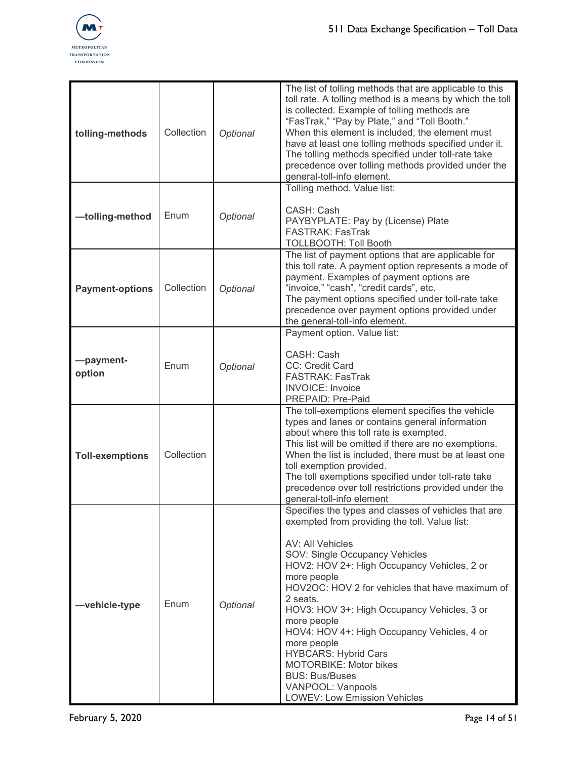| | | | |
|---|---|---|---|
| **tolling-methods** | Collection | *Optional* | The list of tolling methods that are applicable to this toll rate. A tolling method is a means by which the toll is collected. Example of tolling methods are “FasTrak,” “Pay by Plate,” and “Toll Booth.”<br>When this element is included, the element must have at least one tolling methods specified under it. The tolling methods specified under toll-rate take precedence over tolling methods provided under the general-toll-info element. |
| **—tolling-method** | Enum | *Optional* | Tolling method. Value list:<br><br>CASH: Cash<br>PAYBYPLATE: Pay by (License) Plate<br>FASTRAK: FasTrak<br>TOLLBOOTH: Toll Booth |
| **Payment-options** | Collection | *Optional* | The list of payment options that are applicable for this toll rate. A payment option represents a mode of payment. Examples of payment options are “invoice,” “cash”, “credit cards”, etc.<br>The payment options specified under toll-rate take precedence over payment options provided under the general-toll-info element. |
| **—payment-option** | Enum | *Optional* | Payment option. Value list:<br><br>CASH: Cash<br>CC: Credit Card<br>FASTRAK: FasTrak<br>INVOICE: Invoice<br>PREPAID: Pre-Paid |
| **Toll-exemptions** | Collection | | The toll-exemptions element specifies the vehicle types and lanes or contains general information about where this toll rate is exempted.<br>This list will be omitted if there are no exemptions. When the list is included, there must be at least one toll exemption provided.<br>The toll exemptions specified under toll-rate take precedence over toll restrictions provided under the general-toll-info element |
| **—vehicle-type** | Enum | *Optional* | Specifies the types and classes of vehicles that are exempted from providing the toll. Value list:<br><br>AV: All Vehicles<br>SOV: Single Occupancy Vehicles<br>HOV2: HOV 2+: High Occupancy Vehicles, 2 or more people<br>HOV2OC: HOV 2 for vehicles that have maximum of 2 seats.<br>HOV3: HOV 3+: High Occupancy Vehicles, 3 or more people<br>HOV4: HOV 4+: High Occupancy Vehicles, 4 or more people<br>HYBCARS: Hybrid Cars<br>MOTORBIKE: Motor bikes<br>BUS: Bus/Buses<br>VANPOOL: Vanpools<br>LOWEV: Low Emission Vehicles |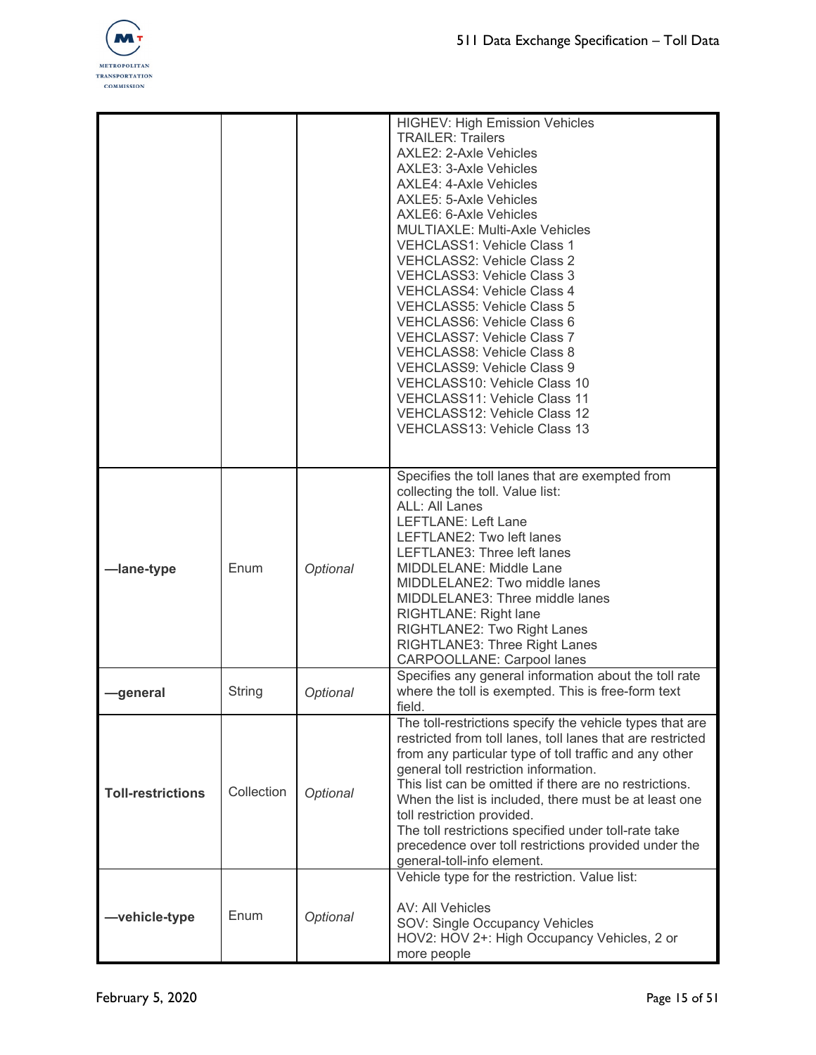| | | | |
|---|---|---|---|
| | | | HIGHEV: High Emission Vehicles<br>TRAILER: Trailers<br>AXLE2: 2-Axle Vehicles<br>AXLE3: 3-Axle Vehicles<br>AXLE4: 4-Axle Vehicles<br>AXLE5: 5-Axle Vehicles<br>AXLE6: 6-Axle Vehicles<br>MULTIAXLE: Multi-Axle Vehicles<br>VEHCLASS1: Vehicle Class 1<br>VEHCLASS2: Vehicle Class 2<br>VEHCLASS3: Vehicle Class 3<br>VEHCLASS4: Vehicle Class 4<br>VEHCLASS5: Vehicle Class 5<br>VEHCLASS6: Vehicle Class 6<br>VEHCLASS7: Vehicle Class 7<br>VEHCLASS8: Vehicle Class 8<br>VEHCLASS9: Vehicle Class 9<br>VEHCLASS10: Vehicle Class 10<br>VEHCLASS11: Vehicle Class 11<br>VEHCLASS12: Vehicle Class 12<br>VEHCLASS13: Vehicle Class 13 |
| **—lane-type** | Enum | *Optional* | Specifies the toll lanes that are exempted from collecting the toll. Value list:<br>ALL: All Lanes<br>LEFTLANE: Left Lane<br>LEFTLANE2: Two left lanes<br>LEFTLANE3: Three left lanes<br>MIDDLELANE: Middle Lane<br>MIDDLELANE2: Two middle lanes<br>MIDDLELANE3: Three middle lanes<br>RIGHTLANE: Right lane<br>RIGHTLANE2: Two Right Lanes<br>RIGHTLANE3: Three Right Lanes<br>CARPOOLLANE: Carpool lanes |
| **—general** | String | *Optional* | Specifies any general information about the toll rate where the toll is exempted. This is free-form text field. |
| **Toll-restrictions** | Collection | *Optional* | The toll-restrictions specify the vehicle types that are restricted from toll lanes, toll lanes that are restricted from any particular type of toll traffic and any other general toll restriction information.<br>This list can be omitted if there are no restrictions. When the list is included, there must be at least one toll restriction provided.<br>The toll restrictions specified under toll-rate take precedence over toll restrictions provided under the general-toll-info element. |
| **—vehicle-type** | Enum | *Optional* | Vehicle type for the restriction. Value list:<br><br>AV: All Vehicles<br>SOV: Single Occupancy Vehicles<br>HOV2: HOV 2+: High Occupancy Vehicles, 2 or more people |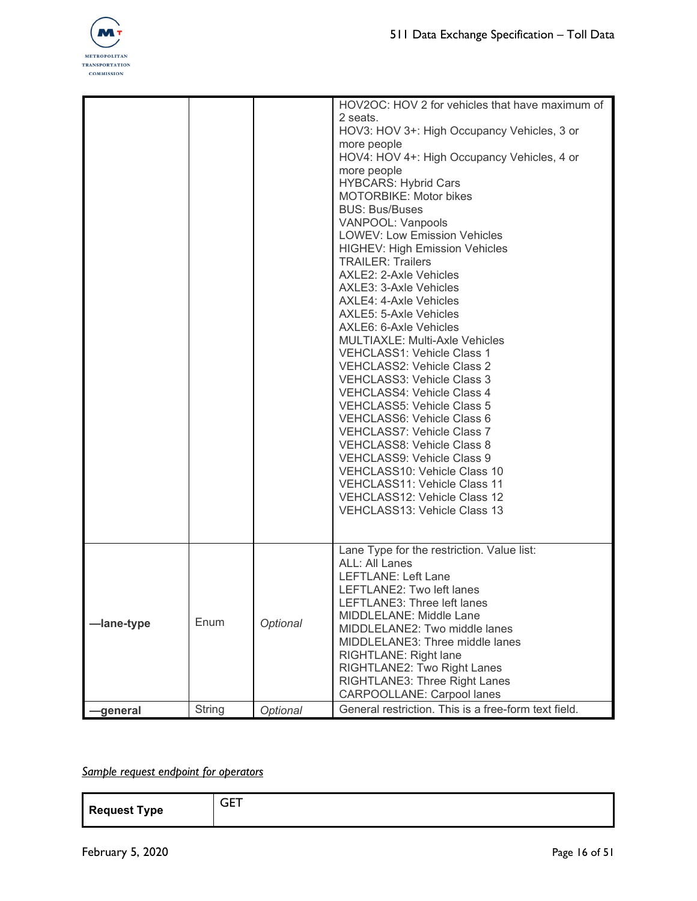| | | | |
|---|---|---|---|
| | | | HOV2OC: HOV 2 for vehicles that have maximum of 2 seats.<br>HOV3: HOV 3+: High Occupancy Vehicles, 3 or more people<br>HOV4: HOV 4+: High Occupancy Vehicles, 4 or more people<br>HYBCARS: Hybrid Cars<br>MOTORBIKE: Motor bikes<br>BUS: Bus/Buses<br>VANPOOL: Vanpools<br>LOWEV: Low Emission Vehicles<br>HIGHEV: High Emission Vehicles<br>TRAILER: Trailers<br>AXLE2: 2-Axle Vehicles<br>AXLE3: 3-Axle Vehicles<br>AXLE4: 4-Axle Vehicles<br>AXLE5: 5-Axle Vehicles<br>AXLE6: 6-Axle Vehicles<br>MULTIAXLE: Multi-Axle Vehicles<br>VEHCLASS1: Vehicle Class 1<br>VEHCLASS2: Vehicle Class 2<br>VEHCLASS3: Vehicle Class 3<br>VEHCLASS4: Vehicle Class 4<br>VEHCLASS5: Vehicle Class 5<br>VEHCLASS6: Vehicle Class 6<br>VEHCLASS7: Vehicle Class 7<br>VEHCLASS8: Vehicle Class 8<br>VEHCLASS9: Vehicle Class 9<br>VEHCLASS10: Vehicle Class 10<br>VEHCLASS11: Vehicle Class 11<br>VEHCLASS12: Vehicle Class 12<br>VEHCLASS13: Vehicle Class 13 |
| **—lane-type** | Enum | *Optional* | Lane Type for the restriction. Value list:<br>ALL: All Lanes<br>LEFTLANE: Left Lane<br>LEFTLANE2: Two left lanes<br>LEFTLANE3: Three left lanes<br>MIDDLELANE: Middle Lane<br>MIDDLELANE2: Two middle lanes<br>MIDDLELANE3: Three middle lanes<br>RIGHTLANE: Right lane<br>RIGHTLANE2: Two Right Lanes<br>RIGHTLANE3: Three Right Lanes<br>CARPOOLLANE: Carpool lanes |
| **—general** | String | *Optional* | General restriction. This is a free-form text field. |

*Sample request endpoint for operators*

| **Request Type** | GET |
|---|---|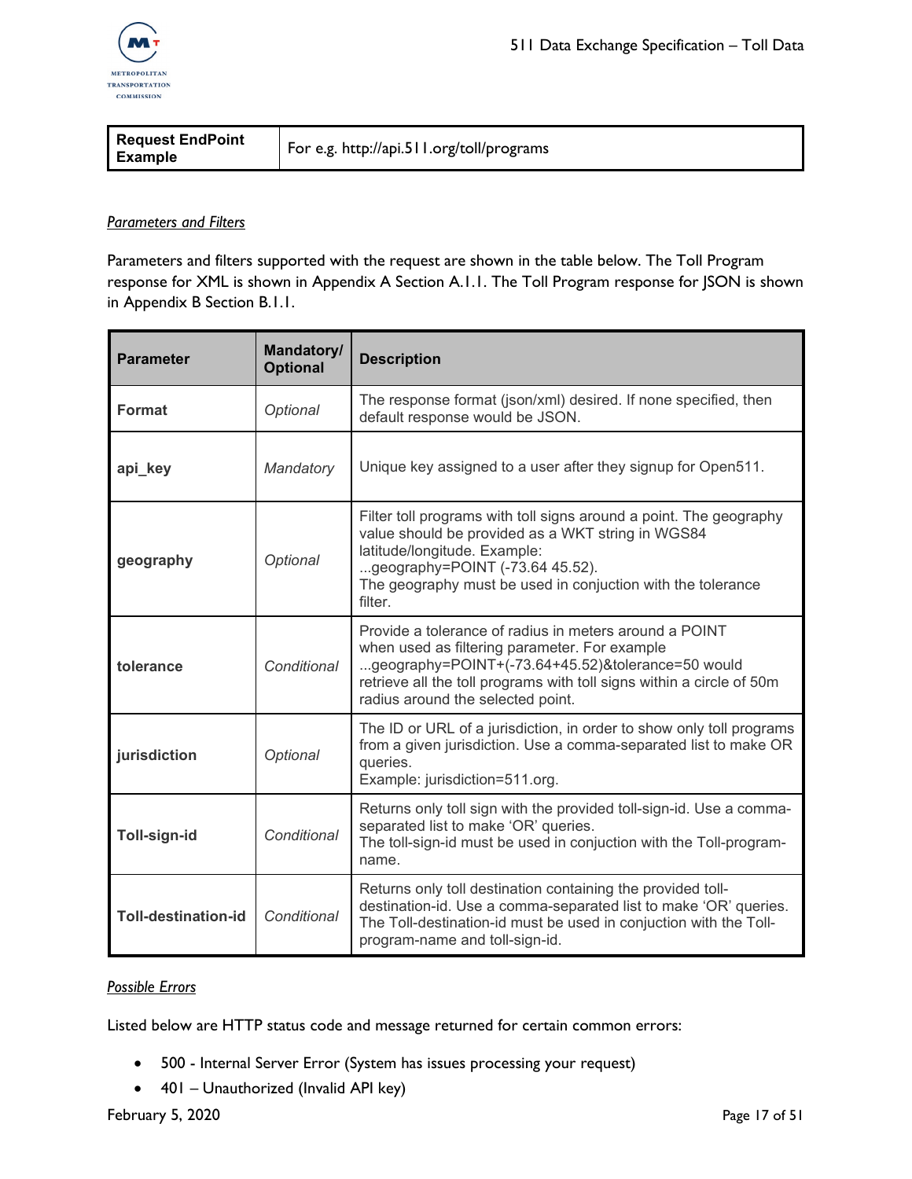| **Request EndPoint Example** | For e.g. http://api.511.org/toll/programs |
|---|---|

*Parameters and Filters*

Parameters and filters supported with the request are shown in the table below. The Toll Program response for XML is shown in Appendix A Section A.1.1. The Toll Program response for JSON is shown in Appendix B Section B.1.1.

| Parameter | Mandatory/ Optional | Description |
|---|---|---|
| **Format** | *Optional* | The response format (json/xml) desired. If none specified, then default response would be JSON. |
| **api_key** | *Mandatory* | Unique key assigned to a user after they signup for Open511. |
| **geography** | *Optional* | Filter toll programs with toll signs around a point. The geography value should be provided as a WKT string in WGS84 latitude/longitude. Example: ...geography=POINT (-73.64 45.52). The geography must be used in conjuction with the tolerance filter. |
| **tolerance** | *Conditional* | Provide a tolerance of radius in meters around a POINT when used as filtering parameter. For example ...geography=POINT+(-73.64+45.52)&tolerance=50 would retrieve all the toll programs with toll signs within a circle of 50m radius around the selected point. |
| **jurisdiction** | *Optional* | The ID or URL of a jurisdiction, in order to show only toll programs from a given jurisdiction. Use a comma-separated list to make OR queries. Example: jurisdiction=511.org. |
| **Toll-sign-id** | *Conditional* | Returns only toll sign with the provided toll-sign-id. Use a comma-separated list to make 'OR' queries. The toll-sign-id must be used in conjuction with the Toll-program-name. |
| **Toll-destination-id** | *Conditional* | Returns only toll destination containing the provided toll-destination-id. Use a comma-separated list to make 'OR' queries. The Toll-destination-id must be used in conjuction with the Toll-program-name and toll-sign-id. |

*Possible Errors*

Listed below are HTTP status code and message returned for certain common errors:

- 500 - Internal Server Error (System has issues processing your request)
- 401 – Unauthorized (Invalid API key)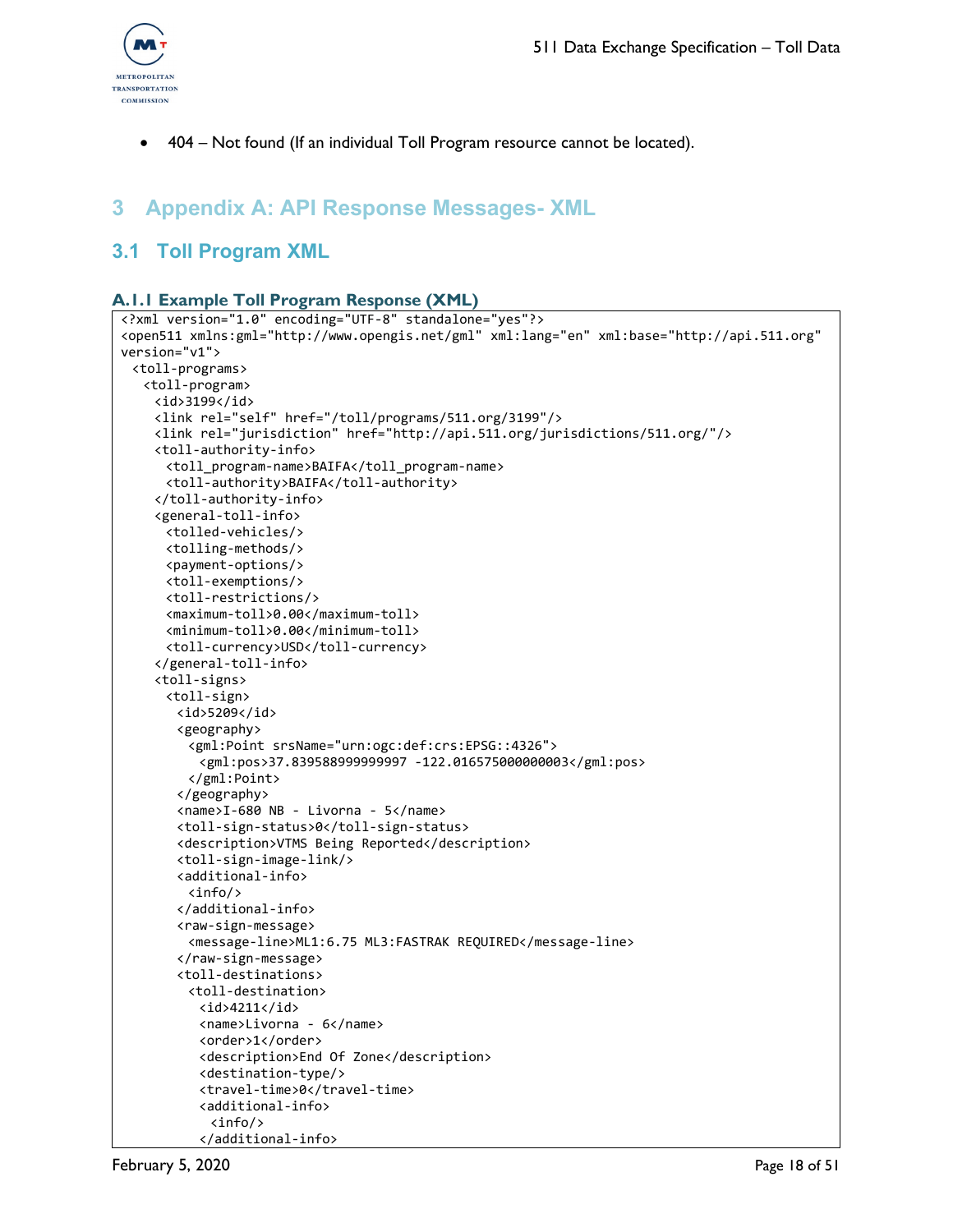- 404 – Not found (If an individual Toll Program resource cannot be located).

# 3 Appendix A: API Response Messages- XML

## 3.1 Toll Program XML

### A.1.1 Example Toll Program Response (XML)

```
<?xml version="1.0" encoding="UTF-8" standalone="yes"?>
<open511 xmlns:gml="http://www.opengis.net/gml" xml:lang="en" xml:base="http://api.511.org"
version="v1">
  <toll-programs>
    <toll-program>
      <id>3199</id>
      <link rel="self" href="/toll/programs/511.org/3199"/>
      <link rel="jurisdiction" href="http://api.511.org/jurisdictions/511.org/"/>
      <toll-authority-info>
        <toll_program-name>BAIFA</toll_program-name>
        <toll-authority>BAIFA</toll-authority>
      </toll-authority-info>
      <general-toll-info>
        <tolled-vehicles/>
        <tolling-methods/>
        <payment-options/>
        <toll-exemptions/>
        <toll-restrictions/>
        <maximum-toll>0.00</maximum-toll>
        <minimum-toll>0.00</minimum-toll>
        <toll-currency>USD</toll-currency>
      </general-toll-info>
      <toll-signs>
        <toll-sign>
          <id>5209</id>
          <geography>
            <gml:Point srsName="urn:ogc:def:crs:EPSG::4326">
              <gml:pos>37.839588999999997 -122.016575000000003</gml:pos>
            </gml:Point>
          </geography>
          <name>I-680 NB - Livorna - 5</name>
          <toll-sign-status>0</toll-sign-status>
          <description>VTMS Being Reported</description>
          <toll-sign-image-link/>
          <additional-info>
            <info/>
          </additional-info>
          <raw-sign-message>
            <message-line>ML1:6.75 ML3:FASTRAK REQUIRED</message-line>
          </raw-sign-message>
          <toll-destinations>
            <toll-destination>
              <id>4211</id>
              <name>Livorna - 6</name>
              <order>1</order>
              <description>End Of Zone</description>
              <destination-type/>
              <travel-time>0</travel-time>
              <additional-info>
                <info/>
              </additional-info>
```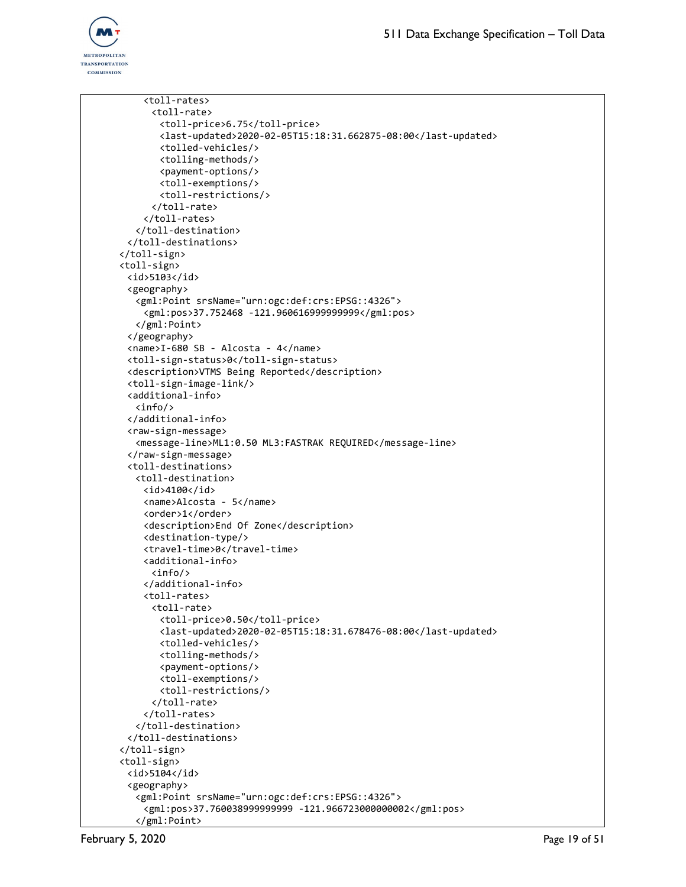```
        <toll-rates>
          <toll-rate>
            <toll-price>6.75</toll-price>
            <last-updated>2020-02-05T15:18:31.662875-08:00</last-updated>
            <tolled-vehicles/>
            <tolling-methods/>
            <payment-options/>
            <toll-exemptions/>
            <toll-restrictions/>
          </toll-rate>
        </toll-rates>
      </toll-destination>
    </toll-destinations>
  </toll-sign>
  <toll-sign>
    <id>5103</id>
    <geography>
      <gml:Point srsName="urn:ogc:def:crs:EPSG::4326">
        <gml:pos>37.752468 -121.960616999999999</gml:pos>
      </gml:Point>
    </geography>
    <name>I-680 SB - Alcosta - 4</name>
    <toll-sign-status>0</toll-sign-status>
    <description>VTMS Being Reported</description>
    <toll-sign-image-link/>
    <additional-info>
      <info/>
    </additional-info>
    <raw-sign-message>
      <message-line>ML1:0.50 ML3:FASTRAK REQUIRED</message-line>
    </raw-sign-message>
    <toll-destinations>
      <toll-destination>
        <id>4100</id>
        <name>Alcosta - 5</name>
        <order>1</order>
        <description>End Of Zone</description>
        <destination-type/>
        <travel-time>0</travel-time>
        <additional-info>
          <info/>
        </additional-info>
        <toll-rates>
          <toll-rate>
            <toll-price>0.50</toll-price>
            <last-updated>2020-02-05T15:18:31.678476-08:00</last-updated>
            <tolled-vehicles/>
            <tolling-methods/>
            <payment-options/>
            <toll-exemptions/>
            <toll-restrictions/>
          </toll-rate>
        </toll-rates>
      </toll-destination>
    </toll-destinations>
  </toll-sign>
  <toll-sign>
    <id>5104</id>
    <geography>
      <gml:Point srsName="urn:ogc:def:crs:EPSG::4326">
        <gml:pos>37.760038999999999 -121.966723000000002</gml:pos>
      </gml:Point>
```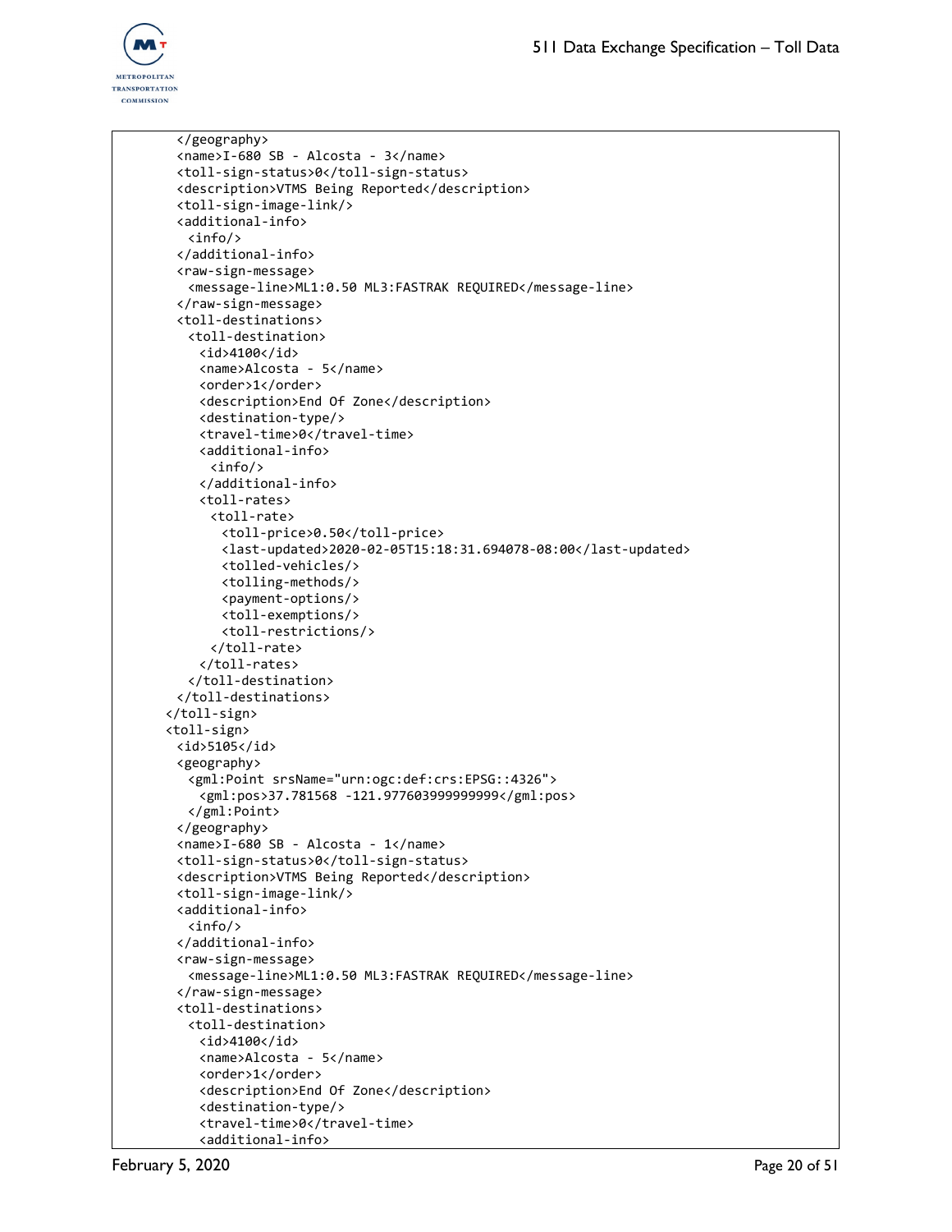```
      </geography>
      <name>I-680 SB - Alcosta - 3</name>
      <toll-sign-status>0</toll-sign-status>
      <description>VTMS Being Reported</description>
      <toll-sign-image-link/>
      <additional-info>
        <info/>
      </additional-info>
      <raw-sign-message>
        <message-line>ML1:0.50 ML3:FASTRAK REQUIRED</message-line>
      </raw-sign-message>
      <toll-destinations>
        <toll-destination>
          <id>4100</id>
          <name>Alcosta - 5</name>
          <order>1</order>
          <description>End Of Zone</description>
          <destination-type/>
          <travel-time>0</travel-time>
          <additional-info>
            <info/>
          </additional-info>
          <toll-rates>
            <toll-rate>
              <toll-price>0.50</toll-price>
              <last-updated>2020-02-05T15:18:31.694078-08:00</last-updated>
              <tolled-vehicles/>
              <tolling-methods/>
              <payment-options/>
              <toll-exemptions/>
              <toll-restrictions/>
            </toll-rate>
          </toll-rates>
        </toll-destination>
      </toll-destinations>
    </toll-sign>
    <toll-sign>
      <id>5105</id>
      <geography>
        <gml:Point srsName="urn:ogc:def:crs:EPSG::4326">
          <gml:pos>37.781568 -121.977603999999999</gml:pos>
        </gml:Point>
      </geography>
      <name>I-680 SB - Alcosta - 1</name>
      <toll-sign-status>0</toll-sign-status>
      <description>VTMS Being Reported</description>
      <toll-sign-image-link/>
      <additional-info>
        <info/>
      </additional-info>
      <raw-sign-message>
        <message-line>ML1:0.50 ML3:FASTRAK REQUIRED</message-line>
      </raw-sign-message>
      <toll-destinations>
        <toll-destination>
          <id>4100</id>
          <name>Alcosta - 5</name>
          <order>1</order>
          <description>End Of Zone</description>
          <destination-type/>
          <travel-time>0</travel-time>
          <additional-info>
```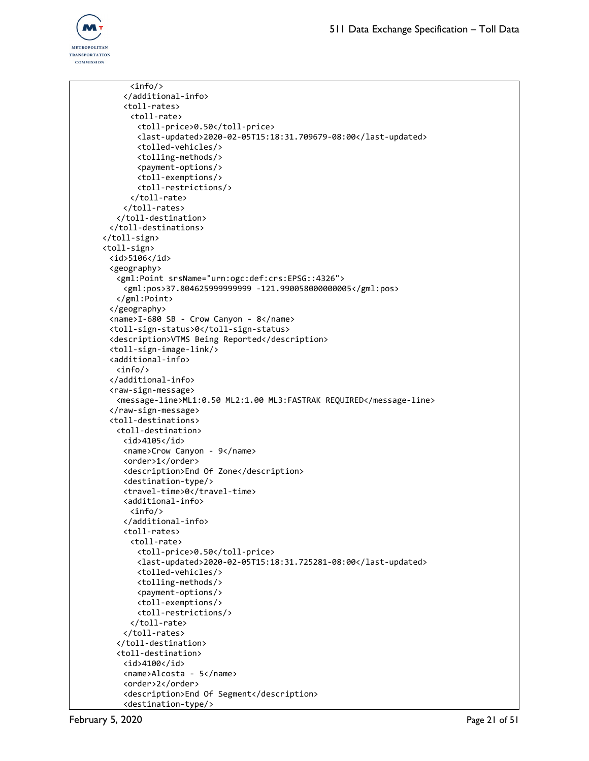```
          <info/>
        </additional-info>
        <toll-rates>
          <toll-rate>
            <toll-price>0.50</toll-price>
            <last-updated>2020-02-05T15:18:31.709679-08:00</last-updated>
            <tolled-vehicles/>
            <tolling-methods/>
            <payment-options/>
            <toll-exemptions/>
            <toll-restrictions/>
          </toll-rate>
        </toll-rates>
      </toll-destination>
    </toll-destinations>
  </toll-sign>
  <toll-sign>
    <id>5106</id>
    <geography>
      <gml:Point srsName="urn:ogc:def:crs:EPSG::4326">
        <gml:pos>37.804625999999999 -121.990058000000005</gml:pos>
      </gml:Point>
    </geography>
    <name>I-680 SB - Crow Canyon - 8</name>
    <toll-sign-status>0</toll-sign-status>
    <description>VTMS Being Reported</description>
    <toll-sign-image-link/>
    <additional-info>
      <info/>
    </additional-info>
    <raw-sign-message>
      <message-line>ML1:0.50 ML2:1.00 ML3:FASTRAK REQUIRED</message-line>
    </raw-sign-message>
    <toll-destinations>
      <toll-destination>
        <id>4105</id>
        <name>Crow Canyon - 9</name>
        <order>1</order>
        <description>End Of Zone</description>
        <destination-type/>
        <travel-time>0</travel-time>
        <additional-info>
          <info/>
        </additional-info>
        <toll-rates>
          <toll-rate>
            <toll-price>0.50</toll-price>
            <last-updated>2020-02-05T15:18:31.725281-08:00</last-updated>
            <tolled-vehicles/>
            <tolling-methods/>
            <payment-options/>
            <toll-exemptions/>
            <toll-restrictions/>
          </toll-rate>
        </toll-rates>
      </toll-destination>
      <toll-destination>
        <id>4100</id>
        <name>Alcosta - 5</name>
        <order>2</order>
        <description>End Of Segment</description>
        <destination-type/>
```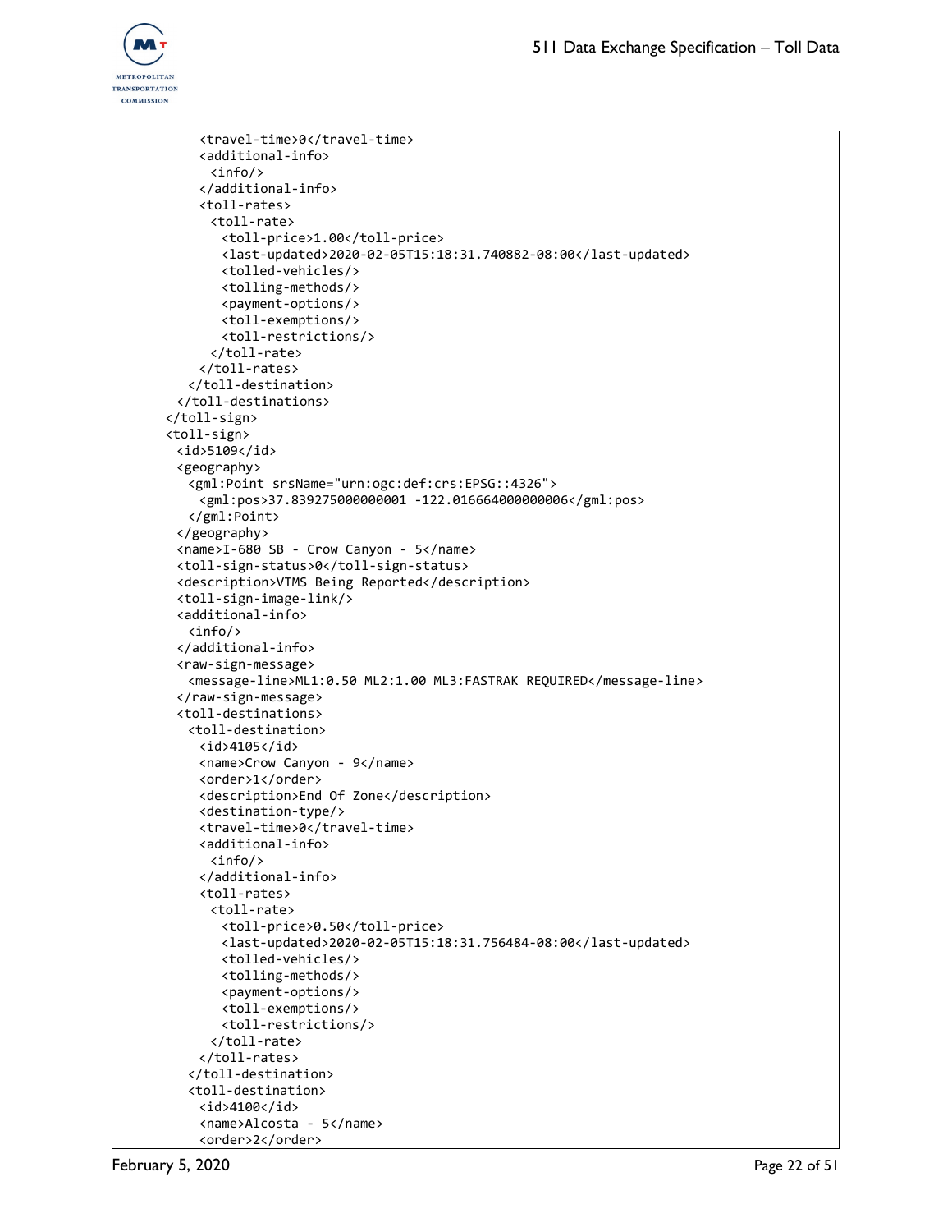```
          <travel-time>0</travel-time>
          <additional-info>
            <info/>
          </additional-info>
          <toll-rates>
            <toll-rate>
              <toll-price>1.00</toll-price>
              <last-updated>2020-02-05T15:18:31.740882-08:00</last-updated>
              <tolled-vehicles/>
              <tolling-methods/>
              <payment-options/>
              <toll-exemptions/>
              <toll-restrictions/>
            </toll-rate>
          </toll-rates>
        </toll-destination>
      </toll-destinations>
    </toll-sign>
    <toll-sign>
      <id>5109</id>
      <geography>
        <gml:Point srsName="urn:ogc:def:crs:EPSG::4326">
          <gml:pos>37.839275000000001 -122.016664000000006</gml:pos>
        </gml:Point>
      </geography>
      <name>I-680 SB - Crow Canyon - 5</name>
      <toll-sign-status>0</toll-sign-status>
      <description>VTMS Being Reported</description>
      <toll-sign-image-link/>
      <additional-info>
        <info/>
      </additional-info>
      <raw-sign-message>
        <message-line>ML1:0.50 ML2:1.00 ML3:FASTRAK REQUIRED</message-line>
      </raw-sign-message>
      <toll-destinations>
        <toll-destination>
          <id>4105</id>
          <name>Crow Canyon - 9</name>
          <order>1</order>
          <description>End Of Zone</description>
          <destination-type/>
          <travel-time>0</travel-time>
          <additional-info>
            <info/>
          </additional-info>
          <toll-rates>
            <toll-rate>
              <toll-price>0.50</toll-price>
              <last-updated>2020-02-05T15:18:31.756484-08:00</last-updated>
              <tolled-vehicles/>
              <tolling-methods/>
              <payment-options/>
              <toll-exemptions/>
              <toll-restrictions/>
            </toll-rate>
          </toll-rates>
        </toll-destination>
        <toll-destination>
          <id>4100</id>
          <name>Alcosta - 5</name>
          <order>2</order>
```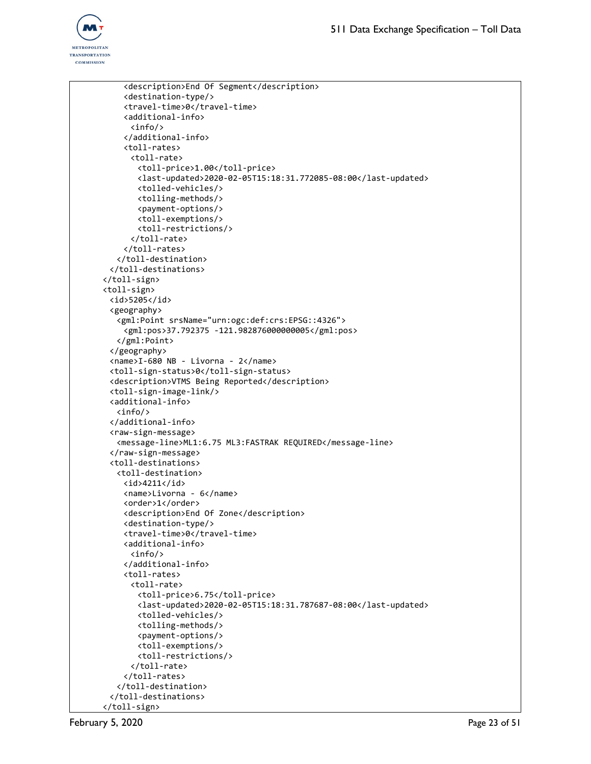```xml
          <description>End Of Segment</description>
          <destination-type/>
          <travel-time>0</travel-time>
          <additional-info>
            <info/>
          </additional-info>
          <toll-rates>
            <toll-rate>
              <toll-price>1.00</toll-price>
              <last-updated>2020-02-05T15:18:31.772085-08:00</last-updated>
              <tolled-vehicles/>
              <tolling-methods/>
              <payment-options/>
              <toll-exemptions/>
              <toll-restrictions/>
            </toll-rate>
          </toll-rates>
        </toll-destination>
      </toll-destinations>
    </toll-sign>
    <toll-sign>
      <id>5205</id>
      <geography>
        <gml:Point srsName="urn:ogc:def:crs:EPSG::4326">
          <gml:pos>37.792375 -121.982876000000005</gml:pos>
        </gml:Point>
      </geography>
      <name>I-680 NB - Livorna - 2</name>
      <toll-sign-status>0</toll-sign-status>
      <description>VTMS Being Reported</description>
      <toll-sign-image-link/>
      <additional-info>
        <info/>
      </additional-info>
      <raw-sign-message>
        <message-line>ML1:6.75 ML3:FASTRAK REQUIRED</message-line>
      </raw-sign-message>
      <toll-destinations>
        <toll-destination>
          <id>4211</id>
          <name>Livorna - 6</name>
          <order>1</order>
          <description>End Of Zone</description>
          <destination-type/>
          <travel-time>0</travel-time>
          <additional-info>
            <info/>
          </additional-info>
          <toll-rates>
            <toll-rate>
              <toll-price>6.75</toll-price>
              <last-updated>2020-02-05T15:18:31.787687-08:00</last-updated>
              <tolled-vehicles/>
              <tolling-methods/>
              <payment-options/>
              <toll-exemptions/>
              <toll-restrictions/>
            </toll-rate>
          </toll-rates>
        </toll-destination>
      </toll-destinations>
    </toll-sign>
```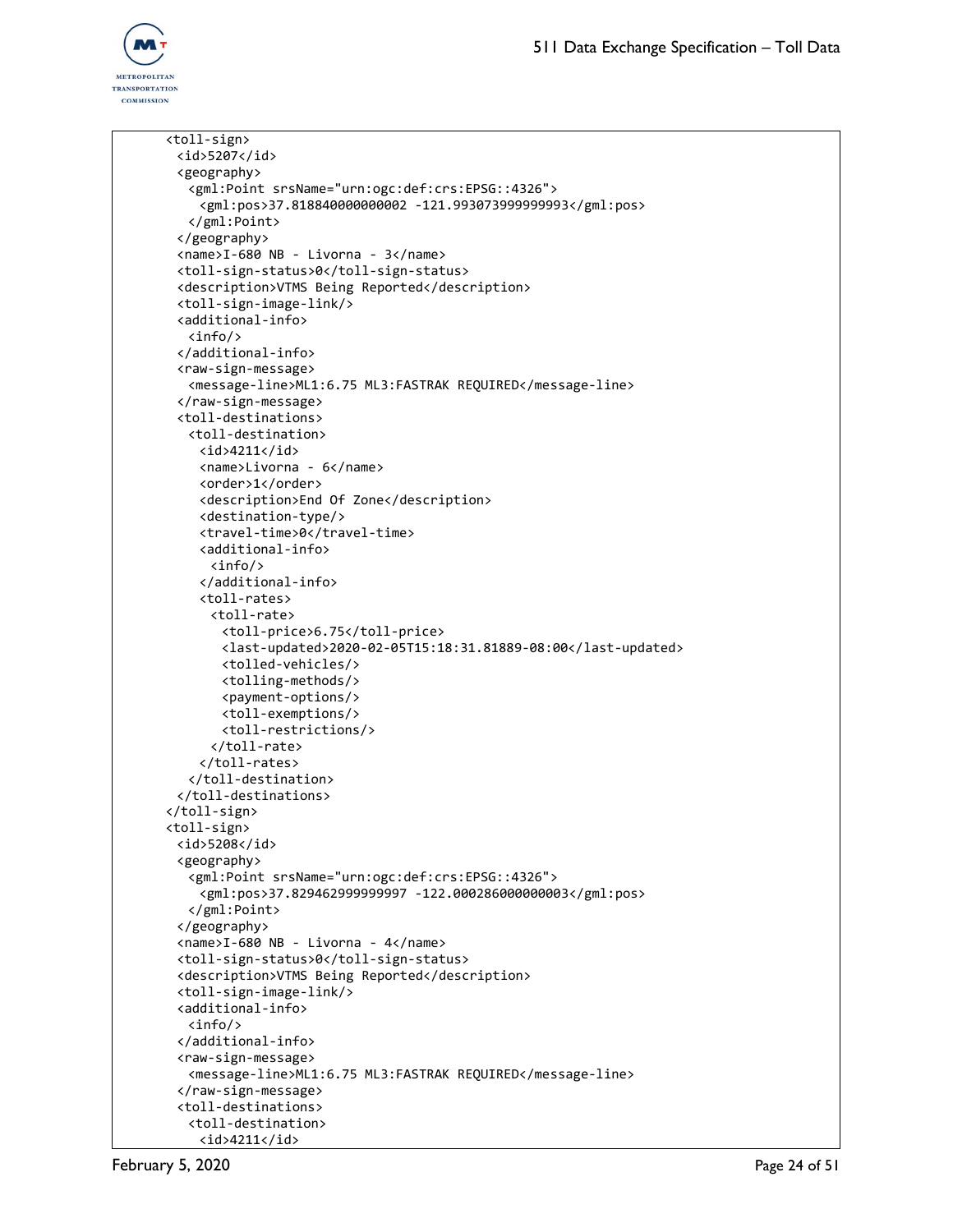```
      <toll-sign>
        <id>5207</id>
        <geography>
          <gml:Point srsName="urn:ogc:def:crs:EPSG::4326">
            <gml:pos>37.818840000000002 -121.993073999999993</gml:pos>
          </gml:Point>
        </geography>
        <name>I-680 NB - Livorna - 3</name>
        <toll-sign-status>0</toll-sign-status>
        <description>VTMS Being Reported</description>
        <toll-sign-image-link/>
        <additional-info>
          <info/>
        </additional-info>
        <raw-sign-message>
          <message-line>ML1:6.75 ML3:FASTRAK REQUIRED</message-line>
        </raw-sign-message>
        <toll-destinations>
          <toll-destination>
            <id>4211</id>
            <name>Livorna - 6</name>
            <order>1</order>
            <description>End Of Zone</description>
            <destination-type/>
            <travel-time>0</travel-time>
            <additional-info>
              <info/>
            </additional-info>
            <toll-rates>
              <toll-rate>
                <toll-price>6.75</toll-price>
                <last-updated>2020-02-05T15:18:31.81889-08:00</last-updated>
                <tolled-vehicles/>
                <tolling-methods/>
                <payment-options/>
                <toll-exemptions/>
                <toll-restrictions/>
              </toll-rate>
            </toll-rates>
          </toll-destination>
        </toll-destinations>
      </toll-sign>
      <toll-sign>
        <id>5208</id>
        <geography>
          <gml:Point srsName="urn:ogc:def:crs:EPSG::4326">
            <gml:pos>37.829462999999997 -122.000286000000003</gml:pos>
          </gml:Point>
        </geography>
        <name>I-680 NB - Livorna - 4</name>
        <toll-sign-status>0</toll-sign-status>
        <description>VTMS Being Reported</description>
        <toll-sign-image-link/>
        <additional-info>
          <info/>
        </additional-info>
        <raw-sign-message>
          <message-line>ML1:6.75 ML3:FASTRAK REQUIRED</message-line>
        </raw-sign-message>
        <toll-destinations>
          <toll-destination>
            <id>4211</id>
```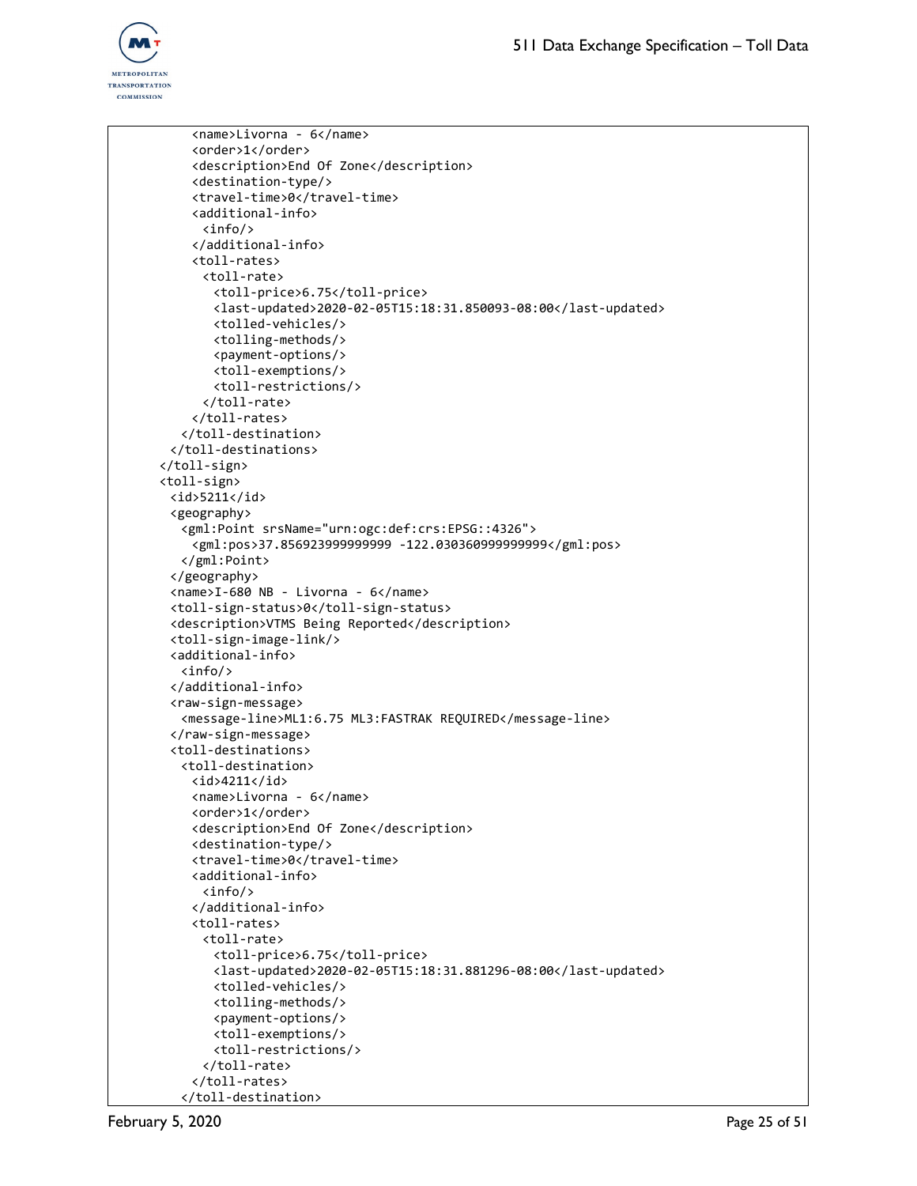```
          <name>Livorna - 6</name>
          <order>1</order>
          <description>End Of Zone</description>
          <destination-type/>
          <travel-time>0</travel-time>
          <additional-info>
            <info/>
          </additional-info>
          <toll-rates>
            <toll-rate>
              <toll-price>6.75</toll-price>
              <last-updated>2020-02-05T15:18:31.850093-08:00</last-updated>
              <tolled-vehicles/>
              <tolling-methods/>
              <payment-options/>
              <toll-exemptions/>
              <toll-restrictions/>
            </toll-rate>
          </toll-rates>
        </toll-destination>
      </toll-destinations>
    </toll-sign>
    <toll-sign>
      <id>5211</id>
      <geography>
        <gml:Point srsName="urn:ogc:def:crs:EPSG::4326">
          <gml:pos>37.856923999999999 -122.030360999999999</gml:pos>
        </gml:Point>
      </geography>
      <name>I-680 NB - Livorna - 6</name>
      <toll-sign-status>0</toll-sign-status>
      <description>VTMS Being Reported</description>
      <toll-sign-image-link/>
      <additional-info>
        <info/>
      </additional-info>
      <raw-sign-message>
        <message-line>ML1:6.75 ML3:FASTRAK REQUIRED</message-line>
      </raw-sign-message>
      <toll-destinations>
        <toll-destination>
          <id>4211</id>
          <name>Livorna - 6</name>
          <order>1</order>
          <description>End Of Zone</description>
          <destination-type/>
          <travel-time>0</travel-time>
          <additional-info>
            <info/>
          </additional-info>
          <toll-rates>
            <toll-rate>
              <toll-price>6.75</toll-price>
              <last-updated>2020-02-05T15:18:31.881296-08:00</last-updated>
              <tolled-vehicles/>
              <tolling-methods/>
              <payment-options/>
              <toll-exemptions/>
              <toll-restrictions/>
            </toll-rate>
          </toll-rates>
        </toll-destination>
```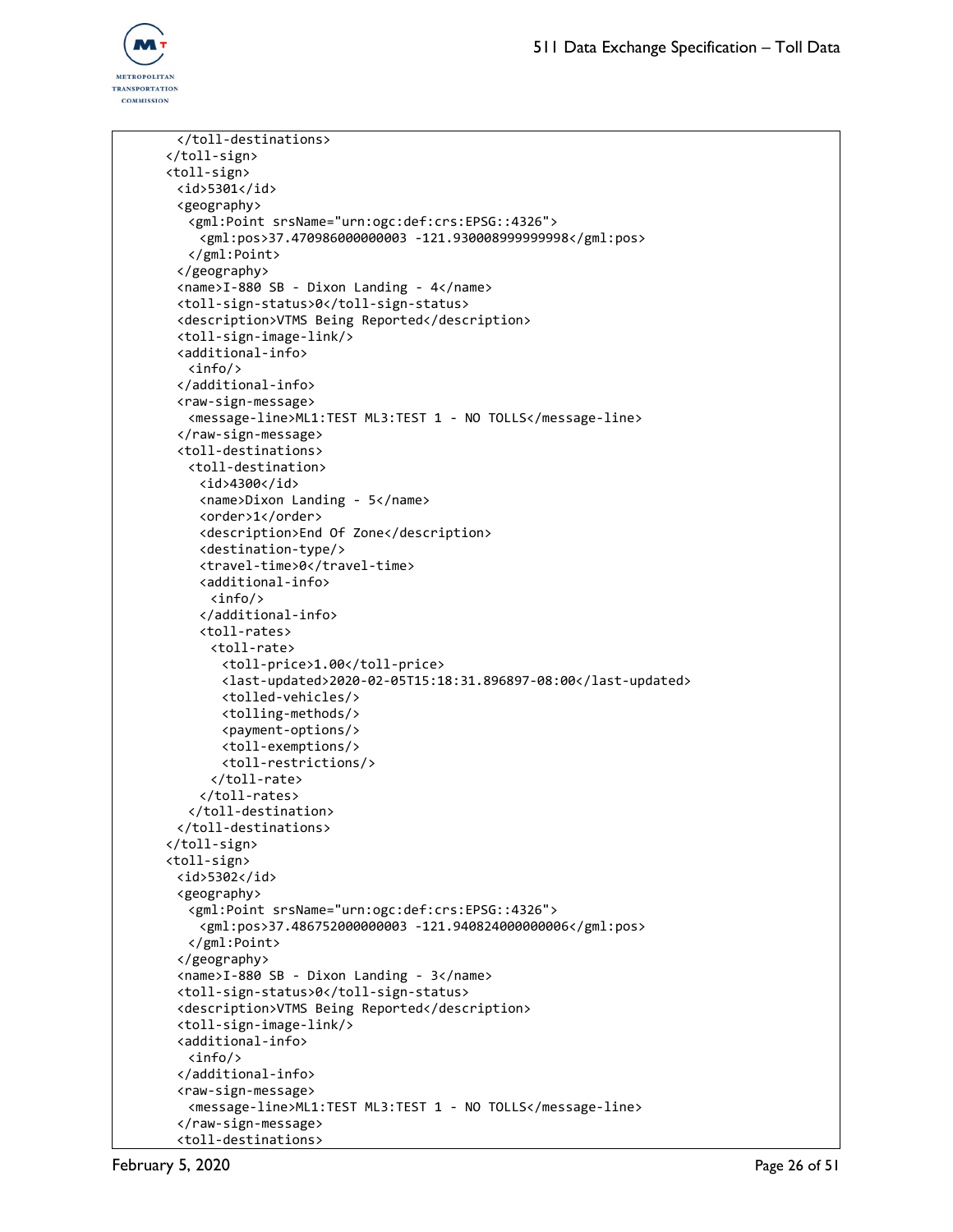```
        </toll-destinations>
      </toll-sign>
      <toll-sign>
        <id>5301</id>
        <geography>
          <gml:Point srsName="urn:ogc:def:crs:EPSG::4326">
            <gml:pos>37.470986000000003 -121.930008999999998</gml:pos>
          </gml:Point>
        </geography>
        <name>I-880 SB - Dixon Landing - 4</name>
        <toll-sign-status>0</toll-sign-status>
        <description>VTMS Being Reported</description>
        <toll-sign-image-link/>
        <additional-info>
          <info/>
        </additional-info>
        <raw-sign-message>
          <message-line>ML1:TEST ML3:TEST 1 - NO TOLLS</message-line>
        </raw-sign-message>
        <toll-destinations>
          <toll-destination>
            <id>4300</id>
            <name>Dixon Landing - 5</name>
            <order>1</order>
            <description>End Of Zone</description>
            <destination-type/>
            <travel-time>0</travel-time>
            <additional-info>
              <info/>
            </additional-info>
            <toll-rates>
              <toll-rate>
                <toll-price>1.00</toll-price>
                <last-updated>2020-02-05T15:18:31.896897-08:00</last-updated>
                <tolled-vehicles/>
                <tolling-methods/>
                <payment-options/>
                <toll-exemptions/>
                <toll-restrictions/>
              </toll-rate>
            </toll-rates>
          </toll-destination>
        </toll-destinations>
      </toll-sign>
      <toll-sign>
        <id>5302</id>
        <geography>
          <gml:Point srsName="urn:ogc:def:crs:EPSG::4326">
            <gml:pos>37.486752000000003 -121.940824000000006</gml:pos>
          </gml:Point>
        </geography>
        <name>I-880 SB - Dixon Landing - 3</name>
        <toll-sign-status>0</toll-sign-status>
        <description>VTMS Being Reported</description>
        <toll-sign-image-link/>
        <additional-info>
          <info/>
        </additional-info>
        <raw-sign-message>
          <message-line>ML1:TEST ML3:TEST 1 - NO TOLLS</message-line>
        </raw-sign-message>
        <toll-destinations>
```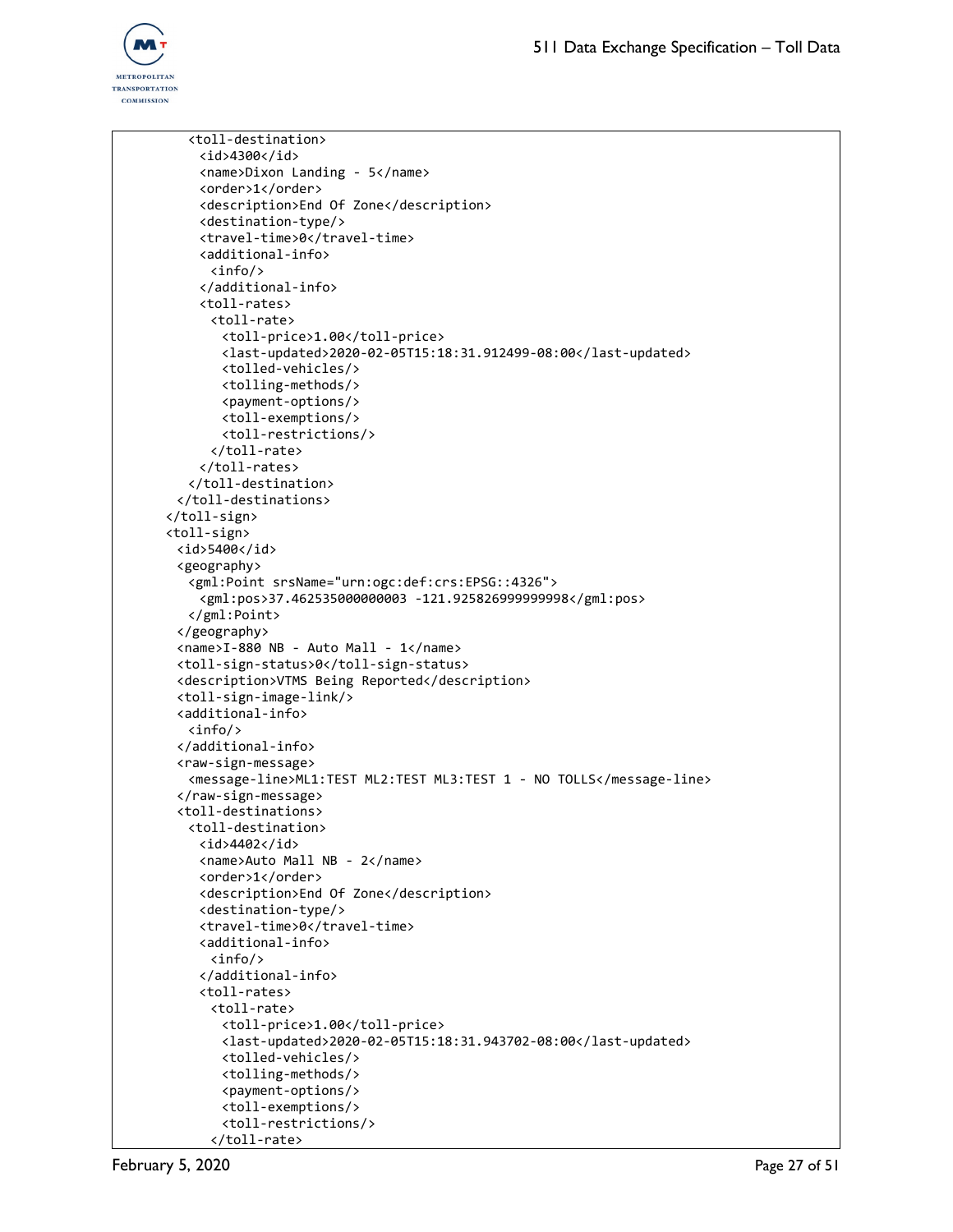```
        <toll-destination>
          <id>4300</id>
          <name>Dixon Landing - 5</name>
          <order>1</order>
          <description>End Of Zone</description>
          <destination-type/>
          <travel-time>0</travel-time>
          <additional-info>
            <info/>
          </additional-info>
          <toll-rates>
            <toll-rate>
              <toll-price>1.00</toll-price>
              <last-updated>2020-02-05T15:18:31.912499-08:00</last-updated>
              <tolled-vehicles/>
              <tolling-methods/>
              <payment-options/>
              <toll-exemptions/>
              <toll-restrictions/>
            </toll-rate>
          </toll-rates>
        </toll-destination>
      </toll-destinations>
    </toll-sign>
    <toll-sign>
      <id>5400</id>
      <geography>
        <gml:Point srsName="urn:ogc:def:crs:EPSG::4326">
          <gml:pos>37.462535000000003 -121.925826999999998</gml:pos>
        </gml:Point>
      </geography>
      <name>I-880 NB - Auto Mall - 1</name>
      <toll-sign-status>0</toll-sign-status>
      <description>VTMS Being Reported</description>
      <toll-sign-image-link/>
      <additional-info>
        <info/>
      </additional-info>
      <raw-sign-message>
        <message-line>ML1:TEST ML2:TEST ML3:TEST 1 - NO TOLLS</message-line>
      </raw-sign-message>
      <toll-destinations>
        <toll-destination>
          <id>4402</id>
          <name>Auto Mall NB - 2</name>
          <order>1</order>
          <description>End Of Zone</description>
          <destination-type/>
          <travel-time>0</travel-time>
          <additional-info>
            <info/>
          </additional-info>
          <toll-rates>
            <toll-rate>
              <toll-price>1.00</toll-price>
              <last-updated>2020-02-05T15:18:31.943702-08:00</last-updated>
              <tolled-vehicles/>
              <tolling-methods/>
              <payment-options/>
              <toll-exemptions/>
              <toll-restrictions/>
            </toll-rate>
```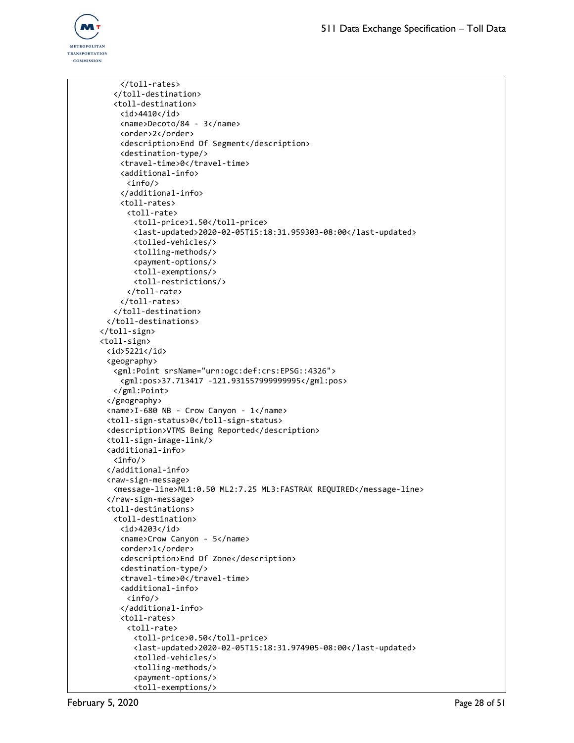```
          </toll-rates>
        </toll-destination>
        <toll-destination>
          <id>4410</id>
          <name>Decoto/84 - 3</name>
          <order>2</order>
          <description>End Of Segment</description>
          <destination-type/>
          <travel-time>0</travel-time>
          <additional-info>
            <info/>
          </additional-info>
          <toll-rates>
            <toll-rate>
              <toll-price>1.50</toll-price>
              <last-updated>2020-02-05T15:18:31.959303-08:00</last-updated>
              <tolled-vehicles/>
              <tolling-methods/>
              <payment-options/>
              <toll-exemptions/>
              <toll-restrictions/>
            </toll-rate>
          </toll-rates>
        </toll-destination>
      </toll-destinations>
    </toll-sign>
    <toll-sign>
      <id>5221</id>
      <geography>
        <gml:Point srsName="urn:ogc:def:crs:EPSG::4326">
          <gml:pos>37.713417 -121.931557999999995</gml:pos>
        </gml:Point>
      </geography>
      <name>I-680 NB - Crow Canyon - 1</name>
      <toll-sign-status>0</toll-sign-status>
      <description>VTMS Being Reported</description>
      <toll-sign-image-link/>
      <additional-info>
        <info/>
      </additional-info>
      <raw-sign-message>
        <message-line>ML1:0.50 ML2:7.25 ML3:FASTRAK REQUIRED</message-line>
      </raw-sign-message>
      <toll-destinations>
        <toll-destination>
          <id>4203</id>
          <name>Crow Canyon - 5</name>
          <order>1</order>
          <description>End Of Zone</description>
          <destination-type/>
          <travel-time>0</travel-time>
          <additional-info>
            <info/>
          </additional-info>
          <toll-rates>
            <toll-rate>
              <toll-price>0.50</toll-price>
              <last-updated>2020-02-05T15:18:31.974905-08:00</last-updated>
              <tolled-vehicles/>
              <tolling-methods/>
              <payment-options/>
              <toll-exemptions/>
```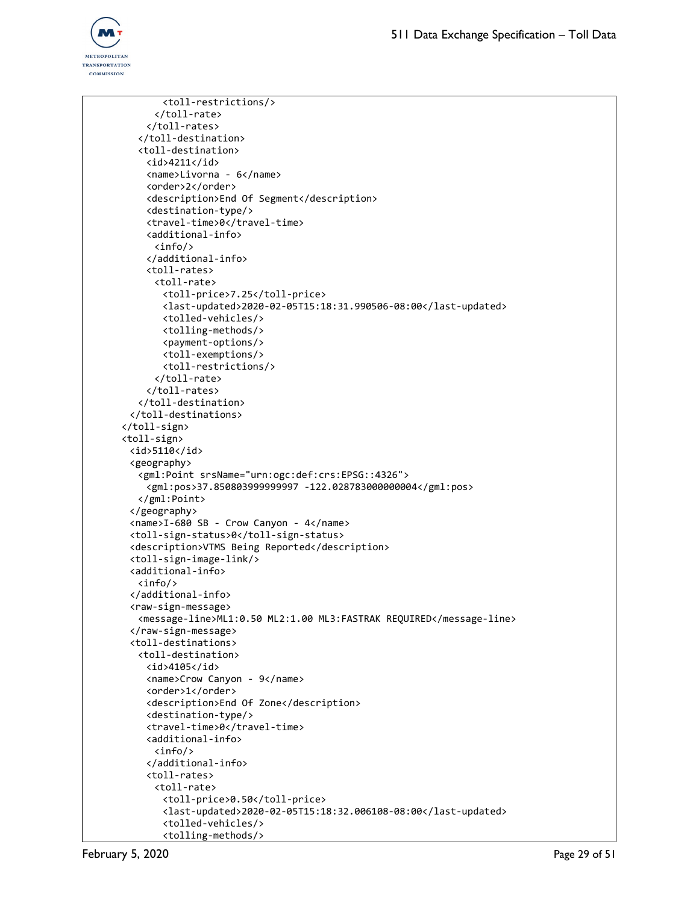```
          <toll-restrictions/>
        </toll-rate>
      </toll-rates>
    </toll-destination>
    <toll-destination>
      <id>4211</id>
      <name>Livorna - 6</name>
      <order>2</order>
      <description>End Of Segment</description>
      <destination-type/>
      <travel-time>0</travel-time>
      <additional-info>
        <info/>
      </additional-info>
      <toll-rates>
        <toll-rate>
          <toll-price>7.25</toll-price>
          <last-updated>2020-02-05T15:18:31.990506-08:00</last-updated>
          <tolled-vehicles/>
          <tolling-methods/>
          <payment-options/>
          <toll-exemptions/>
          <toll-restrictions/>
        </toll-rate>
      </toll-rates>
    </toll-destination>
  </toll-destinations>
</toll-sign>
<toll-sign>
  <id>5110</id>
  <geography>
    <gml:Point srsName="urn:ogc:def:crs:EPSG::4326">
      <gml:pos>37.850803999999997 -122.028783000000004</gml:pos>
    </gml:Point>
  </geography>
  <name>I-680 SB - Crow Canyon - 4</name>
  <toll-sign-status>0</toll-sign-status>
  <description>VTMS Being Reported</description>
  <toll-sign-image-link/>
  <additional-info>
    <info/>
  </additional-info>
  <raw-sign-message>
    <message-line>ML1:0.50 ML2:1.00 ML3:FASTRAK REQUIRED</message-line>
  </raw-sign-message>
  <toll-destinations>
    <toll-destination>
      <id>4105</id>
      <name>Crow Canyon - 9</name>
      <order>1</order>
      <description>End Of Zone</description>
      <destination-type/>
      <travel-time>0</travel-time>
      <additional-info>
        <info/>
      </additional-info>
      <toll-rates>
        <toll-rate>
          <toll-price>0.50</toll-price>
          <last-updated>2020-02-05T15:18:32.006108-08:00</last-updated>
          <tolled-vehicles/>
          <tolling-methods/>
```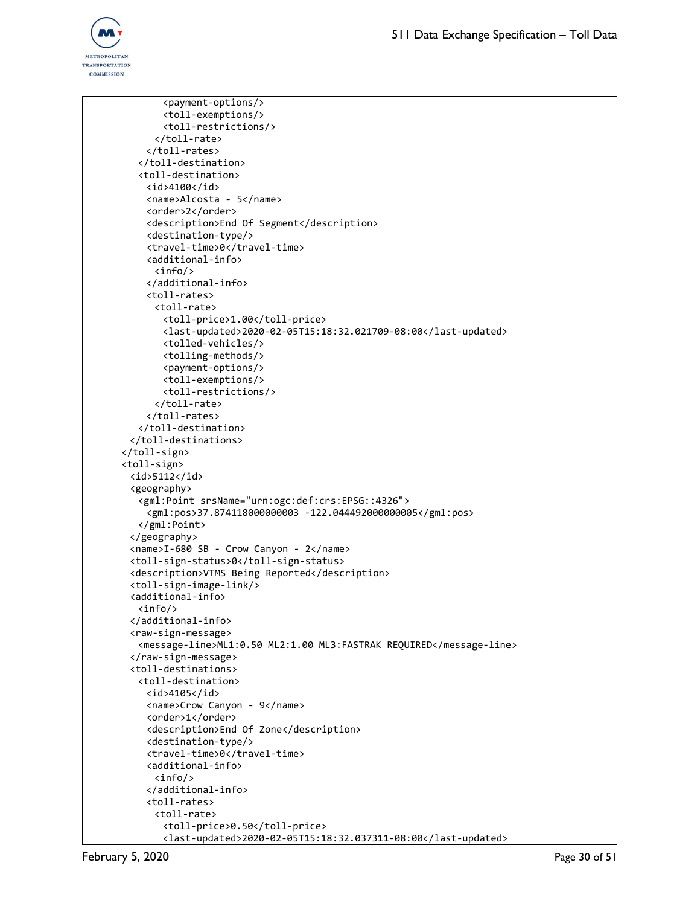```
            <payment-options/>
            <toll-exemptions/>
            <toll-restrictions/>
          </toll-rate>
        </toll-rates>
      </toll-destination>
      <toll-destination>
        <id>4100</id>
        <name>Alcosta - 5</name>
        <order>2</order>
        <description>End Of Segment</description>
        <destination-type/>
        <travel-time>0</travel-time>
        <additional-info>
          <info/>
        </additional-info>
        <toll-rates>
          <toll-rate>
            <toll-price>1.00</toll-price>
            <last-updated>2020-02-05T15:18:32.021709-08:00</last-updated>
            <tolled-vehicles/>
            <tolling-methods/>
            <payment-options/>
            <toll-exemptions/>
            <toll-restrictions/>
          </toll-rate>
        </toll-rates>
      </toll-destination>
    </toll-destinations>
  </toll-sign>
  <toll-sign>
    <id>5112</id>
    <geography>
      <gml:Point srsName="urn:ogc:def:crs:EPSG::4326">
        <gml:pos>37.874118000000003 -122.044492000000005</gml:pos>
      </gml:Point>
    </geography>
    <name>I-680 SB - Crow Canyon - 2</name>
    <toll-sign-status>0</toll-sign-status>
    <description>VTMS Being Reported</description>
    <toll-sign-image-link/>
    <additional-info>
      <info/>
    </additional-info>
    <raw-sign-message>
      <message-line>ML1:0.50 ML2:1.00 ML3:FASTRAK REQUIRED</message-line>
    </raw-sign-message>
    <toll-destinations>
      <toll-destination>
        <id>4105</id>
        <name>Crow Canyon - 9</name>
        <order>1</order>
        <description>End Of Zone</description>
        <destination-type/>
        <travel-time>0</travel-time>
        <additional-info>
          <info/>
        </additional-info>
        <toll-rates>
          <toll-rate>
            <toll-price>0.50</toll-price>
            <last-updated>2020-02-05T15:18:32.037311-08:00</last-updated>
```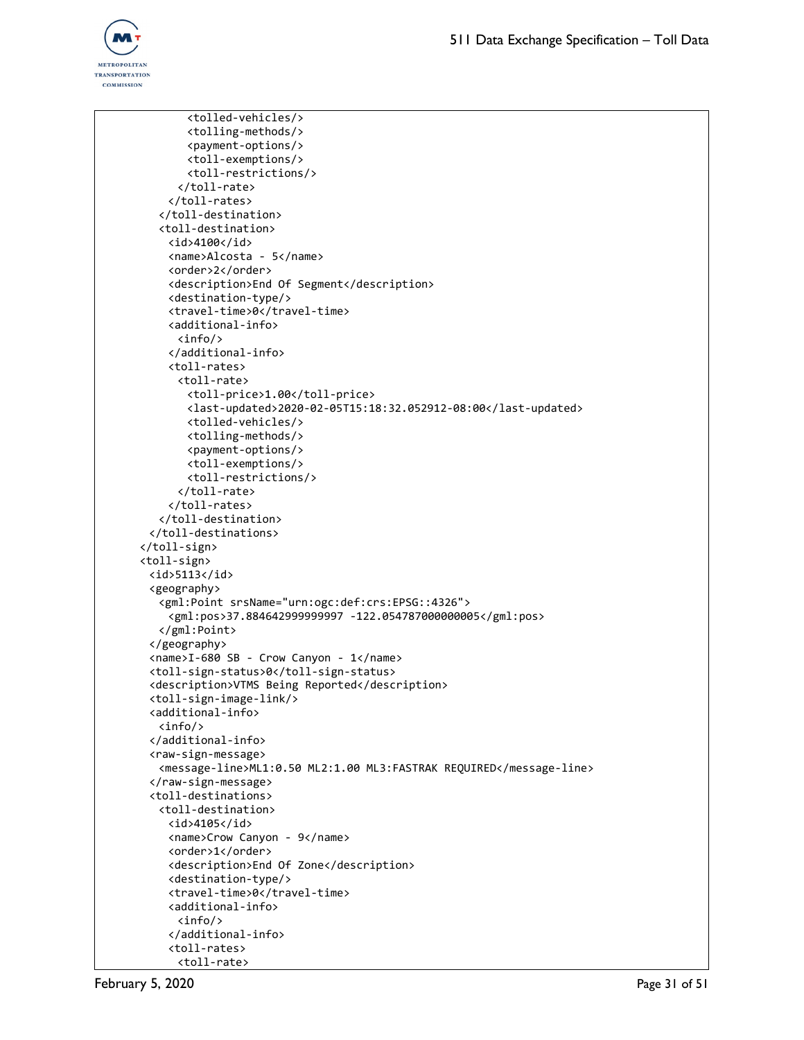```
          <tolled-vehicles/>
          <tolling-methods/>
          <payment-options/>
          <toll-exemptions/>
          <toll-restrictions/>
        </toll-rate>
      </toll-rates>
    </toll-destination>
    <toll-destination>
      <id>4100</id>
      <name>Alcosta - 5</name>
      <order>2</order>
      <description>End Of Segment</description>
      <destination-type/>
      <travel-time>0</travel-time>
      <additional-info>
        <info/>
      </additional-info>
      <toll-rates>
        <toll-rate>
          <toll-price>1.00</toll-price>
          <last-updated>2020-02-05T15:18:32.052912-08:00</last-updated>
          <tolled-vehicles/>
          <tolling-methods/>
          <payment-options/>
          <toll-exemptions/>
          <toll-restrictions/>
        </toll-rate>
      </toll-rates>
    </toll-destination>
  </toll-destinations>
</toll-sign>
<toll-sign>
  <id>5113</id>
  <geography>
    <gml:Point srsName="urn:ogc:def:crs:EPSG::4326">
      <gml:pos>37.884642999999997 -122.054787000000005</gml:pos>
    </gml:Point>
  </geography>
  <name>I-680 SB - Crow Canyon - 1</name>
  <toll-sign-status>0</toll-sign-status>
  <description>VTMS Being Reported</description>
  <toll-sign-image-link/>
  <additional-info>
    <info/>
  </additional-info>
  <raw-sign-message>
    <message-line>ML1:0.50 ML2:1.00 ML3:FASTRAK REQUIRED</message-line>
  </raw-sign-message>
  <toll-destinations>
    <toll-destination>
      <id>4105</id>
      <name>Crow Canyon - 9</name>
      <order>1</order>
      <description>End Of Zone</description>
      <destination-type/>
      <travel-time>0</travel-time>
      <additional-info>
        <info/>
      </additional-info>
      <toll-rates>
        <toll-rate>
```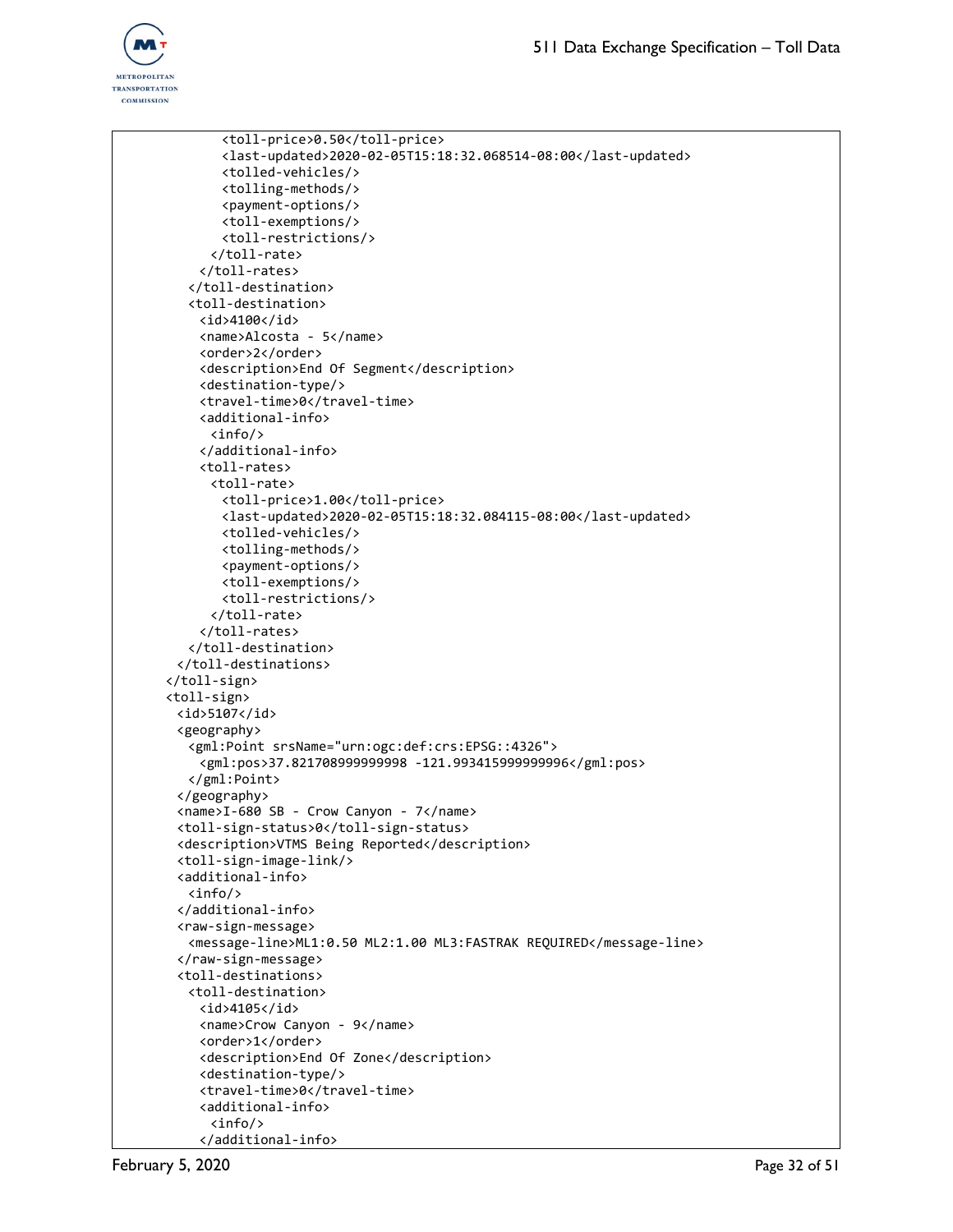```
          <toll-price>0.50</toll-price>
          <last-updated>2020-02-05T15:18:32.068514-08:00</last-updated>
          <tolled-vehicles/>
          <tolling-methods/>
          <payment-options/>
          <toll-exemptions/>
          <toll-restrictions/>
        </toll-rate>
      </toll-rates>
    </toll-destination>
    <toll-destination>
      <id>4100</id>
      <name>Alcosta - 5</name>
      <order>2</order>
      <description>End Of Segment</description>
      <destination-type/>
      <travel-time>0</travel-time>
      <additional-info>
        <info/>
      </additional-info>
      <toll-rates>
        <toll-rate>
          <toll-price>1.00</toll-price>
          <last-updated>2020-02-05T15:18:32.084115-08:00</last-updated>
          <tolled-vehicles/>
          <tolling-methods/>
          <payment-options/>
          <toll-exemptions/>
          <toll-restrictions/>
        </toll-rate>
      </toll-rates>
    </toll-destination>
  </toll-destinations>
</toll-sign>
<toll-sign>
  <id>5107</id>
  <geography>
    <gml:Point srsName="urn:ogc:def:crs:EPSG::4326">
      <gml:pos>37.821708999999998 -121.993415999999996</gml:pos>
    </gml:Point>
  </geography>
  <name>I-680 SB - Crow Canyon - 7</name>
  <toll-sign-status>0</toll-sign-status>
  <description>VTMS Being Reported</description>
  <toll-sign-image-link/>
  <additional-info>
    <info/>
  </additional-info>
  <raw-sign-message>
    <message-line>ML1:0.50 ML2:1.00 ML3:FASTRAK REQUIRED</message-line>
  </raw-sign-message>
  <toll-destinations>
    <toll-destination>
      <id>4105</id>
      <name>Crow Canyon - 9</name>
      <order>1</order>
      <description>End Of Zone</description>
      <destination-type/>
      <travel-time>0</travel-time>
      <additional-info>
        <info/>
      </additional-info>
```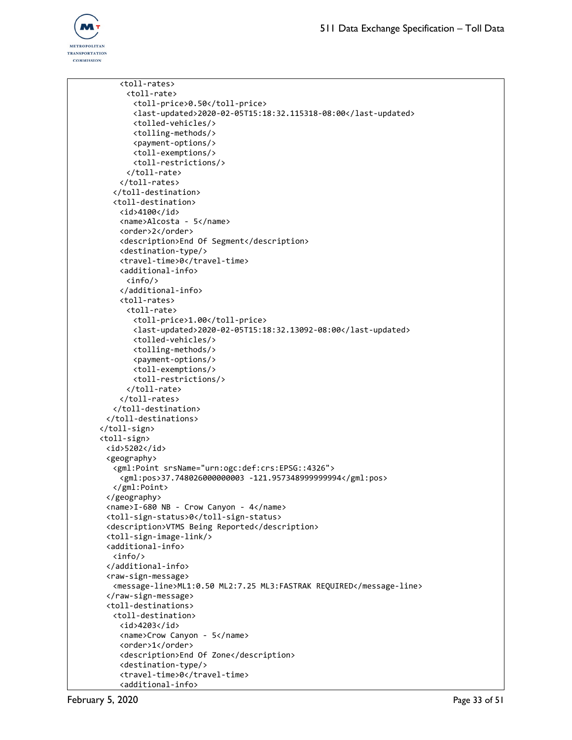```
        <toll-rates>
          <toll-rate>
            <toll-price>0.50</toll-price>
            <last-updated>2020-02-05T15:18:32.115318-08:00</last-updated>
            <tolled-vehicles/>
            <tolling-methods/>
            <payment-options/>
            <toll-exemptions/>
            <toll-restrictions/>
          </toll-rate>
        </toll-rates>
      </toll-destination>
      <toll-destination>
        <id>4100</id>
        <name>Alcosta - 5</name>
        <order>2</order>
        <description>End Of Segment</description>
        <destination-type/>
        <travel-time>0</travel-time>
        <additional-info>
          <info/>
        </additional-info>
        <toll-rates>
          <toll-rate>
            <toll-price>1.00</toll-price>
            <last-updated>2020-02-05T15:18:32.13092-08:00</last-updated>
            <tolled-vehicles/>
            <tolling-methods/>
            <payment-options/>
            <toll-exemptions/>
            <toll-restrictions/>
          </toll-rate>
        </toll-rates>
      </toll-destination>
    </toll-destinations>
  </toll-sign>
  <toll-sign>
    <id>5202</id>
    <geography>
      <gml:Point srsName="urn:ogc:def:crs:EPSG::4326">
        <gml:pos>37.748026000000003 -121.957348999999994</gml:pos>
      </gml:Point>
    </geography>
    <name>I-680 NB - Crow Canyon - 4</name>
    <toll-sign-status>0</toll-sign-status>
    <description>VTMS Being Reported</description>
    <toll-sign-image-link/>
    <additional-info>
      <info/>
    </additional-info>
    <raw-sign-message>
      <message-line>ML1:0.50 ML2:7.25 ML3:FASTRAK REQUIRED</message-line>
    </raw-sign-message>
    <toll-destinations>
      <toll-destination>
        <id>4203</id>
        <name>Crow Canyon - 5</name>
        <order>1</order>
        <description>End Of Zone</description>
        <destination-type/>
        <travel-time>0</travel-time>
        <additional-info>
```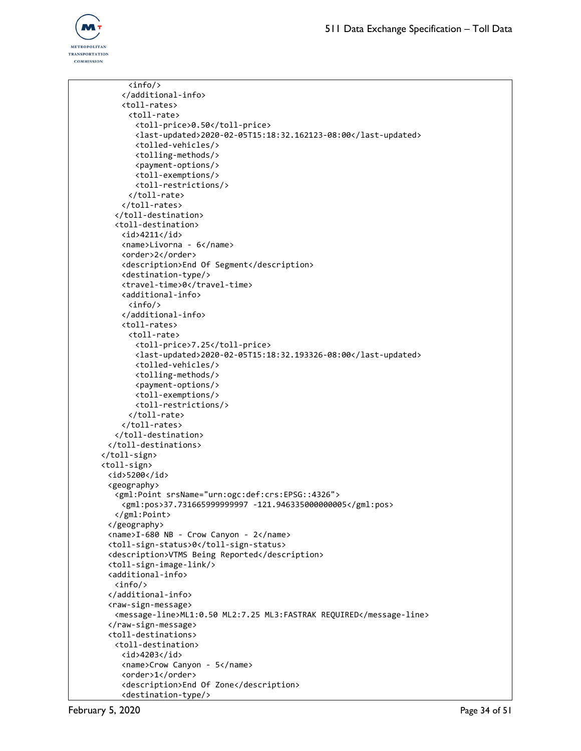```
          <info/>
        </additional-info>
        <toll-rates>
          <toll-rate>
            <toll-price>0.50</toll-price>
            <last-updated>2020-02-05T15:18:32.162123-08:00</last-updated>
            <tolled-vehicles/>
            <tolling-methods/>
            <payment-options/>
            <toll-exemptions/>
            <toll-restrictions/>
          </toll-rate>
        </toll-rates>
      </toll-destination>
      <toll-destination>
        <id>4211</id>
        <name>Livorna - 6</name>
        <order>2</order>
        <description>End Of Segment</description>
        <destination-type/>
        <travel-time>0</travel-time>
        <additional-info>
          <info/>
        </additional-info>
        <toll-rates>
          <toll-rate>
            <toll-price>7.25</toll-price>
            <last-updated>2020-02-05T15:18:32.193326-08:00</last-updated>
            <tolled-vehicles/>
            <tolling-methods/>
            <payment-options/>
            <toll-exemptions/>
            <toll-restrictions/>
          </toll-rate>
        </toll-rates>
      </toll-destination>
    </toll-destinations>
  </toll-sign>
  <toll-sign>
    <id>5200</id>
    <geography>
      <gml:Point srsName="urn:ogc:def:crs:EPSG::4326">
        <gml:pos>37.731665999999997 -121.946335000000005</gml:pos>
      </gml:Point>
    </geography>
    <name>I-680 NB - Crow Canyon - 2</name>
    <toll-sign-status>0</toll-sign-status>
    <description>VTMS Being Reported</description>
    <toll-sign-image-link/>
    <additional-info>
      <info/>
    </additional-info>
    <raw-sign-message>
      <message-line>ML1:0.50 ML2:7.25 ML3:FASTRAK REQUIRED</message-line>
    </raw-sign-message>
    <toll-destinations>
      <toll-destination>
        <id>4203</id>
        <name>Crow Canyon - 5</name>
        <order>1</order>
        <description>End Of Zone</description>
        <destination-type/>
```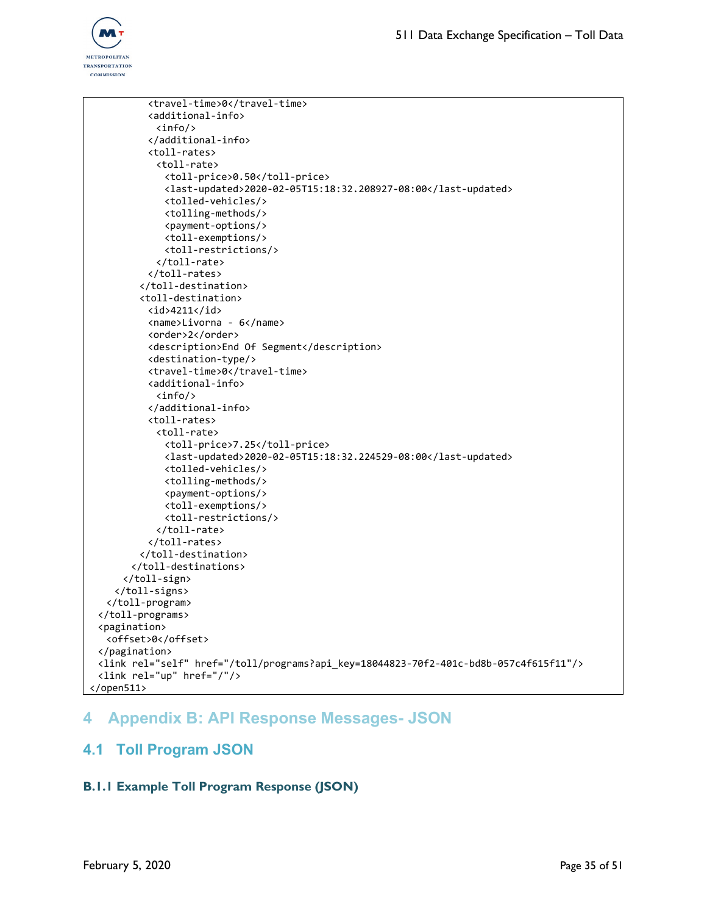```
          <travel-time>0</travel-time>
          <additional-info>
            <info/>
          </additional-info>
          <toll-rates>
            <toll-rate>
              <toll-price>0.50</toll-price>
              <last-updated>2020-02-05T15:18:32.208927-08:00</last-updated>
              <tolled-vehicles/>
              <tolling-methods/>
              <payment-options/>
              <toll-exemptions/>
              <toll-restrictions/>
            </toll-rate>
          </toll-rates>
        </toll-destination>
        <toll-destination>
          <id>4211</id>
          <name>Livorna - 6</name>
          <order>2</order>
          <description>End Of Segment</description>
          <destination-type/>
          <travel-time>0</travel-time>
          <additional-info>
            <info/>
          </additional-info>
          <toll-rates>
            <toll-rate>
              <toll-price>7.25</toll-price>
              <last-updated>2020-02-05T15:18:32.224529-08:00</last-updated>
              <tolled-vehicles/>
              <tolling-methods/>
              <payment-options/>
              <toll-exemptions/>
              <toll-restrictions/>
            </toll-rate>
          </toll-rates>
        </toll-destination>
      </toll-destinations>
    </toll-sign>
  </toll-signs>
 </toll-program>
</toll-programs>
<pagination>
  <offset>0</offset>
</pagination>
<link rel="self" href="/toll/programs?api_key=18044823-70f2-401c-bd8b-057c4f615f11"/>
<link rel="up" href="/"/>
</open511>
```

# 4 Appendix B: API Response Messages- JSON

## 4.1 Toll Program JSON

### B.1.1 Example Toll Program Response (JSON)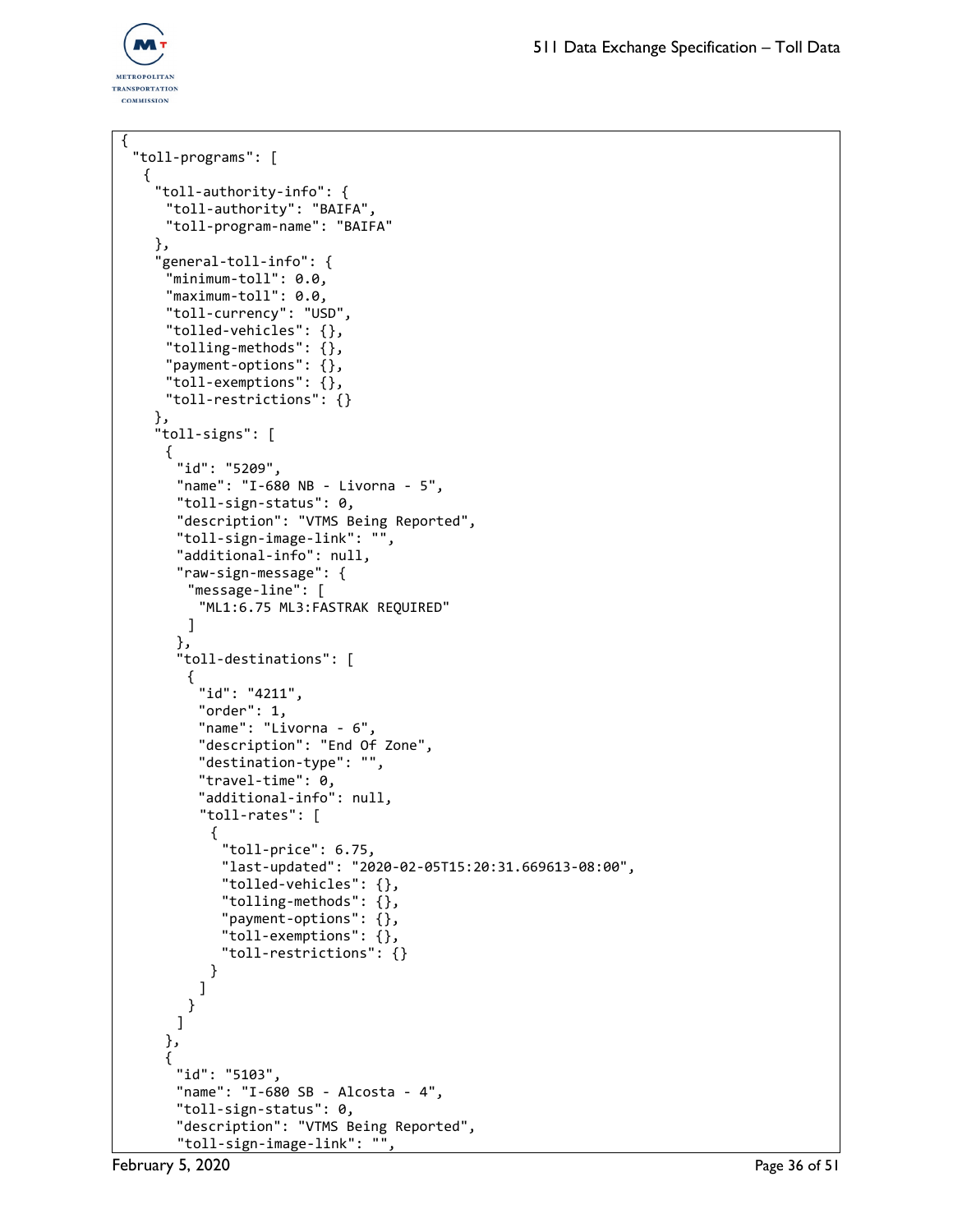```
{
  "toll-programs": [
    {
      "toll-authority-info": {
        "toll-authority": "BAIFA",
        "toll-program-name": "BAIFA"
      },
      "general-toll-info": {
        "minimum-toll": 0.0,
        "maximum-toll": 0.0,
        "toll-currency": "USD",
        "tolled-vehicles": {},
        "tolling-methods": {},
        "payment-options": {},
        "toll-exemptions": {},
        "toll-restrictions": {}
      },
      "toll-signs": [
        {
          "id": "5209",
          "name": "I-680 NB - Livorna - 5",
          "toll-sign-status": 0,
          "description": "VTMS Being Reported",
          "toll-sign-image-link": "",
          "additional-info": null,
          "raw-sign-message": {
            "message-line": [
              "ML1:6.75 ML3:FASTRAK REQUIRED"
            ]
          },
          "toll-destinations": [
            {
              "id": "4211",
              "order": 1,
              "name": "Livorna - 6",
              "description": "End Of Zone",
              "destination-type": "",
              "travel-time": 0,
              "additional-info": null,
              "toll-rates": [
                {
                  "toll-price": 6.75,
                  "last-updated": "2020-02-05T15:20:31.669613-08:00",
                  "tolled-vehicles": {},
                  "tolling-methods": {},
                  "payment-options": {},
                  "toll-exemptions": {},
                  "toll-restrictions": {}
                }
              ]
            }
          ]
        },
        {
          "id": "5103",
          "name": "I-680 SB - Alcosta - 4",
          "toll-sign-status": 0,
          "description": "VTMS Being Reported",
          "toll-sign-image-link": "",
```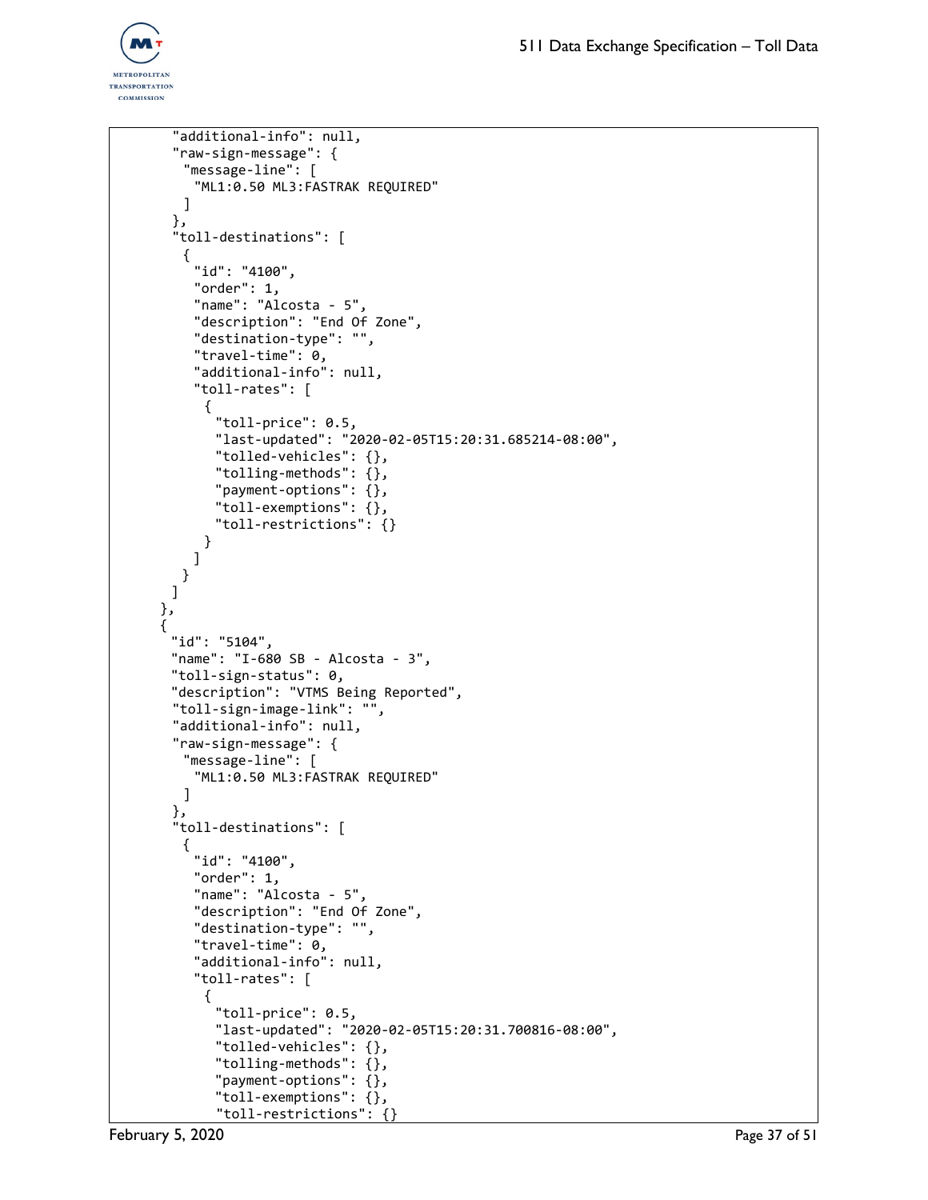```
        "additional-info": null,
        "raw-sign-message": {
          "message-line": [
            "ML1:0.50 ML3:FASTRAK REQUIRED"
          ]
        },
        "toll-destinations": [
          {
            "id": "4100",
            "order": 1,
            "name": "Alcosta - 5",
            "description": "End Of Zone",
            "destination-type": "",
            "travel-time": 0,
            "additional-info": null,
            "toll-rates": [
              {
                "toll-price": 0.5,
                "last-updated": "2020-02-05T15:20:31.685214-08:00",
                "tolled-vehicles": {},
                "tolling-methods": {},
                "payment-options": {},
                "toll-exemptions": {},
                "toll-restrictions": {}
              }
            ]
          }
        ]
      },
      {
        "id": "5104",
        "name": "I-680 SB - Alcosta - 3",
        "toll-sign-status": 0,
        "description": "VTMS Being Reported",
        "toll-sign-image-link": "",
        "additional-info": null,
        "raw-sign-message": {
          "message-line": [
            "ML1:0.50 ML3:FASTRAK REQUIRED"
          ]
        },
        "toll-destinations": [
          {
            "id": "4100",
            "order": 1,
            "name": "Alcosta - 5",
            "description": "End Of Zone",
            "destination-type": "",
            "travel-time": 0,
            "additional-info": null,
            "toll-rates": [
              {
                "toll-price": 0.5,
                "last-updated": "2020-02-05T15:20:31.700816-08:00",
                "tolled-vehicles": {},
                "tolling-methods": {},
                "payment-options": {},
                "toll-exemptions": {},
                "toll-restrictions": {}
```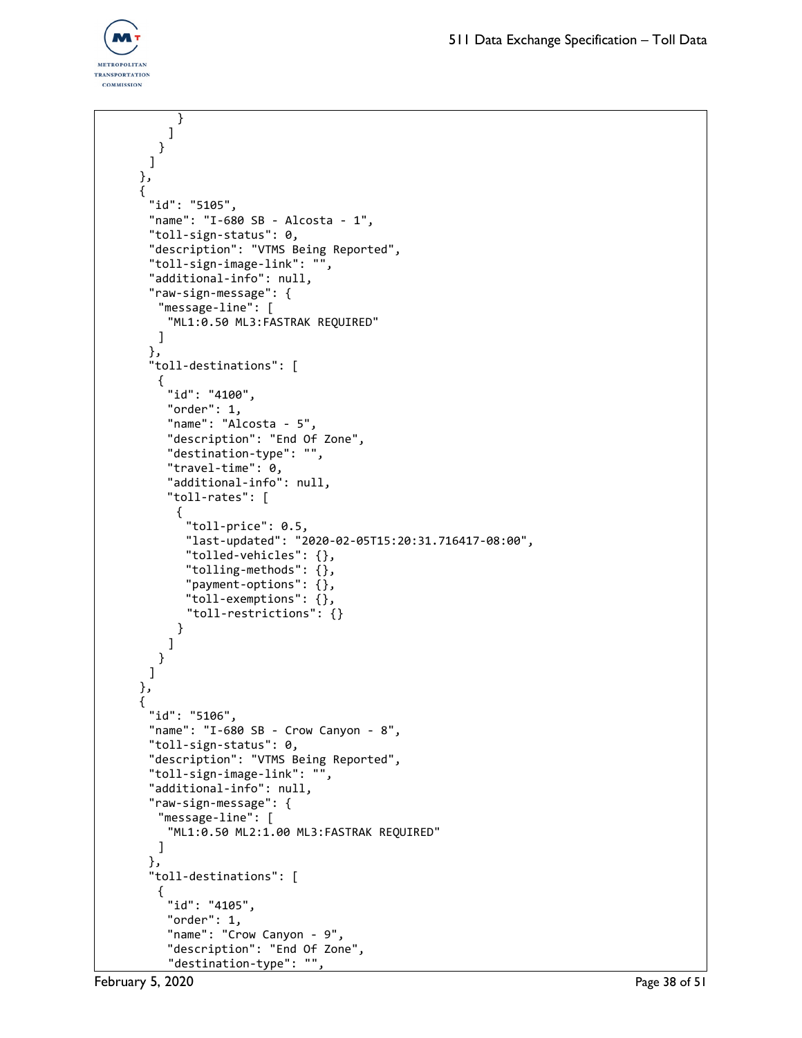```
          }
        ]
      }
    ]
  },
  {
    "id": "5105",
    "name": "I-680 SB - Alcosta - 1",
    "toll-sign-status": 0,
    "description": "VTMS Being Reported",
    "toll-sign-image-link": "",
    "additional-info": null,
    "raw-sign-message": {
      "message-line": [
        "ML1:0.50 ML3:FASTRAK REQUIRED"
      ]
    },
    "toll-destinations": [
      {
        "id": "4100",
        "order": 1,
        "name": "Alcosta - 5",
        "description": "End Of Zone",
        "destination-type": "",
        "travel-time": 0,
        "additional-info": null,
        "toll-rates": [
          {
            "toll-price": 0.5,
            "last-updated": "2020-02-05T15:20:31.716417-08:00",
            "tolled-vehicles": {},
            "tolling-methods": {},
            "payment-options": {},
            "toll-exemptions": {},
            "toll-restrictions": {}
          }
        ]
      }
    ]
  },
  {
    "id": "5106",
    "name": "I-680 SB - Crow Canyon - 8",
    "toll-sign-status": 0,
    "description": "VTMS Being Reported",
    "toll-sign-image-link": "",
    "additional-info": null,
    "raw-sign-message": {
      "message-line": [
        "ML1:0.50 ML2:1.00 ML3:FASTRAK REQUIRED"
      ]
    },
    "toll-destinations": [
      {
        "id": "4105",
        "order": 1,
        "name": "Crow Canyon - 9",
        "description": "End Of Zone",
        "destination-type": "",
```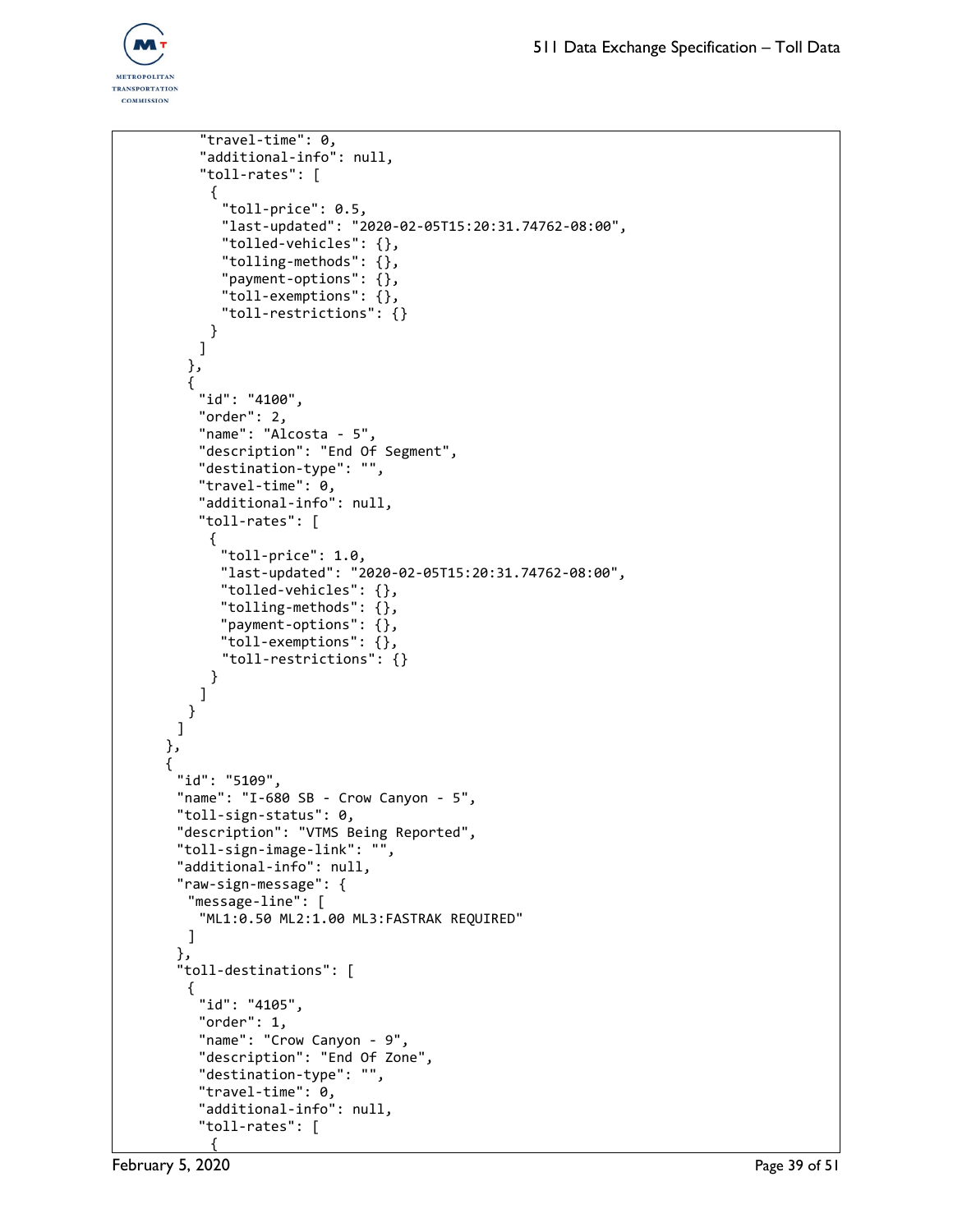```
          "travel-time": 0,
          "additional-info": null,
          "toll-rates": [
           {
            "toll-price": 0.5,
            "last-updated": "2020-02-05T15:20:31.74762-08:00",
            "tolled-vehicles": {},
            "tolling-methods": {},
            "payment-options": {},
            "toll-exemptions": {},
            "toll-restrictions": {}
           }
          ]
         },
         {
          "id": "4100",
          "order": 2,
          "name": "Alcosta - 5",
          "description": "End Of Segment",
          "destination-type": "",
          "travel-time": 0,
          "additional-info": null,
          "toll-rates": [
           {
            "toll-price": 1.0,
            "last-updated": "2020-02-05T15:20:31.74762-08:00",
            "tolled-vehicles": {},
            "tolling-methods": {},
            "payment-options": {},
            "toll-exemptions": {},
            "toll-restrictions": {}
           }
          ]
         }
        ]
       },
       {
        "id": "5109",
        "name": "I-680 SB - Crow Canyon - 5",
        "toll-sign-status": 0,
        "description": "VTMS Being Reported",
        "toll-sign-image-link": "",
        "additional-info": null,
        "raw-sign-message": {
         "message-line": [
          "ML1:0.50 ML2:1.00 ML3:FASTRAK REQUIRED"
         ]
        },
        "toll-destinations": [
         {
          "id": "4105",
          "order": 1,
          "name": "Crow Canyon - 9",
          "description": "End Of Zone",
          "destination-type": "",
          "travel-time": 0,
          "additional-info": null,
          "toll-rates": [
           {
```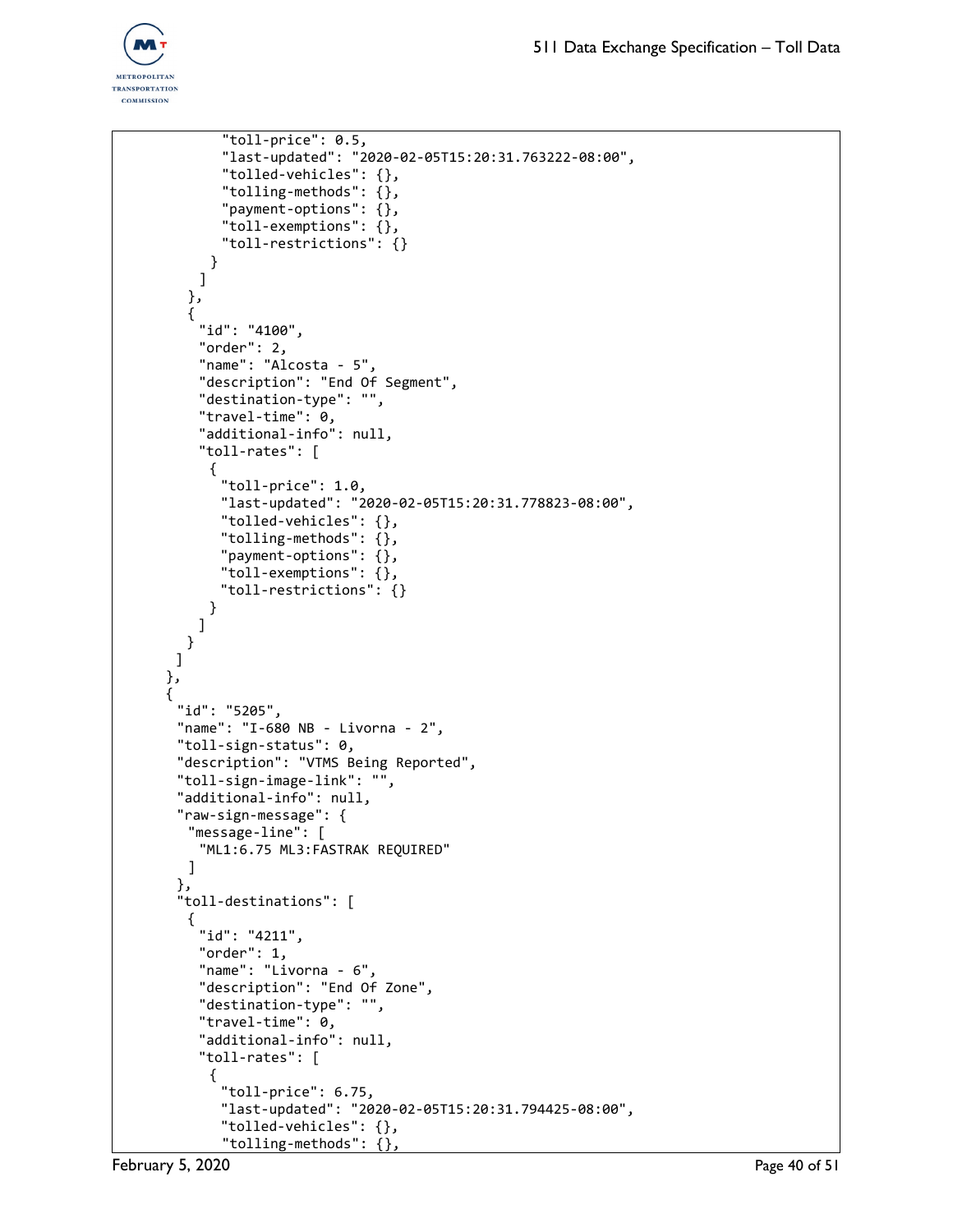```
          "toll-price": 0.5,
          "last-updated": "2020-02-05T15:20:31.763222-08:00",
          "tolled-vehicles": {},
          "tolling-methods": {},
          "payment-options": {},
          "toll-exemptions": {},
          "toll-restrictions": {}
        }
      ]
    },
    {
      "id": "4100",
      "order": 2,
      "name": "Alcosta - 5",
      "description": "End Of Segment",
      "destination-type": "",
      "travel-time": 0,
      "additional-info": null,
      "toll-rates": [
        {
          "toll-price": 1.0,
          "last-updated": "2020-02-05T15:20:31.778823-08:00",
          "tolled-vehicles": {},
          "tolling-methods": {},
          "payment-options": {},
          "toll-exemptions": {},
          "toll-restrictions": {}
        }
      ]
    }
  ]
},
{
  "id": "5205",
  "name": "I-680 NB - Livorna - 2",
  "toll-sign-status": 0,
  "description": "VTMS Being Reported",
  "toll-sign-image-link": "",
  "additional-info": null,
  "raw-sign-message": {
    "message-line": [
      "ML1:6.75 ML3:FASTRAK REQUIRED"
    ]
  },
  "toll-destinations": [
    {
      "id": "4211",
      "order": 1,
      "name": "Livorna - 6",
      "description": "End Of Zone",
      "destination-type": "",
      "travel-time": 0,
      "additional-info": null,
      "toll-rates": [
        {
          "toll-price": 6.75,
          "last-updated": "2020-02-05T15:20:31.794425-08:00",
          "tolled-vehicles": {},
          "tolling-methods": {},
```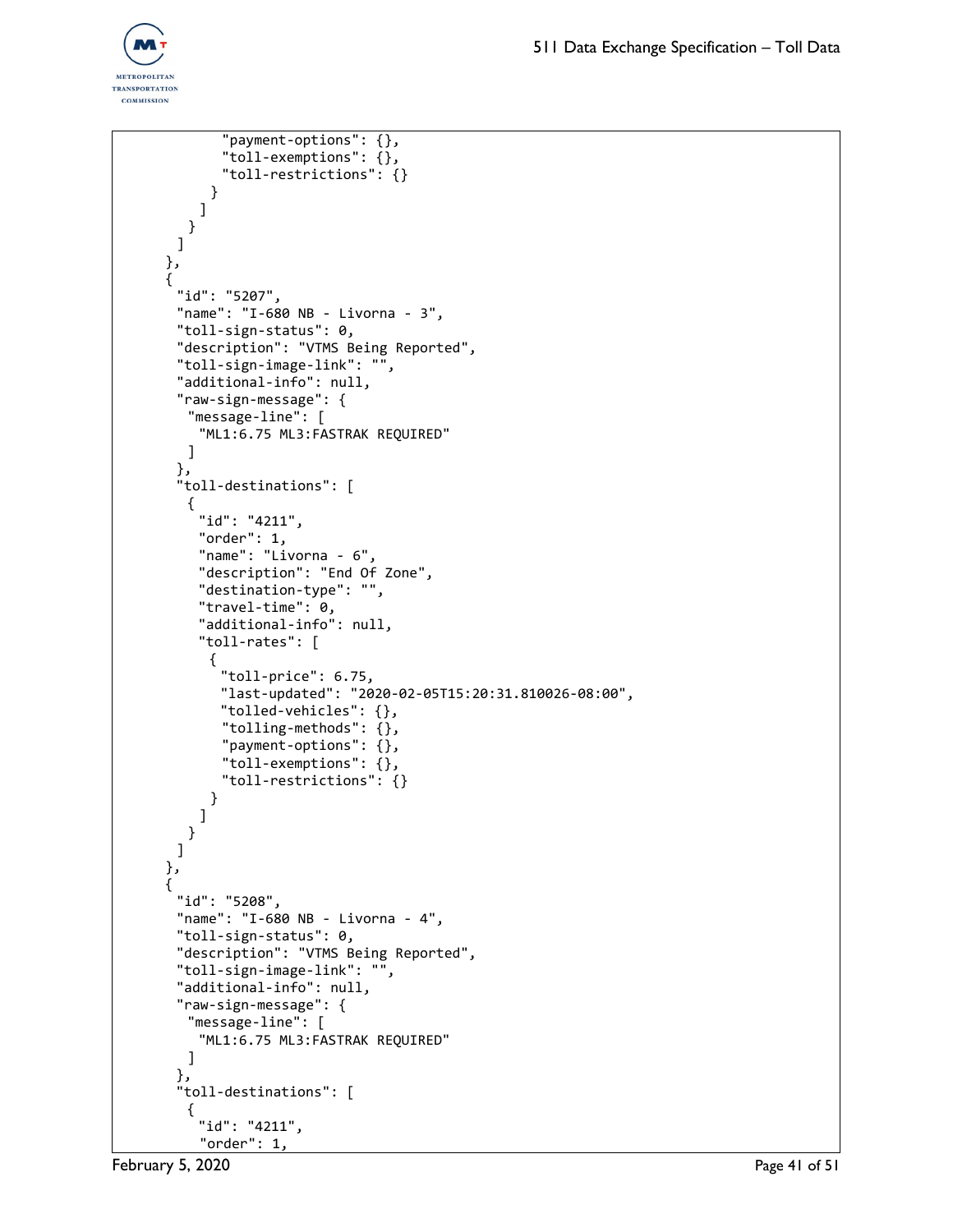```
          "payment-options": {},
          "toll-exemptions": {},
          "toll-restrictions": {}
        }
      ]
    }
  ]
},
{
  "id": "5207",
  "name": "I-680 NB - Livorna - 3",
  "toll-sign-status": 0,
  "description": "VTMS Being Reported",
  "toll-sign-image-link": "",
  "additional-info": null,
  "raw-sign-message": {
    "message-line": [
      "ML1:6.75 ML3:FASTRAK REQUIRED"
    ]
  },
  "toll-destinations": [
    {
      "id": "4211",
      "order": 1,
      "name": "Livorna - 6",
      "description": "End Of Zone",
      "destination-type": "",
      "travel-time": 0,
      "additional-info": null,
      "toll-rates": [
        {
          "toll-price": 6.75,
          "last-updated": "2020-02-05T15:20:31.810026-08:00",
          "tolled-vehicles": {},
          "tolling-methods": {},
          "payment-options": {},
          "toll-exemptions": {},
          "toll-restrictions": {}
        }
      ]
    }
  ]
},
{
  "id": "5208",
  "name": "I-680 NB - Livorna - 4",
  "toll-sign-status": 0,
  "description": "VTMS Being Reported",
  "toll-sign-image-link": "",
  "additional-info": null,
  "raw-sign-message": {
    "message-line": [
      "ML1:6.75 ML3:FASTRAK REQUIRED"
    ]
  },
  "toll-destinations": [
    {
      "id": "4211",
      "order": 1,
```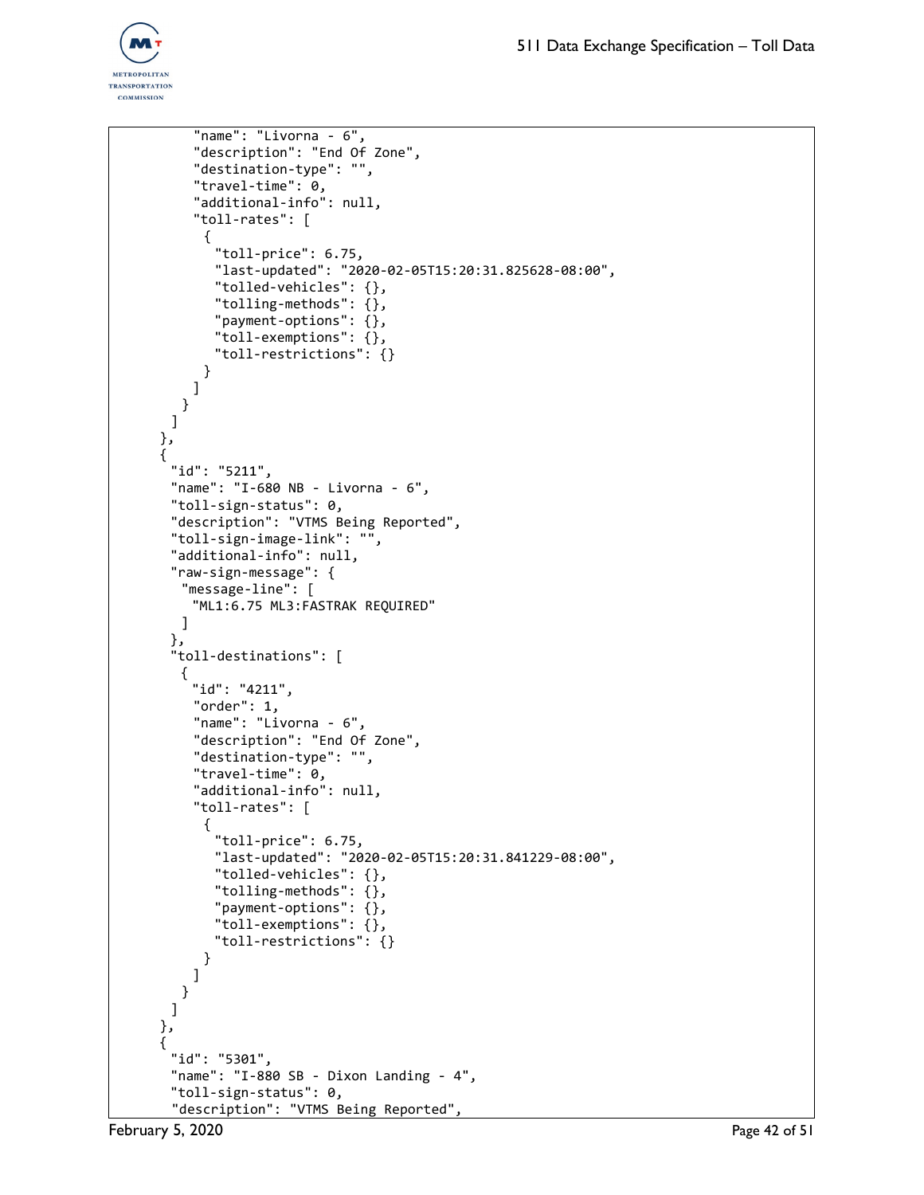```
          "name": "Livorna - 6",
          "description": "End Of Zone",
          "destination-type": "",
          "travel-time": 0,
          "additional-info": null,
          "toll-rates": [
            {
              "toll-price": 6.75,
              "last-updated": "2020-02-05T15:20:31.825628-08:00",
              "tolled-vehicles": {},
              "tolling-methods": {},
              "payment-options": {},
              "toll-exemptions": {},
              "toll-restrictions": {}
            }
          ]
        }
      ]
    },
    {
      "id": "5211",
      "name": "I-680 NB - Livorna - 6",
      "toll-sign-status": 0,
      "description": "VTMS Being Reported",
      "toll-sign-image-link": "",
      "additional-info": null,
      "raw-sign-message": {
        "message-line": [
          "ML1:6.75 ML3:FASTRAK REQUIRED"
        ]
      },
      "toll-destinations": [
        {
          "id": "4211",
          "order": 1,
          "name": "Livorna - 6",
          "description": "End Of Zone",
          "destination-type": "",
          "travel-time": 0,
          "additional-info": null,
          "toll-rates": [
            {
              "toll-price": 6.75,
              "last-updated": "2020-02-05T15:20:31.841229-08:00",
              "tolled-vehicles": {},
              "tolling-methods": {},
              "payment-options": {},
              "toll-exemptions": {},
              "toll-restrictions": {}
            }
          ]
        }
      ]
    },
    {
      "id": "5301",
      "name": "I-880 SB - Dixon Landing - 4",
      "toll-sign-status": 0,
      "description": "VTMS Being Reported",
```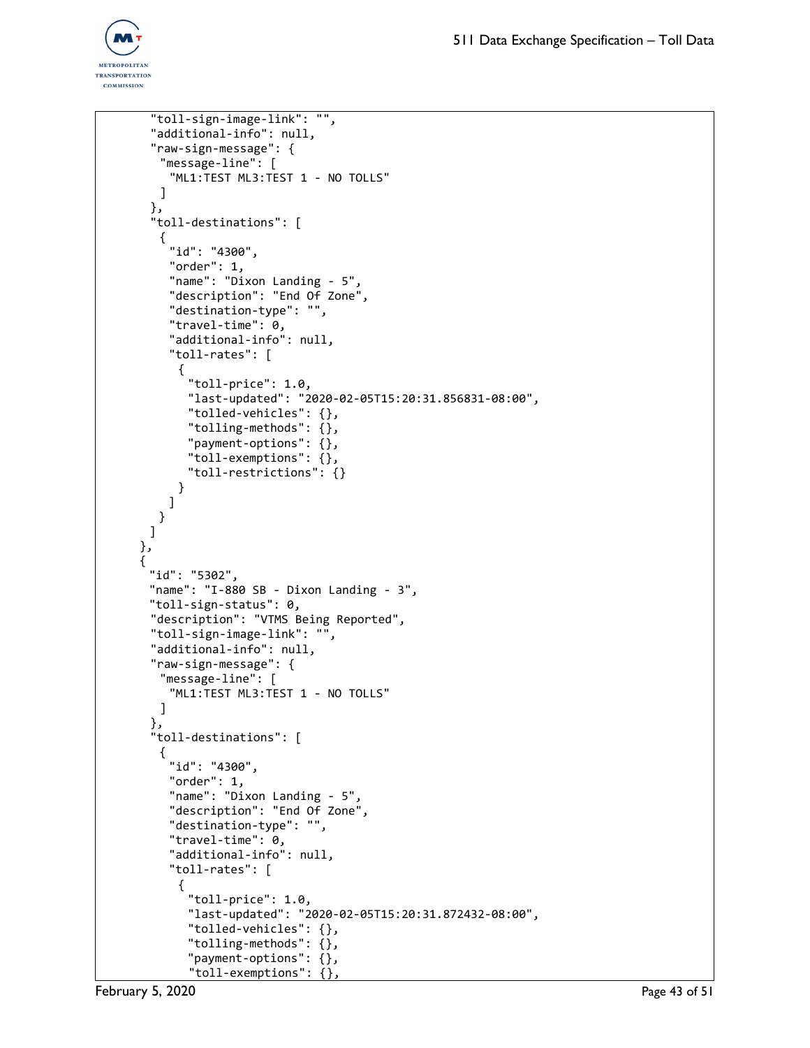```
        "toll-sign-image-link": "",
        "additional-info": null,
        "raw-sign-message": {
          "message-line": [
            "ML1:TEST ML3:TEST 1 - NO TOLLS"
          ]
        },
        "toll-destinations": [
          {
            "id": "4300",
            "order": 1,
            "name": "Dixon Landing - 5",
            "description": "End Of Zone",
            "destination-type": "",
            "travel-time": 0,
            "additional-info": null,
            "toll-rates": [
              {
                "toll-price": 1.0,
                "last-updated": "2020-02-05T15:20:31.856831-08:00",
                "tolled-vehicles": {},
                "tolling-methods": {},
                "payment-options": {},
                "toll-exemptions": {},
                "toll-restrictions": {}
              }
            ]
          }
        ]
      },
      {
        "id": "5302",
        "name": "I-880 SB - Dixon Landing - 3",
        "toll-sign-status": 0,
        "description": "VTMS Being Reported",
        "toll-sign-image-link": "",
        "additional-info": null,
        "raw-sign-message": {
          "message-line": [
            "ML1:TEST ML3:TEST 1 - NO TOLLS"
          ]
        },
        "toll-destinations": [
          {
            "id": "4300",
            "order": 1,
            "name": "Dixon Landing - 5",
            "description": "End Of Zone",
            "destination-type": "",
            "travel-time": 0,
            "additional-info": null,
            "toll-rates": [
              {
                "toll-price": 1.0,
                "last-updated": "2020-02-05T15:20:31.872432-08:00",
                "tolled-vehicles": {},
                "tolling-methods": {},
                "payment-options": {},
                "toll-exemptions": {},
```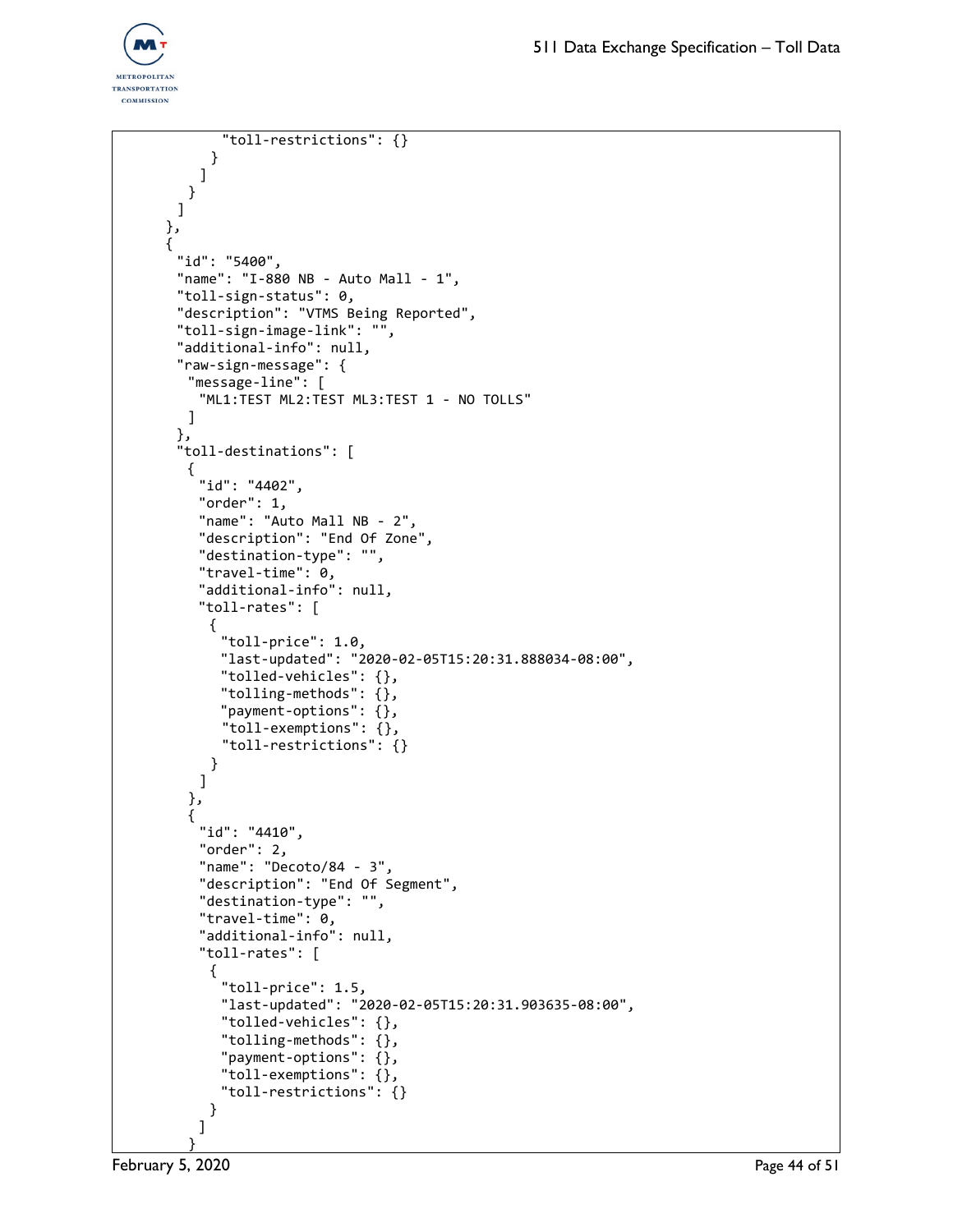```
            "toll-restrictions": {}
          }
        ]
      }
    ]
  },
  {
    "id": "5400",
    "name": "I-880 NB - Auto Mall - 1",
    "toll-sign-status": 0,
    "description": "VTMS Being Reported",
    "toll-sign-image-link": "",
    "additional-info": null,
    "raw-sign-message": {
      "message-line": [
        "ML1:TEST ML2:TEST ML3:TEST 1 - NO TOLLS"
      ]
    },
    "toll-destinations": [
      {
        "id": "4402",
        "order": 1,
        "name": "Auto Mall NB - 2",
        "description": "End Of Zone",
        "destination-type": "",
        "travel-time": 0,
        "additional-info": null,
        "toll-rates": [
          {
            "toll-price": 1.0,
            "last-updated": "2020-02-05T15:20:31.888034-08:00",
            "tolled-vehicles": {},
            "tolling-methods": {},
            "payment-options": {},
            "toll-exemptions": {},
            "toll-restrictions": {}
          }
        ]
      },
      {
        "id": "4410",
        "order": 2,
        "name": "Decoto/84 - 3",
        "description": "End Of Segment",
        "destination-type": "",
        "travel-time": 0,
        "additional-info": null,
        "toll-rates": [
          {
            "toll-price": 1.5,
            "last-updated": "2020-02-05T15:20:31.903635-08:00",
            "tolled-vehicles": {},
            "tolling-methods": {},
            "payment-options": {},
            "toll-exemptions": {},
            "toll-restrictions": {}
          }
        ]
      }
```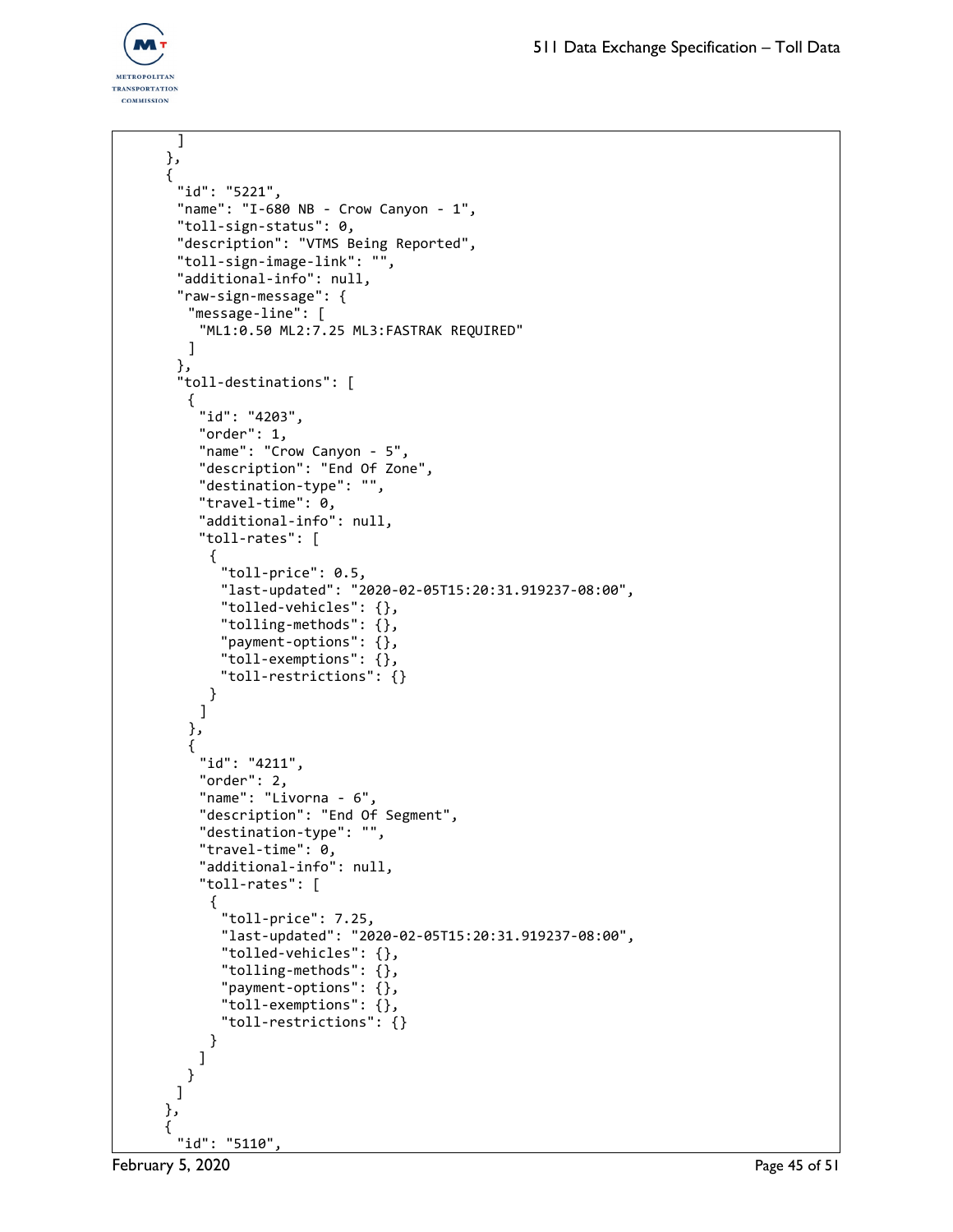```
        ]
      },
      {
        "id": "5221",
        "name": "I-680 NB - Crow Canyon - 1",
        "toll-sign-status": 0,
        "description": "VTMS Being Reported",
        "toll-sign-image-link": "",
        "additional-info": null,
        "raw-sign-message": {
          "message-line": [
            "ML1:0.50 ML2:7.25 ML3:FASTRAK REQUIRED"
          ]
        },
        "toll-destinations": [
          {
            "id": "4203",
            "order": 1,
            "name": "Crow Canyon - 5",
            "description": "End Of Zone",
            "destination-type": "",
            "travel-time": 0,
            "additional-info": null,
            "toll-rates": [
              {
                "toll-price": 0.5,
                "last-updated": "2020-02-05T15:20:31.919237-08:00",
                "tolled-vehicles": {},
                "tolling-methods": {},
                "payment-options": {},
                "toll-exemptions": {},
                "toll-restrictions": {}
              }
            ]
          },
          {
            "id": "4211",
            "order": 2,
            "name": "Livorna - 6",
            "description": "End Of Segment",
            "destination-type": "",
            "travel-time": 0,
            "additional-info": null,
            "toll-rates": [
              {
                "toll-price": 7.25,
                "last-updated": "2020-02-05T15:20:31.919237-08:00",
                "tolled-vehicles": {},
                "tolling-methods": {},
                "payment-options": {},
                "toll-exemptions": {},
                "toll-restrictions": {}
              }
            ]
          }
        ]
      },
      {
        "id": "5110",
```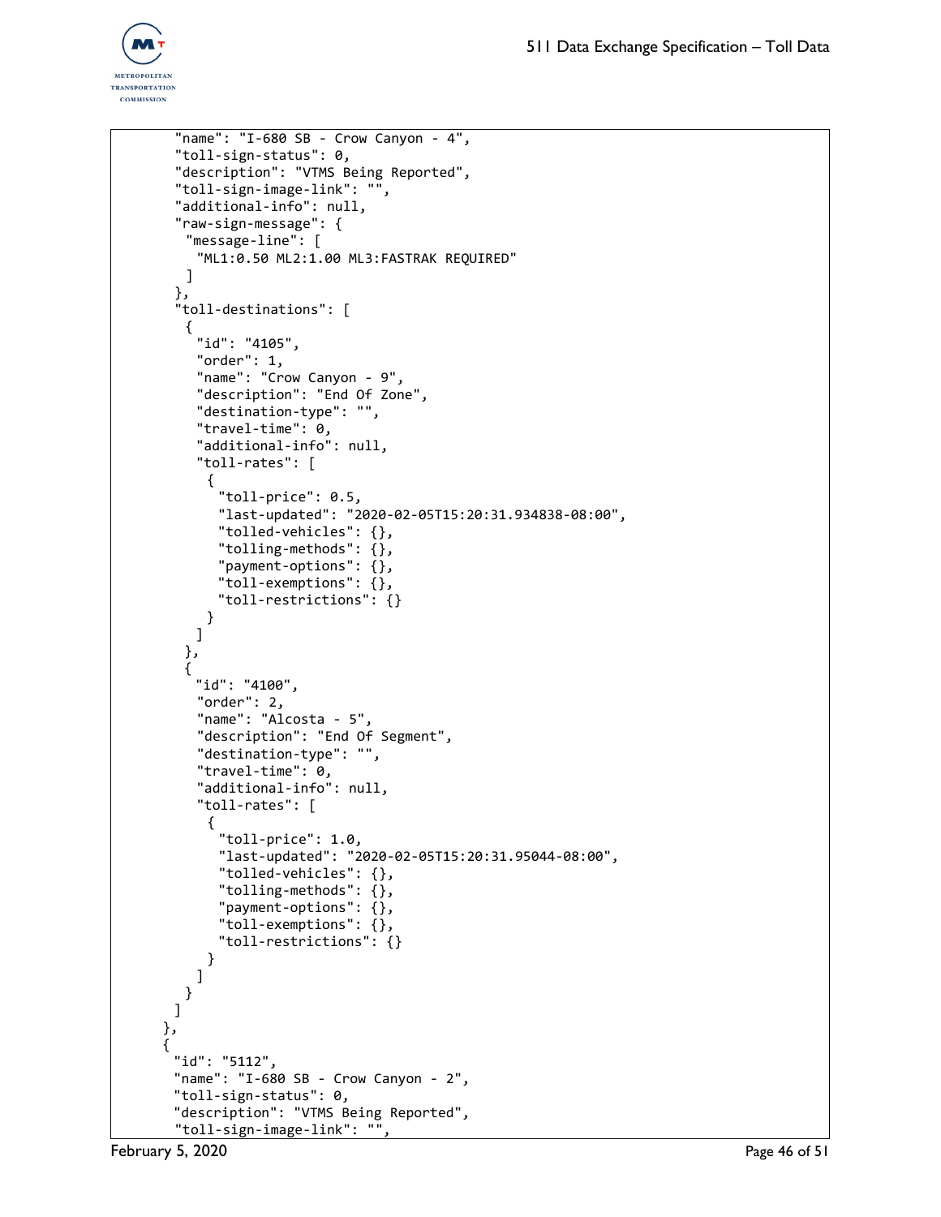```
        "name": "I-680 SB - Crow Canyon - 4",
        "toll-sign-status": 0,
        "description": "VTMS Being Reported",
        "toll-sign-image-link": "",
        "additional-info": null,
        "raw-sign-message": {
         "message-line": [
          "ML1:0.50 ML2:1.00 ML3:FASTRAK REQUIRED"
         ]
        },
        "toll-destinations": [
         {
          "id": "4105",
          "order": 1,
          "name": "Crow Canyon - 9",
          "description": "End Of Zone",
          "destination-type": "",
          "travel-time": 0,
          "additional-info": null,
          "toll-rates": [
           {
            "toll-price": 0.5,
            "last-updated": "2020-02-05T15:20:31.934838-08:00",
            "tolled-vehicles": {},
            "tolling-methods": {},
            "payment-options": {},
            "toll-exemptions": {},
            "toll-restrictions": {}
           }
          ]
         },
         {
          "id": "4100",
          "order": 2,
          "name": "Alcosta - 5",
          "description": "End Of Segment",
          "destination-type": "",
          "travel-time": 0,
          "additional-info": null,
          "toll-rates": [
           {
            "toll-price": 1.0,
            "last-updated": "2020-02-05T15:20:31.95044-08:00",
            "tolled-vehicles": {},
            "tolling-methods": {},
            "payment-options": {},
            "toll-exemptions": {},
            "toll-restrictions": {}
           }
          ]
         }
        ]
       },
       {
        "id": "5112",
        "name": "I-680 SB - Crow Canyon - 2",
        "toll-sign-status": 0,
        "description": "VTMS Being Reported",
        "toll-sign-image-link": "",
```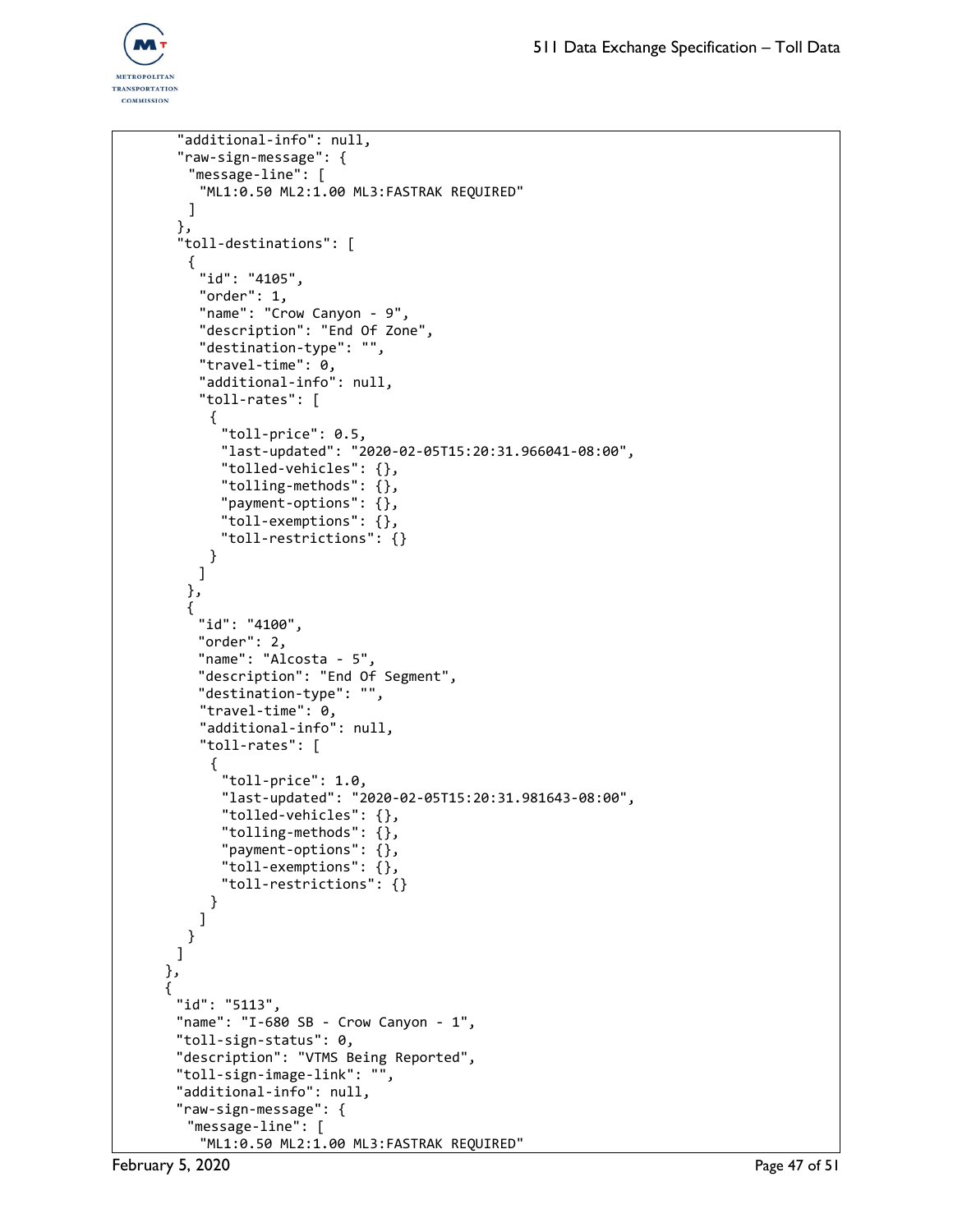```
        "additional-info": null,
        "raw-sign-message": {
         "message-line": [
          "ML1:0.50 ML2:1.00 ML3:FASTRAK REQUIRED"
         ]
        },
        "toll-destinations": [
         {
          "id": "4105",
          "order": 1,
          "name": "Crow Canyon - 9",
          "description": "End Of Zone",
          "destination-type": "",
          "travel-time": 0,
          "additional-info": null,
          "toll-rates": [
           {
            "toll-price": 0.5,
            "last-updated": "2020-02-05T15:20:31.966041-08:00",
            "tolled-vehicles": {},
            "tolling-methods": {},
            "payment-options": {},
            "toll-exemptions": {},
            "toll-restrictions": {}
           }
          ]
         },
         {
          "id": "4100",
          "order": 2,
          "name": "Alcosta - 5",
          "description": "End Of Segment",
          "destination-type": "",
          "travel-time": 0,
          "additional-info": null,
          "toll-rates": [
           {
            "toll-price": 1.0,
            "last-updated": "2020-02-05T15:20:31.981643-08:00",
            "tolled-vehicles": {},
            "tolling-methods": {},
            "payment-options": {},
            "toll-exemptions": {},
            "toll-restrictions": {}
           }
          ]
         }
        ]
       },
       {
        "id": "5113",
        "name": "I-680 SB - Crow Canyon - 1",
        "toll-sign-status": 0,
        "description": "VTMS Being Reported",
        "toll-sign-image-link": "",
        "additional-info": null,
        "raw-sign-message": {
         "message-line": [
          "ML1:0.50 ML2:1.00 ML3:FASTRAK REQUIRED"
```

February 5, 2020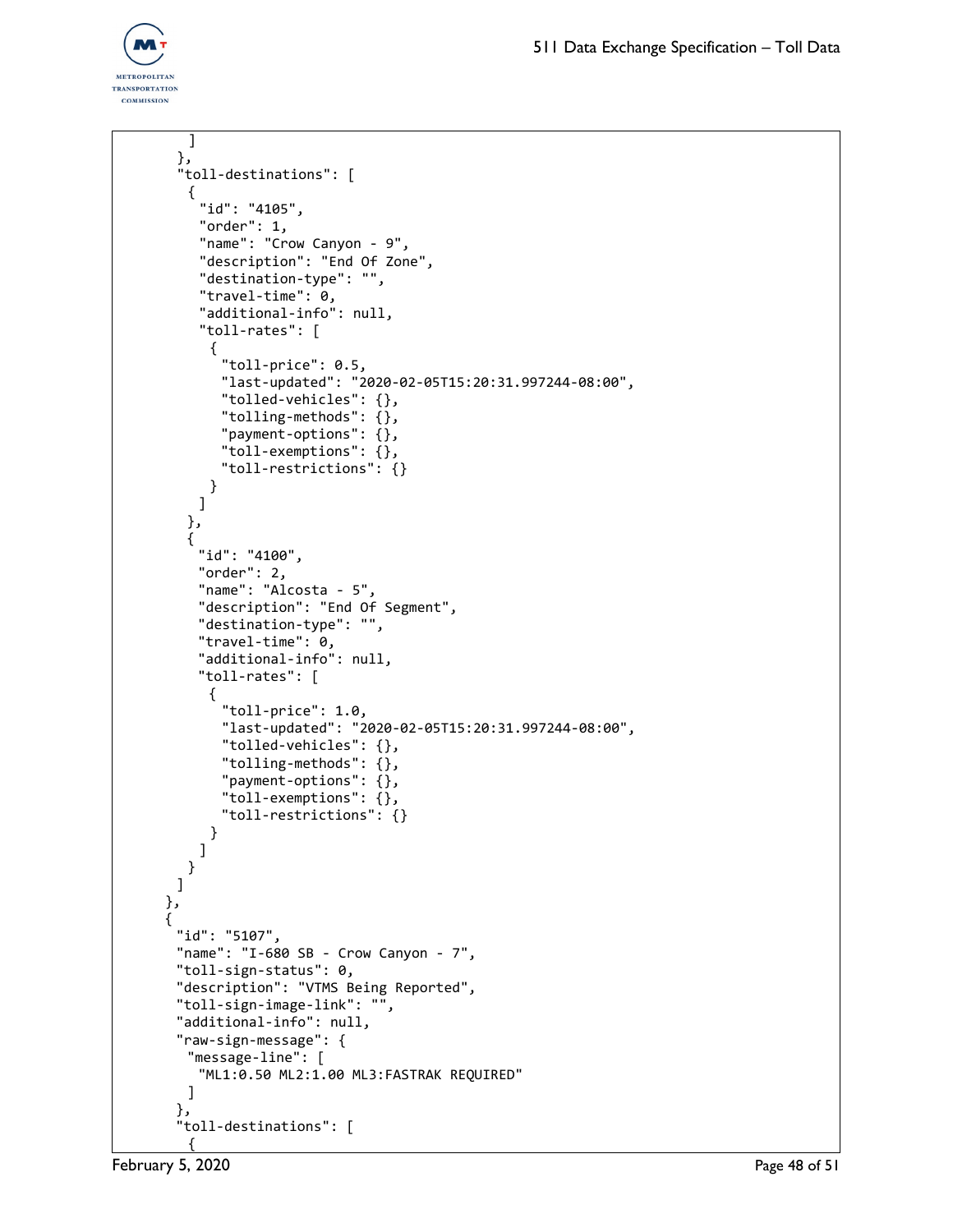```
      ]
    },
    "toll-destinations": [
     {
      "id": "4105",
      "order": 1,
      "name": "Crow Canyon - 9",
      "description": "End Of Zone",
      "destination-type": "",
      "travel-time": 0,
      "additional-info": null,
      "toll-rates": [
       {
        "toll-price": 0.5,
        "last-updated": "2020-02-05T15:20:31.997244-08:00",
        "tolled-vehicles": {},
        "tolling-methods": {},
        "payment-options": {},
        "toll-exemptions": {},
        "toll-restrictions": {}
       }
      ]
     },
     {
      "id": "4100",
      "order": 2,
      "name": "Alcosta - 5",
      "description": "End Of Segment",
      "destination-type": "",
      "travel-time": 0,
      "additional-info": null,
      "toll-rates": [
       {
        "toll-price": 1.0,
        "last-updated": "2020-02-05T15:20:31.997244-08:00",
        "tolled-vehicles": {},
        "tolling-methods": {},
        "payment-options": {},
        "toll-exemptions": {},
        "toll-restrictions": {}
       }
      ]
     }
    ]
   },
   {
    "id": "5107",
    "name": "I-680 SB - Crow Canyon - 7",
    "toll-sign-status": 0,
    "description": "VTMS Being Reported",
    "toll-sign-image-link": "",
    "additional-info": null,
    "raw-sign-message": {
     "message-line": [
      "ML1:0.50 ML2:1.00 ML3:FASTRAK REQUIRED"
     ]
    },
    "toll-destinations": [
     {
```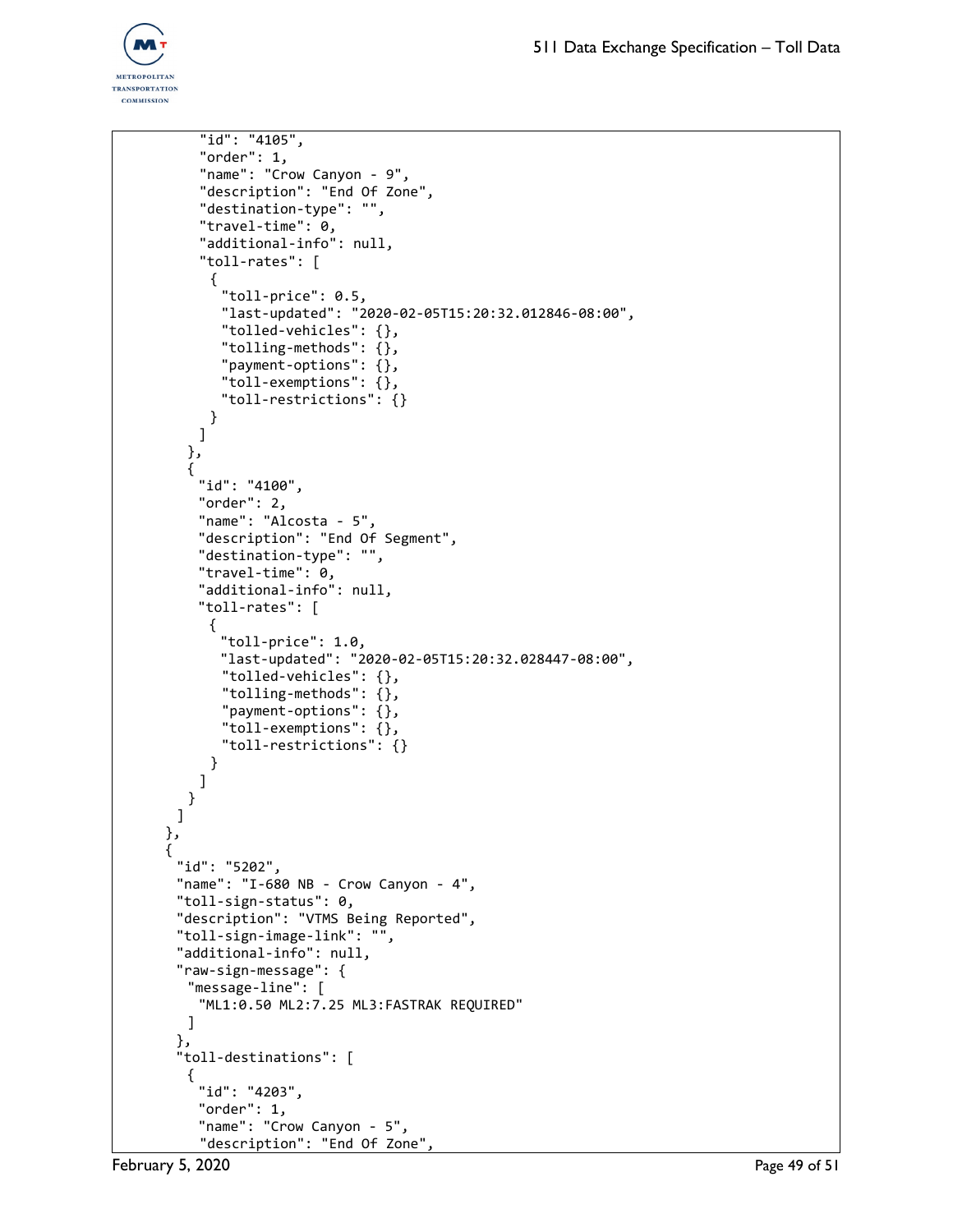```
          "id": "4105",
          "order": 1,
          "name": "Crow Canyon - 9",
          "description": "End Of Zone",
          "destination-type": "",
          "travel-time": 0,
          "additional-info": null,
          "toll-rates": [
           {
             "toll-price": 0.5,
             "last-updated": "2020-02-05T15:20:32.012846-08:00",
             "tolled-vehicles": {},
             "tolling-methods": {},
             "payment-options": {},
             "toll-exemptions": {},
             "toll-restrictions": {}
           }
          ]
        },
        {
          "id": "4100",
          "order": 2,
          "name": "Alcosta - 5",
          "description": "End Of Segment",
          "destination-type": "",
          "travel-time": 0,
          "additional-info": null,
          "toll-rates": [
           {
             "toll-price": 1.0,
             "last-updated": "2020-02-05T15:20:32.028447-08:00",
             "tolled-vehicles": {},
             "tolling-methods": {},
             "payment-options": {},
             "toll-exemptions": {},
             "toll-restrictions": {}
           }
          ]
        }
       ]
      },
      {
       "id": "5202",
       "name": "I-680 NB - Crow Canyon - 4",
       "toll-sign-status": 0,
       "description": "VTMS Being Reported",
       "toll-sign-image-link": "",
       "additional-info": null,
       "raw-sign-message": {
        "message-line": [
         "ML1:0.50 ML2:7.25 ML3:FASTRAK REQUIRED"
        ]
       },
       "toll-destinations": [
        {
          "id": "4203",
          "order": 1,
          "name": "Crow Canyon - 5",
          "description": "End Of Zone",
```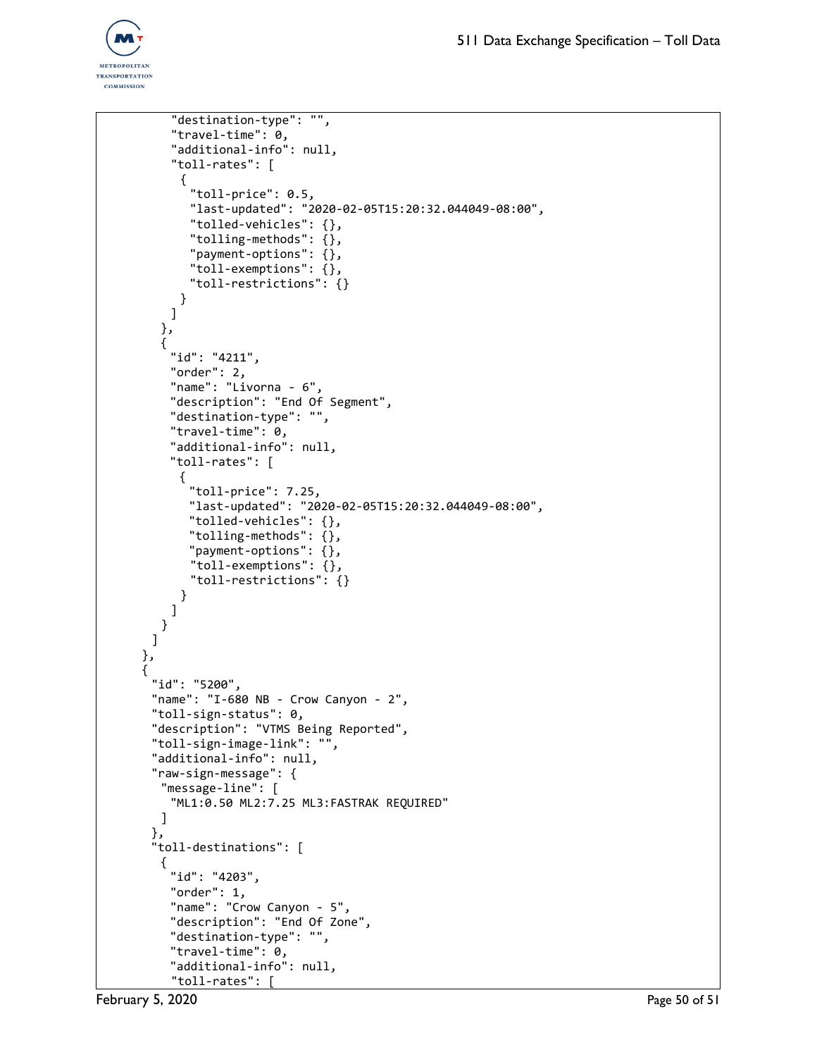```
          "destination-type": "",
          "travel-time": 0,
          "additional-info": null,
          "toll-rates": [
            {
              "toll-price": 0.5,
              "last-updated": "2020-02-05T15:20:32.044049-08:00",
              "tolled-vehicles": {},
              "tolling-methods": {},
              "payment-options": {},
              "toll-exemptions": {},
              "toll-restrictions": {}
            }
          ]
        },
        {
          "id": "4211",
          "order": 2,
          "name": "Livorna - 6",
          "description": "End Of Segment",
          "destination-type": "",
          "travel-time": 0,
          "additional-info": null,
          "toll-rates": [
            {
              "toll-price": 7.25,
              "last-updated": "2020-02-05T15:20:32.044049-08:00",
              "tolled-vehicles": {},
              "tolling-methods": {},
              "payment-options": {},
              "toll-exemptions": {},
              "toll-restrictions": {}
            }
          ]
        }
      ]
    },
    {
      "id": "5200",
      "name": "I-680 NB - Crow Canyon - 2",
      "toll-sign-status": 0,
      "description": "VTMS Being Reported",
      "toll-sign-image-link": "",
      "additional-info": null,
      "raw-sign-message": {
        "message-line": [
          "ML1:0.50 ML2:7.25 ML3:FASTRAK REQUIRED"
        ]
      },
      "toll-destinations": [
        {
          "id": "4203",
          "order": 1,
          "name": "Crow Canyon - 5",
          "description": "End Of Zone",
          "destination-type": "",
          "travel-time": 0,
          "additional-info": null,
          "toll-rates": [
```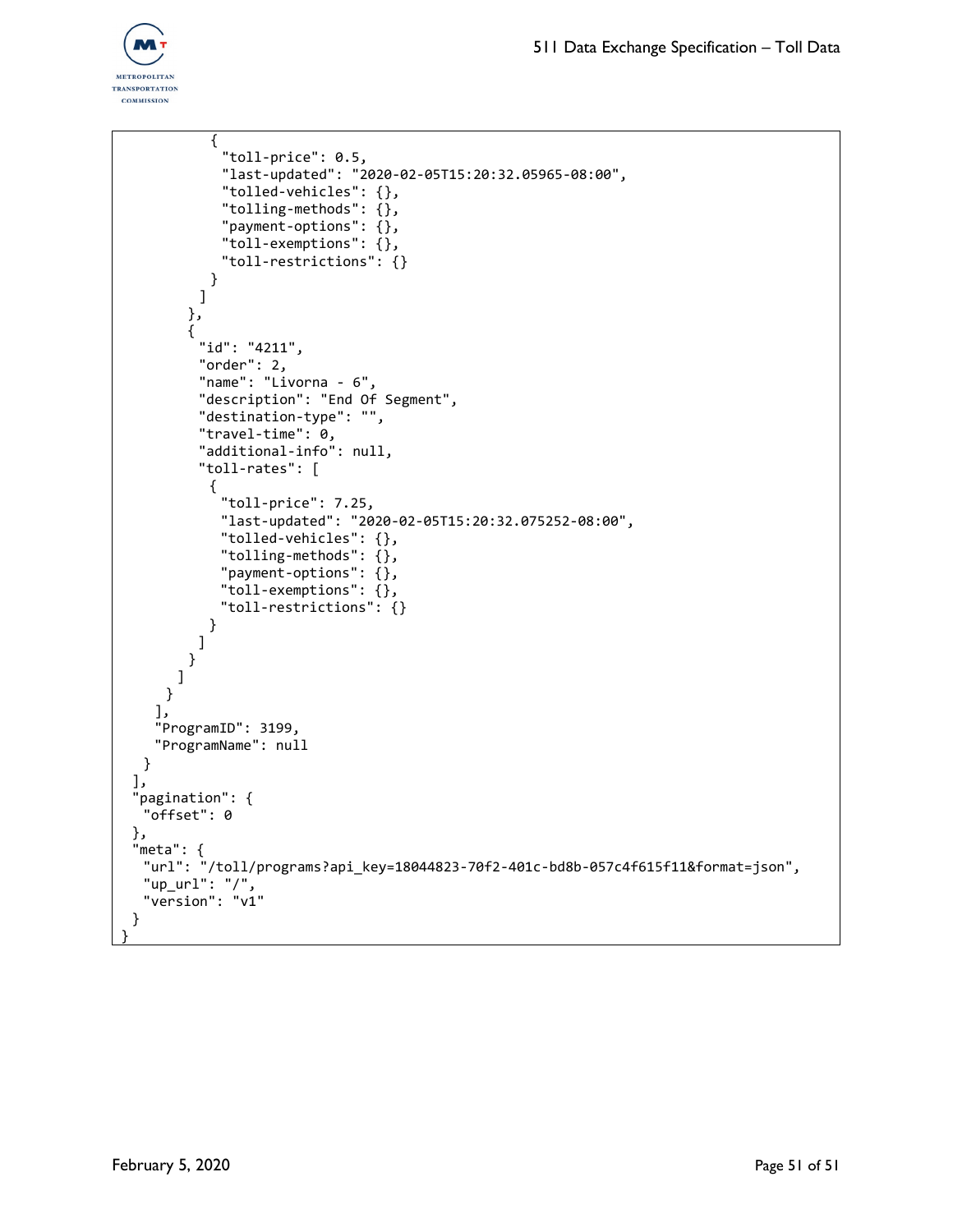```
          {
            "toll-price": 0.5,
            "last-updated": "2020-02-05T15:20:32.05965-08:00",
            "tolled-vehicles": {},
            "tolling-methods": {},
            "payment-options": {},
            "toll-exemptions": {},
            "toll-restrictions": {}
          }
        ]
      },
      {
        "id": "4211",
        "order": 2,
        "name": "Livorna - 6",
        "description": "End Of Segment",
        "destination-type": "",
        "travel-time": 0,
        "additional-info": null,
        "toll-rates": [
          {
            "toll-price": 7.25,
            "last-updated": "2020-02-05T15:20:32.075252-08:00",
            "tolled-vehicles": {},
            "tolling-methods": {},
            "payment-options": {},
            "toll-exemptions": {},
            "toll-restrictions": {}
          }
        ]
      }
    ]
   }
  ],
  "ProgramID": 3199,
  "ProgramName": null
 }
],
"pagination": {
  "offset": 0
},
"meta": {
  "url": "/toll/programs?api_key=18044823-70f2-401c-bd8b-057c4f615f11&format=json",
  "up_url": "/",
  "version": "v1"
}
}
```